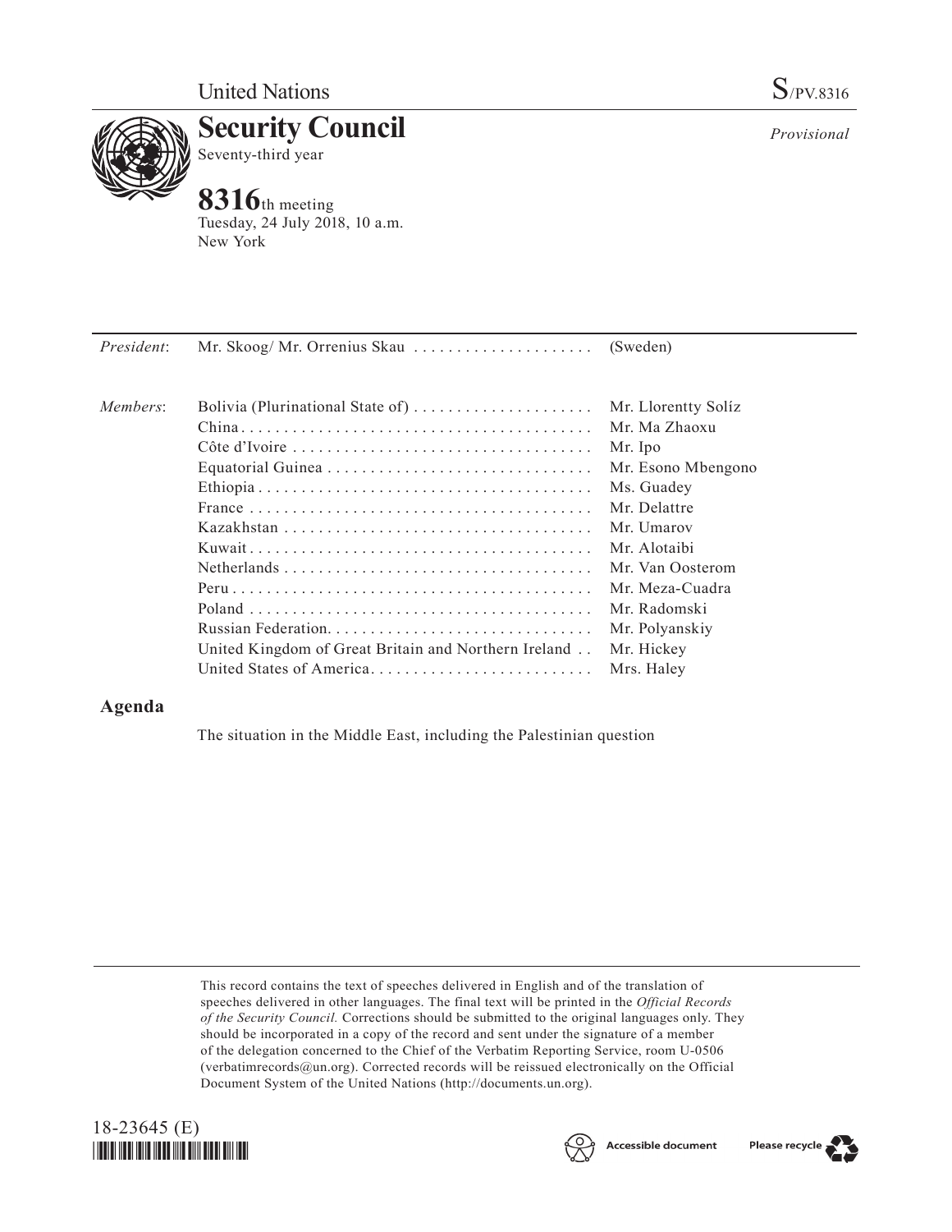United Nations S/PV.8316

# Security Council

Seventy-third year

*Provisional*

## 8316th meeting

Tuesday, 24 July 2018, 10 a.m.
New York

| | | |
|---|---|---|
| *President*: | Mr. Skoog/ Mr. Orrenius Skau | (Sweden) |
| *Members*: | Bolivia (Plurinational State of) | Mr. Llorentty Solíz |
| | China | Mr. Ma Zhaoxu |
| | Côte d'Ivoire | Mr. Ipo |
| | Equatorial Guinea | Mr. Esono Mbengono |
| | Ethiopia | Ms. Guadey |
| | France | Mr. Delattre |
| | Kazakhstan | Mr. Umarov |
| | Kuwait | Mr. Alotaibi |
| | Netherlands | Mr. Van Oosterom |
| | Peru | Mr. Meza-Cuadra |
| | Poland | Mr. Radomski |
| | Russian Federation | Mr. Polyanskiy |
| | United Kingdom of Great Britain and Northern Ireland | Mr. Hickey |
| | United States of America | Mrs. Haley |

## Agenda

The situation in the Middle East, including the Palestinian question

This record contains the text of speeches delivered in English and of the translation of speeches delivered in other languages. The final text will be printed in the *Official Records of the Security Council.* Corrections should be submitted to the original languages only. They should be incorporated in a copy of the record and sent under the signature of a member of the delegation concerned to the Chief of the Verbatim Reporting Service, room U-0506 (verbatimrecords@un.org). Corrected records will be reissued electronically on the Official Document System of the United Nations (http://documents.un.org).

18-23645 (E)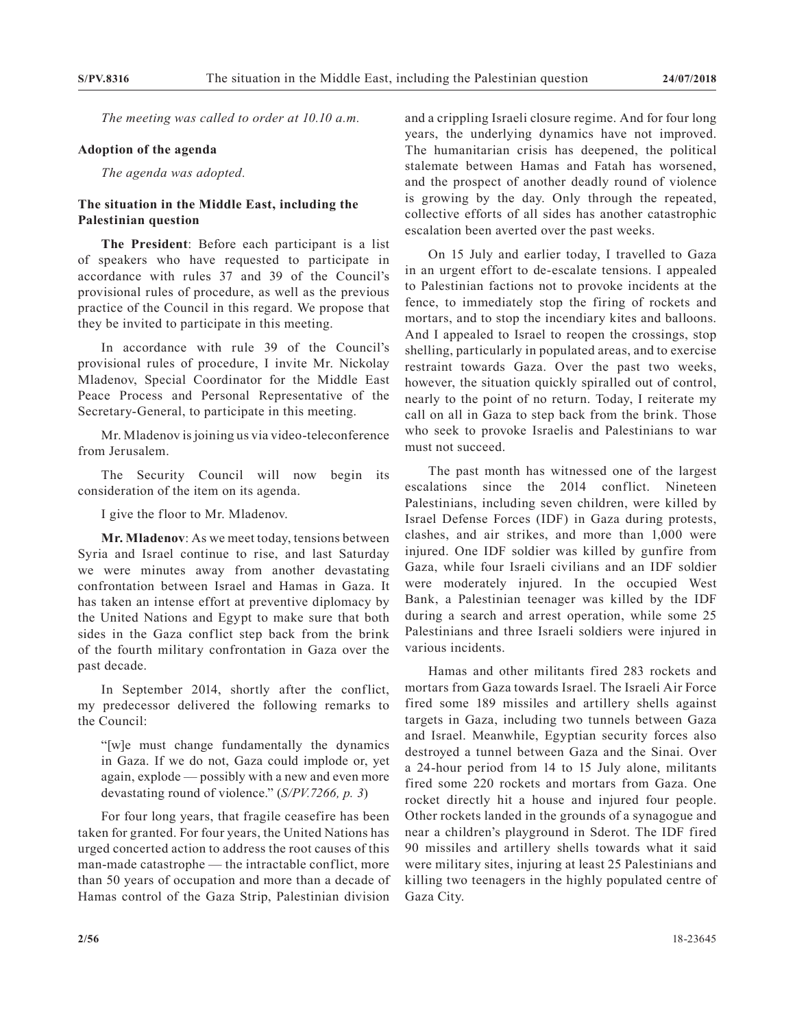*The meeting was called to order at 10.10 a.m.*

**Adoption of the agenda**

*The agenda was adopted.*

**The situation in the Middle East, including the Palestinian question**

**The President**: Before each participant is a list of speakers who have requested to participate in accordance with rules 37 and 39 of the Council's provisional rules of procedure, as well as the previous practice of the Council in this regard. We propose that they be invited to participate in this meeting.

In accordance with rule 39 of the Council's provisional rules of procedure, I invite Mr. Nickolay Mladenov, Special Coordinator for the Middle East Peace Process and Personal Representative of the Secretary-General, to participate in this meeting.

Mr. Mladenov is joining us via video-teleconference from Jerusalem.

The Security Council will now begin its consideration of the item on its agenda.

I give the floor to Mr. Mladenov.

**Mr. Mladenov**: As we meet today, tensions between Syria and Israel continue to rise, and last Saturday we were minutes away from another devastating confrontation between Israel and Hamas in Gaza. It has taken an intense effort at preventive diplomacy by the United Nations and Egypt to make sure that both sides in the Gaza conflict step back from the brink of the fourth military confrontation in Gaza over the past decade.

In September 2014, shortly after the conflict, my predecessor delivered the following remarks to the Council:

"[w]e must change fundamentally the dynamics in Gaza. If we do not, Gaza could implode or, yet again, explode — possibly with a new and even more devastating round of violence." (*S/PV.7266, p. 3*)

For four long years, that fragile ceasefire has been taken for granted. For four years, the United Nations has urged concerted action to address the root causes of this man-made catastrophe — the intractable conflict, more than 50 years of occupation and more than a decade of Hamas control of the Gaza Strip, Palestinian division and a crippling Israeli closure regime. And for four long years, the underlying dynamics have not improved. The humanitarian crisis has deepened, the political stalemate between Hamas and Fatah has worsened, and the prospect of another deadly round of violence is growing by the day. Only through the repeated, collective efforts of all sides has another catastrophic escalation been averted over the past weeks.

On 15 July and earlier today, I travelled to Gaza in an urgent effort to de-escalate tensions. I appealed to Palestinian factions not to provoke incidents at the fence, to immediately stop the firing of rockets and mortars, and to stop the incendiary kites and balloons. And I appealed to Israel to reopen the crossings, stop shelling, particularly in populated areas, and to exercise restraint towards Gaza. Over the past two weeks, however, the situation quickly spiralled out of control, nearly to the point of no return. Today, I reiterate my call on all in Gaza to step back from the brink. Those who seek to provoke Israelis and Palestinians to war must not succeed.

The past month has witnessed one of the largest escalations since the 2014 conflict. Nineteen Palestinians, including seven children, were killed by Israel Defense Forces (IDF) in Gaza during protests, clashes, and air strikes, and more than 1,000 were injured. One IDF soldier was killed by gunfire from Gaza, while four Israeli civilians and an IDF soldier were moderately injured. In the occupied West Bank, a Palestinian teenager was killed by the IDF during a search and arrest operation, while some 25 Palestinians and three Israeli soldiers were injured in various incidents.

Hamas and other militants fired 283 rockets and mortars from Gaza towards Israel. The Israeli Air Force fired some 189 missiles and artillery shells against targets in Gaza, including two tunnels between Gaza and Israel. Meanwhile, Egyptian security forces also destroyed a tunnel between Gaza and the Sinai. Over a 24-hour period from 14 to 15 July alone, militants fired some 220 rockets and mortars from Gaza. One rocket directly hit a house and injured four people. Other rockets landed in the grounds of a synagogue and near a children's playground in Sderot. The IDF fired 90 missiles and artillery shells towards what it said were military sites, injuring at least 25 Palestinians and killing two teenagers in the highly populated centre of Gaza City.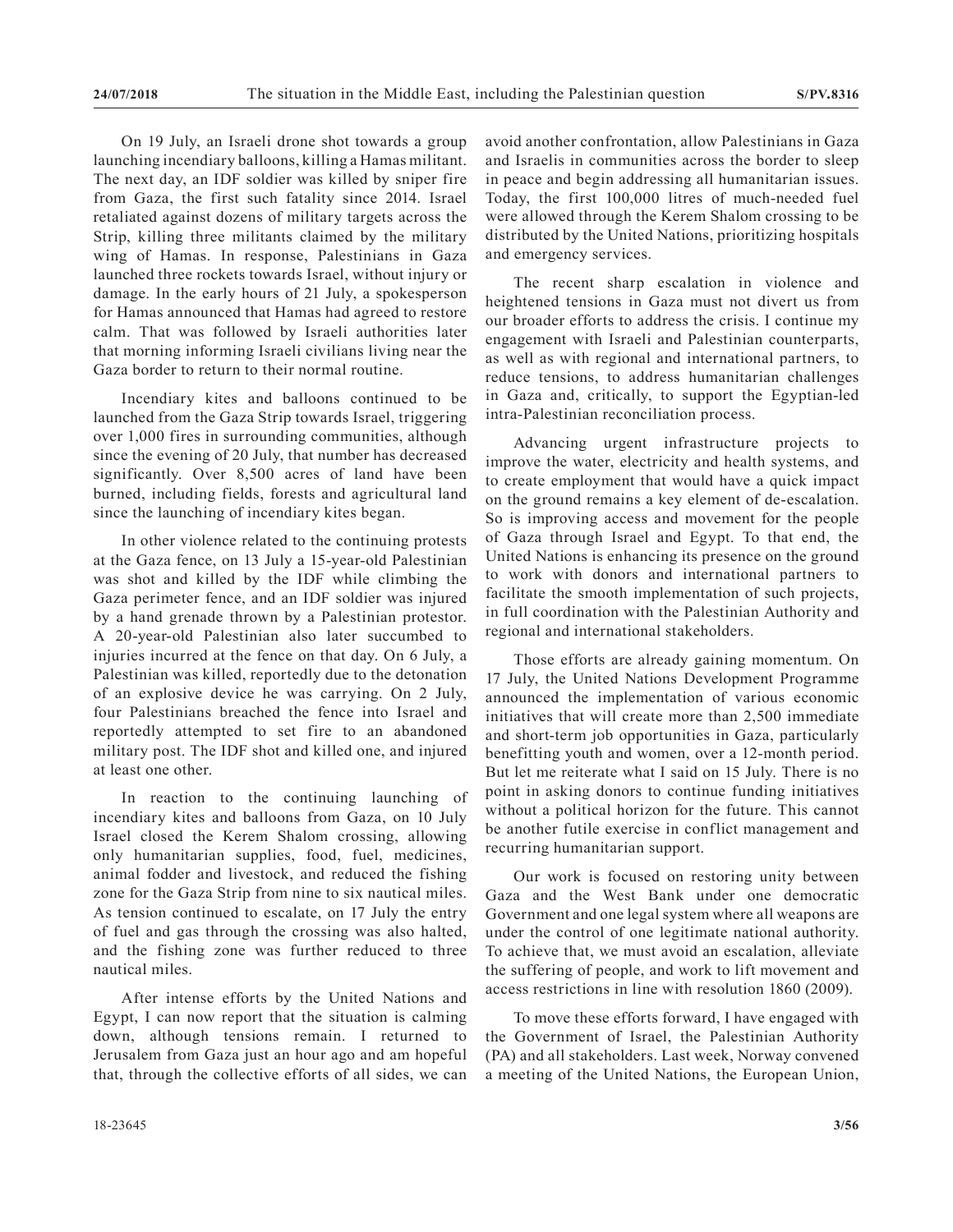On 19 July, an Israeli drone shot towards a group launching incendiary balloons, killing a Hamas militant. The next day, an IDF soldier was killed by sniper fire from Gaza, the first such fatality since 2014. Israel retaliated against dozens of military targets across the Strip, killing three militants claimed by the military wing of Hamas. In response, Palestinians in Gaza launched three rockets towards Israel, without injury or damage. In the early hours of 21 July, a spokesperson for Hamas announced that Hamas had agreed to restore calm. That was followed by Israeli authorities later that morning informing Israeli civilians living near the Gaza border to return to their normal routine.

Incendiary kites and balloons continued to be launched from the Gaza Strip towards Israel, triggering over 1,000 fires in surrounding communities, although since the evening of 20 July, that number has decreased significantly. Over 8,500 acres of land have been burned, including fields, forests and agricultural land since the launching of incendiary kites began.

In other violence related to the continuing protests at the Gaza fence, on 13 July a 15-year-old Palestinian was shot and killed by the IDF while climbing the Gaza perimeter fence, and an IDF soldier was injured by a hand grenade thrown by a Palestinian protestor. A 20-year-old Palestinian also later succumbed to injuries incurred at the fence on that day. On 6 July, a Palestinian was killed, reportedly due to the detonation of an explosive device he was carrying. On 2 July, four Palestinians breached the fence into Israel and reportedly attempted to set fire to an abandoned military post. The IDF shot and killed one, and injured at least one other.

In reaction to the continuing launching of incendiary kites and balloons from Gaza, on 10 July Israel closed the Kerem Shalom crossing, allowing only humanitarian supplies, food, fuel, medicines, animal fodder and livestock, and reduced the fishing zone for the Gaza Strip from nine to six nautical miles. As tension continued to escalate, on 17 July the entry of fuel and gas through the crossing was also halted, and the fishing zone was further reduced to three nautical miles.

After intense efforts by the United Nations and Egypt, I can now report that the situation is calming down, although tensions remain. I returned to Jerusalem from Gaza just an hour ago and am hopeful that, through the collective efforts of all sides, we can avoid another confrontation, allow Palestinians in Gaza and Israelis in communities across the border to sleep in peace and begin addressing all humanitarian issues. Today, the first 100,000 litres of much-needed fuel were allowed through the Kerem Shalom crossing to be distributed by the United Nations, prioritizing hospitals and emergency services.

The recent sharp escalation in violence and heightened tensions in Gaza must not divert us from our broader efforts to address the crisis. I continue my engagement with Israeli and Palestinian counterparts, as well as with regional and international partners, to reduce tensions, to address humanitarian challenges in Gaza and, critically, to support the Egyptian-led intra-Palestinian reconciliation process.

Advancing urgent infrastructure projects to improve the water, electricity and health systems, and to create employment that would have a quick impact on the ground remains a key element of de-escalation. So is improving access and movement for the people of Gaza through Israel and Egypt. To that end, the United Nations is enhancing its presence on the ground to work with donors and international partners to facilitate the smooth implementation of such projects, in full coordination with the Palestinian Authority and regional and international stakeholders.

Those efforts are already gaining momentum. On 17 July, the United Nations Development Programme announced the implementation of various economic initiatives that will create more than 2,500 immediate and short-term job opportunities in Gaza, particularly benefitting youth and women, over a 12-month period. But let me reiterate what I said on 15 July. There is no point in asking donors to continue funding initiatives without a political horizon for the future. This cannot be another futile exercise in conflict management and recurring humanitarian support.

Our work is focused on restoring unity between Gaza and the West Bank under one democratic Government and one legal system where all weapons are under the control of one legitimate national authority. To achieve that, we must avoid an escalation, alleviate the suffering of people, and work to lift movement and access restrictions in line with resolution 1860 (2009).

To move these efforts forward, I have engaged with the Government of Israel, the Palestinian Authority (PA) and all stakeholders. Last week, Norway convened a meeting of the United Nations, the European Union,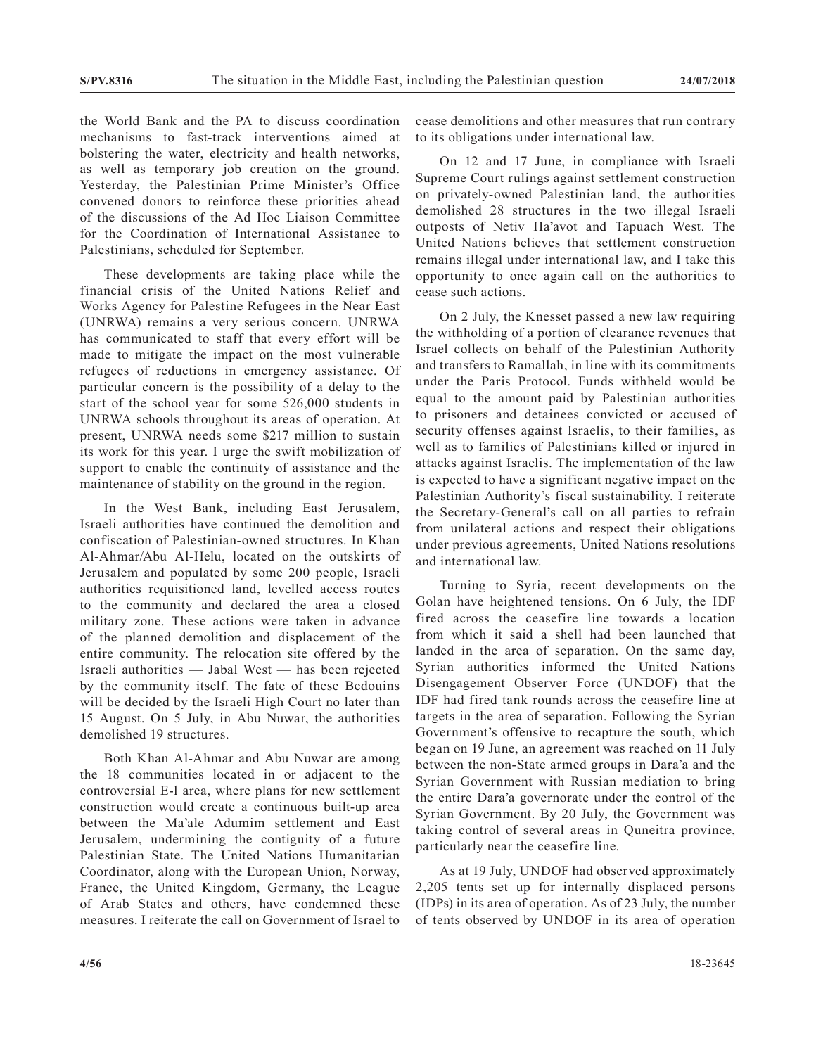the World Bank and the PA to discuss coordination mechanisms to fast-track interventions aimed at bolstering the water, electricity and health networks, as well as temporary job creation on the ground. Yesterday, the Palestinian Prime Minister's Office convened donors to reinforce these priorities ahead of the discussions of the Ad Hoc Liaison Committee for the Coordination of International Assistance to Palestinians, scheduled for September.

These developments are taking place while the financial crisis of the United Nations Relief and Works Agency for Palestine Refugees in the Near East (UNRWA) remains a very serious concern. UNRWA has communicated to staff that every effort will be made to mitigate the impact on the most vulnerable refugees of reductions in emergency assistance. Of particular concern is the possibility of a delay to the start of the school year for some 526,000 students in UNRWA schools throughout its areas of operation. At present, UNRWA needs some $217 million to sustain its work for this year. I urge the swift mobilization of support to enable the continuity of assistance and the maintenance of stability on the ground in the region.

In the West Bank, including East Jerusalem, Israeli authorities have continued the demolition and confiscation of Palestinian-owned structures. In Khan Al-Ahmar/Abu Al-Helu, located on the outskirts of Jerusalem and populated by some 200 people, Israeli authorities requisitioned land, levelled access routes to the community and declared the area a closed military zone. These actions were taken in advance of the planned demolition and displacement of the entire community. The relocation site offered by the Israeli authorities — Jabal West — has been rejected by the community itself. The fate of these Bedouins will be decided by the Israeli High Court no later than 15 August. On 5 July, in Abu Nuwar, the authorities demolished 19 structures.

Both Khan Al-Ahmar and Abu Nuwar are among the 18 communities located in or adjacent to the controversial E-l area, where plans for new settlement construction would create a continuous built-up area between the Ma'ale Adumim settlement and East Jerusalem, undermining the contiguity of a future Palestinian State. The United Nations Humanitarian Coordinator, along with the European Union, Norway, France, the United Kingdom, Germany, the League of Arab States and others, have condemned these measures. I reiterate the call on Government of Israel to cease demolitions and other measures that run contrary to its obligations under international law.

On 12 and 17 June, in compliance with Israeli Supreme Court rulings against settlement construction on privately-owned Palestinian land, the authorities demolished 28 structures in the two illegal Israeli outposts of Netiv Ha'avot and Tapuach West. The United Nations believes that settlement construction remains illegal under international law, and I take this opportunity to once again call on the authorities to cease such actions.

On 2 July, the Knesset passed a new law requiring the withholding of a portion of clearance revenues that Israel collects on behalf of the Palestinian Authority and transfers to Ramallah, in line with its commitments under the Paris Protocol. Funds withheld would be equal to the amount paid by Palestinian authorities to prisoners and detainees convicted or accused of security offenses against Israelis, to their families, as well as to families of Palestinians killed or injured in attacks against Israelis. The implementation of the law is expected to have a significant negative impact on the Palestinian Authority's fiscal sustainability. I reiterate the Secretary-General's call on all parties to refrain from unilateral actions and respect their obligations under previous agreements, United Nations resolutions and international law.

Turning to Syria, recent developments on the Golan have heightened tensions. On 6 July, the IDF fired across the ceasefire line towards a location from which it said a shell had been launched that landed in the area of separation. On the same day, Syrian authorities informed the United Nations Disengagement Observer Force (UNDOF) that the IDF had fired tank rounds across the ceasefire line at targets in the area of separation. Following the Syrian Government's offensive to recapture the south, which began on 19 June, an agreement was reached on 11 July between the non-State armed groups in Dara'a and the Syrian Government with Russian mediation to bring the entire Dara'a governorate under the control of the Syrian Government. By 20 July, the Government was taking control of several areas in Quneitra province, particularly near the ceasefire line.

As at 19 July, UNDOF had observed approximately 2,205 tents set up for internally displaced persons (IDPs) in its area of operation. As of 23 July, the number of tents observed by UNDOF in its area of operation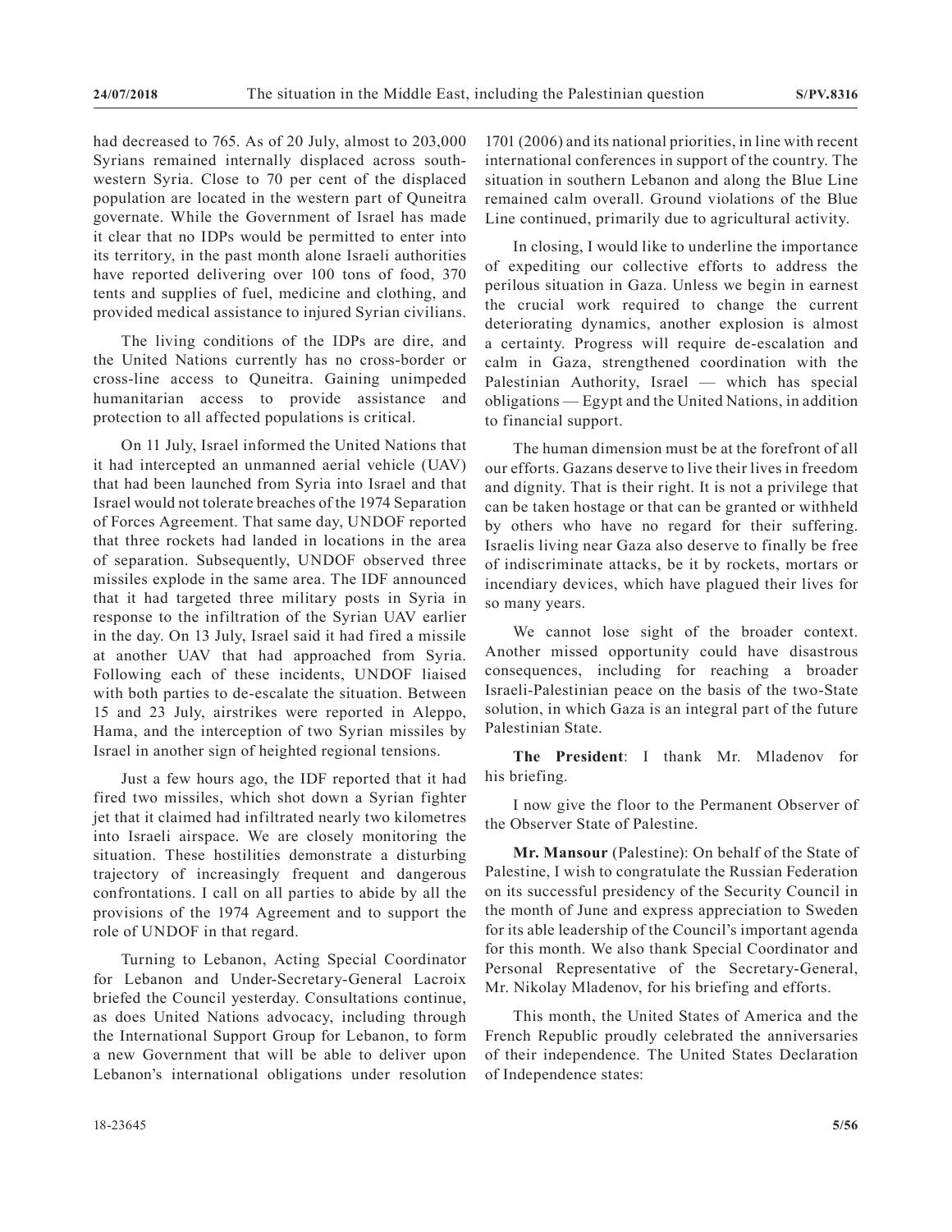had decreased to 765. As of 20 July, almost to 203,000 Syrians remained internally displaced across south-western Syria. Close to 70 per cent of the displaced population are located in the western part of Quneitra governate. While the Government of Israel has made it clear that no IDPs would be permitted to enter into its territory, in the past month alone Israeli authorities have reported delivering over 100 tons of food, 370 tents and supplies of fuel, medicine and clothing, and provided medical assistance to injured Syrian civilians.

The living conditions of the IDPs are dire, and the United Nations currently has no cross-border or cross-line access to Quneitra. Gaining unimpeded humanitarian access to provide assistance and protection to all affected populations is critical.

On 11 July, Israel informed the United Nations that it had intercepted an unmanned aerial vehicle (UAV) that had been launched from Syria into Israel and that Israel would not tolerate breaches of the 1974 Separation of Forces Agreement. That same day, UNDOF reported that three rockets had landed in locations in the area of separation. Subsequently, UNDOF observed three missiles explode in the same area. The IDF announced that it had targeted three military posts in Syria in response to the infiltration of the Syrian UAV earlier in the day. On 13 July, Israel said it had fired a missile at another UAV that had approached from Syria. Following each of these incidents, UNDOF liaised with both parties to de-escalate the situation. Between 15 and 23 July, airstrikes were reported in Aleppo, Hama, and the interception of two Syrian missiles by Israel in another sign of heighted regional tensions.

Just a few hours ago, the IDF reported that it had fired two missiles, which shot down a Syrian fighter jet that it claimed had infiltrated nearly two kilometres into Israeli airspace. We are closely monitoring the situation. These hostilities demonstrate a disturbing trajectory of increasingly frequent and dangerous confrontations. I call on all parties to abide by all the provisions of the 1974 Agreement and to support the role of UNDOF in that regard.

Turning to Lebanon, Acting Special Coordinator for Lebanon and Under-Secretary-General Lacroix briefed the Council yesterday. Consultations continue, as does United Nations advocacy, including through the International Support Group for Lebanon, to form a new Government that will be able to deliver upon Lebanon's international obligations under resolution 1701 (2006) and its national priorities, in line with recent international conferences in support of the country. The situation in southern Lebanon and along the Blue Line remained calm overall. Ground violations of the Blue Line continued, primarily due to agricultural activity.

In closing, I would like to underline the importance of expediting our collective efforts to address the perilous situation in Gaza. Unless we begin in earnest the crucial work required to change the current deteriorating dynamics, another explosion is almost a certainty. Progress will require de-escalation and calm in Gaza, strengthened coordination with the Palestinian Authority, Israel — which has special obligations — Egypt and the United Nations, in addition to financial support.

The human dimension must be at the forefront of all our efforts. Gazans deserve to live their lives in freedom and dignity. That is their right. It is not a privilege that can be taken hostage or that can be granted or withheld by others who have no regard for their suffering. Israelis living near Gaza also deserve to finally be free of indiscriminate attacks, be it by rockets, mortars or incendiary devices, which have plagued their lives for so many years.

We cannot lose sight of the broader context. Another missed opportunity could have disastrous consequences, including for reaching a broader Israeli-Palestinian peace on the basis of the two-State solution, in which Gaza is an integral part of the future Palestinian State.

**The President**: I thank Mr. Mladenov for his briefing.

I now give the floor to the Permanent Observer of the Observer State of Palestine.

**Mr. Mansour** (Palestine): On behalf of the State of Palestine, I wish to congratulate the Russian Federation on its successful presidency of the Security Council in the month of June and express appreciation to Sweden for its able leadership of the Council's important agenda for this month. We also thank Special Coordinator and Personal Representative of the Secretary-General, Mr. Nikolay Mladenov, for his briefing and efforts.

This month, the United States of America and the French Republic proudly celebrated the anniversaries of their independence. The United States Declaration of Independence states: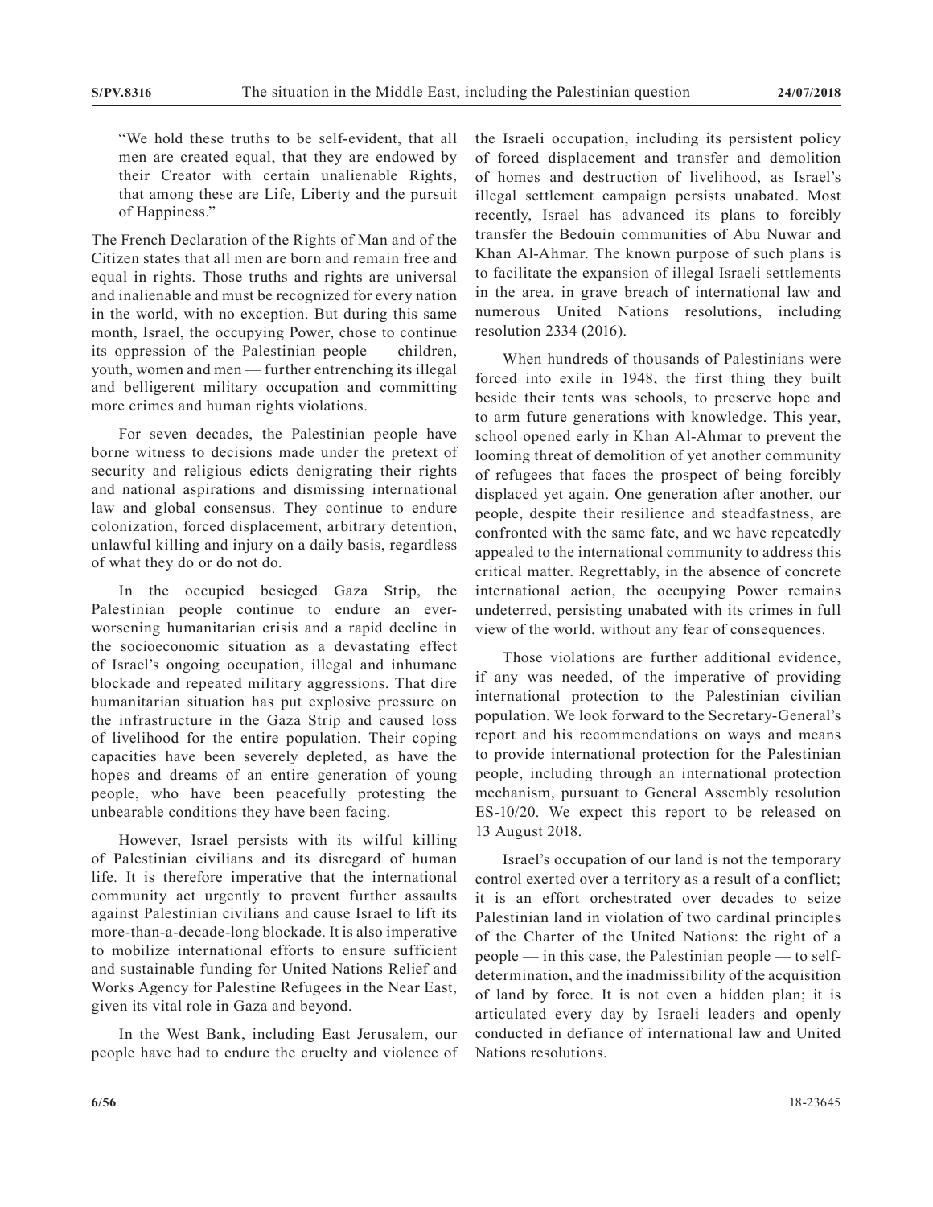> "We hold these truths to be self-evident, that all men are created equal, that they are endowed by their Creator with certain unalienable Rights, that among these are Life, Liberty and the pursuit of Happiness."

The French Declaration of the Rights of Man and of the Citizen states that all men are born and remain free and equal in rights. Those truths and rights are universal and inalienable and must be recognized for every nation in the world, with no exception. But during this same month, Israel, the occupying Power, chose to continue its oppression of the Palestinian people — children, youth, women and men — further entrenching its illegal and belligerent military occupation and committing more crimes and human rights violations.

For seven decades, the Palestinian people have borne witness to decisions made under the pretext of security and religious edicts denigrating their rights and national aspirations and dismissing international law and global consensus. They continue to endure colonization, forced displacement, arbitrary detention, unlawful killing and injury on a daily basis, regardless of what they do or do not do.

In the occupied besieged Gaza Strip, the Palestinian people continue to endure an ever-worsening humanitarian crisis and a rapid decline in the socioeconomic situation as a devastating effect of Israel's ongoing occupation, illegal and inhumane blockade and repeated military aggressions. That dire humanitarian situation has put explosive pressure on the infrastructure in the Gaza Strip and caused loss of livelihood for the entire population. Their coping capacities have been severely depleted, as have the hopes and dreams of an entire generation of young people, who have been peacefully protesting the unbearable conditions they have been facing.

However, Israel persists with its wilful killing of Palestinian civilians and its disregard of human life. It is therefore imperative that the international community act urgently to prevent further assaults against Palestinian civilians and cause Israel to lift its more-than-a-decade-long blockade. It is also imperative to mobilize international efforts to ensure sufficient and sustainable funding for United Nations Relief and Works Agency for Palestine Refugees in the Near East, given its vital role in Gaza and beyond.

In the West Bank, including East Jerusalem, our people have had to endure the cruelty and violence of the Israeli occupation, including its persistent policy of forced displacement and transfer and demolition of homes and destruction of livelihood, as Israel's illegal settlement campaign persists unabated. Most recently, Israel has advanced its plans to forcibly transfer the Bedouin communities of Abu Nuwar and Khan Al-Ahmar. The known purpose of such plans is to facilitate the expansion of illegal Israeli settlements in the area, in grave breach of international law and numerous United Nations resolutions, including resolution 2334 (2016).

When hundreds of thousands of Palestinians were forced into exile in 1948, the first thing they built beside their tents was schools, to preserve hope and to arm future generations with knowledge. This year, school opened early in Khan Al-Ahmar to prevent the looming threat of demolition of yet another community of refugees that faces the prospect of being forcibly displaced yet again. One generation after another, our people, despite their resilience and steadfastness, are confronted with the same fate, and we have repeatedly appealed to the international community to address this critical matter. Regrettably, in the absence of concrete international action, the occupying Power remains undeterred, persisting unabated with its crimes in full view of the world, without any fear of consequences.

Those violations are further additional evidence, if any was needed, of the imperative of providing international protection to the Palestinian civilian population. We look forward to the Secretary-General's report and his recommendations on ways and means to provide international protection for the Palestinian people, including through an international protection mechanism, pursuant to General Assembly resolution ES-10/20. We expect this report to be released on 13 August 2018.

Israel's occupation of our land is not the temporary control exerted over a territory as a result of a conflict; it is an effort orchestrated over decades to seize Palestinian land in violation of two cardinal principles of the Charter of the United Nations: the right of a people — in this case, the Palestinian people — to self-determination, and the inadmissibility of the acquisition of land by force. It is not even a hidden plan; it is articulated every day by Israeli leaders and openly conducted in defiance of international law and United Nations resolutions.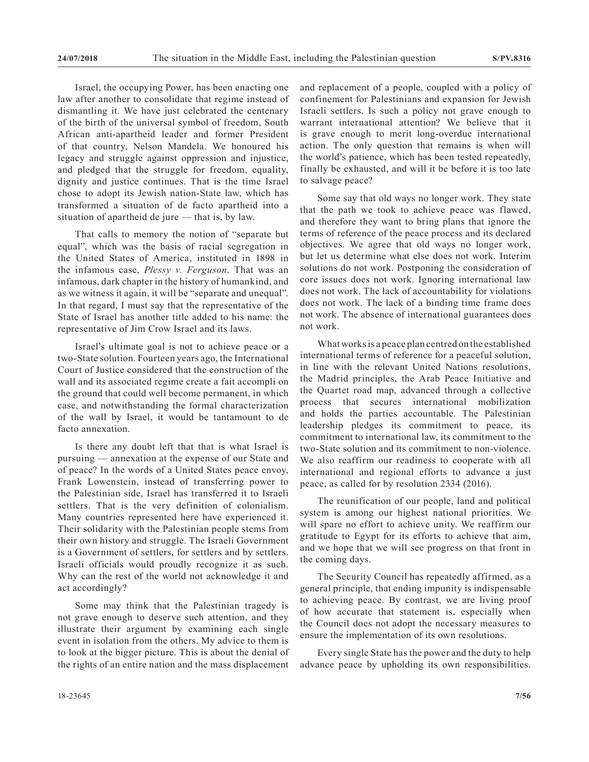Israel, the occupying Power, has been enacting one law after another to consolidate that regime instead of dismantling it. We have just celebrated the centenary of the birth of the universal symbol of freedom, South African anti-apartheid leader and former President of that country, Nelson Mandela. We honoured his legacy and struggle against oppression and injustice, and pledged that the struggle for freedom, equality, dignity and justice continues. That is the time Israel chose to adopt its Jewish nation-State law, which has transformed a situation of de facto apartheid into a situation of apartheid de jure — that is, by law.

That calls to memory the notion of "separate but equal", which was the basis of racial segregation in the United States of America, instituted in 1898 in the infamous case, *Plessy v. Ferguson*. That was an infamous, dark chapter in the history of humankind, and as we witness it again, it will be "separate and unequal". In that regard, I must say that the representative of the State of Israel has another title added to his name: the representative of Jim Crow Israel and its laws.

Israel's ultimate goal is not to achieve peace or a two-State solution. Fourteen years ago, the International Court of Justice considered that the construction of the wall and its associated regime create a fait accompli on the ground that could well become permanent, in which case, and notwithstanding the formal characterization of the wall by Israel, it would be tantamount to de facto annexation.

Is there any doubt left that that is what Israel is pursuing — annexation at the expense of our State and of peace? In the words of a United States peace envoy, Frank Lowenstein, instead of transferring power to the Palestinian side, Israel has transferred it to Israeli settlers. That is the very definition of colonialism. Many countries represented here have experienced it. Their solidarity with the Palestinian people stems from their own history and struggle. The Israeli Government is a Government of settlers, for settlers and by settlers. Israeli officials would proudly recognize it as such. Why can the rest of the world not acknowledge it and act accordingly?

Some may think that the Palestinian tragedy is not grave enough to deserve such attention, and they illustrate their argument by examining each single event in isolation from the others. My advice to them is to look at the bigger picture. This is about the denial of the rights of an entire nation and the mass displacement and replacement of a people, coupled with a policy of confinement for Palestinians and expansion for Jewish Israeli settlers. Is such a policy not grave enough to warrant international attention? We believe that it is grave enough to merit long-overdue international action. The only question that remains is when will the world's patience, which has been tested repeatedly, finally be exhausted, and will it be before it is too late to salvage peace?

Some say that old ways no longer work. They state that the path we took to achieve peace was flawed, and therefore they want to bring plans that ignore the terms of reference of the peace process and its declared objectives. We agree that old ways no longer work, but let us determine what else does not work. Interim solutions do not work. Postponing the consideration of core issues does not work. Ignoring international law does not work. The lack of accountability for violations does not work. The lack of a binding time frame does not work. The absence of international guarantees does not work.

What works is a peace plan centred on the established international terms of reference for a peaceful solution, in line with the relevant United Nations resolutions, the Madrid principles, the Arab Peace Initiative and the Quartet road map, advanced through a collective process that secures international mobilization and holds the parties accountable. The Palestinian leadership pledges its commitment to peace, its commitment to international law, its commitment to the two-State solution and its commitment to non-violence. We also reaffirm our readiness to cooperate with all international and regional efforts to advance a just peace, as called for by resolution 2334 (2016).

The reunification of our people, land and political system is among our highest national priorities. We will spare no effort to achieve unity. We reaffirm our gratitude to Egypt for its efforts to achieve that aim, and we hope that we will see progress on that front in the coming days.

The Security Council has repeatedly affirmed, as a general principle, that ending impunity is indispensable to achieving peace. By contrast, we are living proof of how accurate that statement is, especially when the Council does not adopt the necessary measures to ensure the implementation of its own resolutions.

Every single State has the power and the duty to help advance peace by upholding its own responsibilities.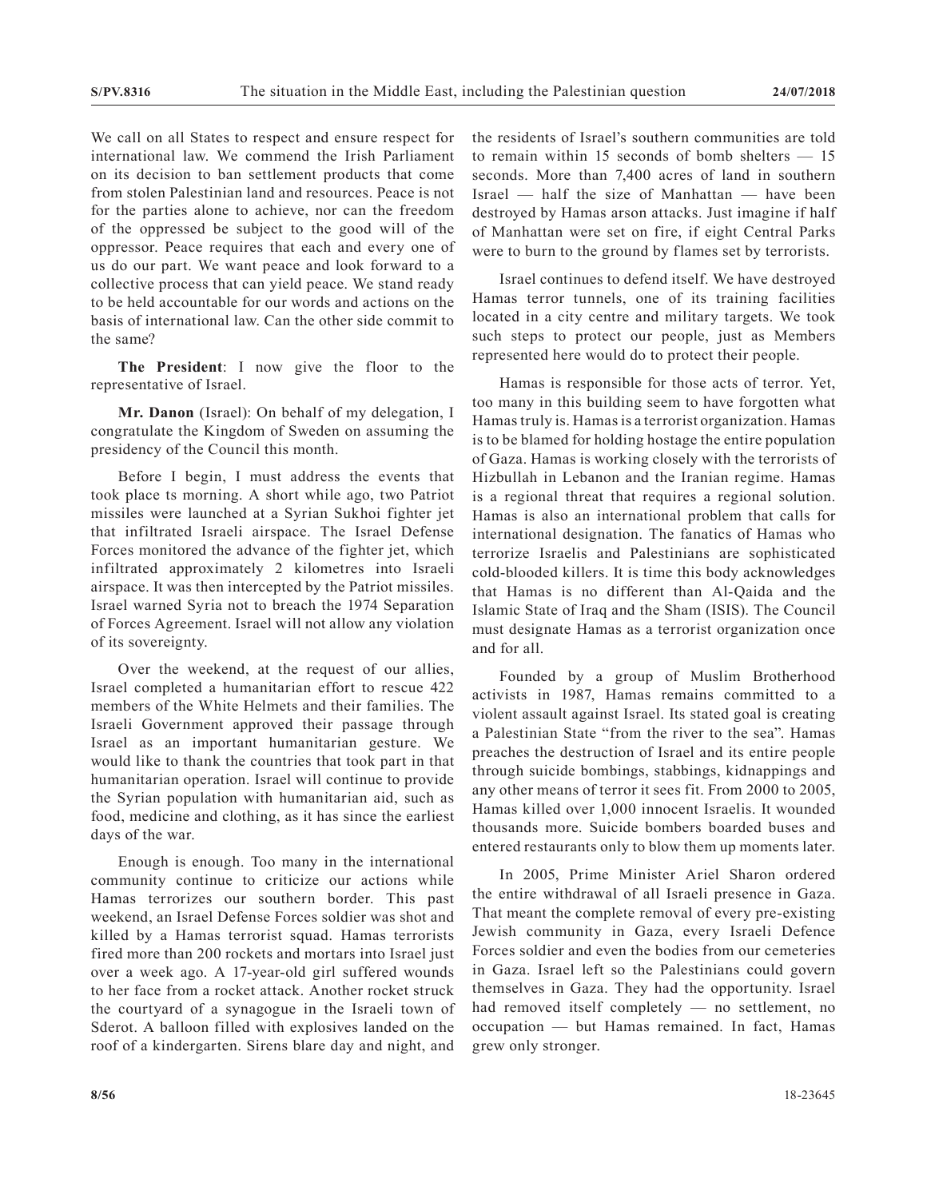We call on all States to respect and ensure respect for international law. We commend the Irish Parliament on its decision to ban settlement products that come from stolen Palestinian land and resources. Peace is not for the parties alone to achieve, nor can the freedom of the oppressed be subject to the good will of the oppressor. Peace requires that each and every one of us do our part. We want peace and look forward to a collective process that can yield peace. We stand ready to be held accountable for our words and actions on the basis of international law. Can the other side commit to the same?

**The President**: I now give the floor to the representative of Israel.

**Mr. Danon** (Israel): On behalf of my delegation, I congratulate the Kingdom of Sweden on assuming the presidency of the Council this month.

Before I begin, I must address the events that took place ts morning. A short while ago, two Patriot missiles were launched at a Syrian Sukhoi fighter jet that infiltrated Israeli airspace. The Israel Defense Forces monitored the advance of the fighter jet, which infiltrated approximately 2 kilometres into Israeli airspace. It was then intercepted by the Patriot missiles. Israel warned Syria not to breach the 1974 Separation of Forces Agreement. Israel will not allow any violation of its sovereignty.

Over the weekend, at the request of our allies, Israel completed a humanitarian effort to rescue 422 members of the White Helmets and their families. The Israeli Government approved their passage through Israel as an important humanitarian gesture. We would like to thank the countries that took part in that humanitarian operation. Israel will continue to provide the Syrian population with humanitarian aid, such as food, medicine and clothing, as it has since the earliest days of the war.

Enough is enough. Too many in the international community continue to criticize our actions while Hamas terrorizes our southern border. This past weekend, an Israel Defense Forces soldier was shot and killed by a Hamas terrorist squad. Hamas terrorists fired more than 200 rockets and mortars into Israel just over a week ago. A 17-year-old girl suffered wounds to her face from a rocket attack. Another rocket struck the courtyard of a synagogue in the Israeli town of Sderot. A balloon filled with explosives landed on the roof of a kindergarten. Sirens blare day and night, and the residents of Israel's southern communities are told to remain within 15 seconds of bomb shelters — 15 seconds. More than 7,400 acres of land in southern Israel — half the size of Manhattan — have been destroyed by Hamas arson attacks. Just imagine if half of Manhattan were set on fire, if eight Central Parks were to burn to the ground by flames set by terrorists.

Israel continues to defend itself. We have destroyed Hamas terror tunnels, one of its training facilities located in a city centre and military targets. We took such steps to protect our people, just as Members represented here would do to protect their people.

Hamas is responsible for those acts of terror. Yet, too many in this building seem to have forgotten what Hamas truly is. Hamas is a terrorist organization. Hamas is to be blamed for holding hostage the entire population of Gaza. Hamas is working closely with the terrorists of Hizbullah in Lebanon and the Iranian regime. Hamas is a regional threat that requires a regional solution. Hamas is also an international problem that calls for international designation. The fanatics of Hamas who terrorize Israelis and Palestinians are sophisticated cold-blooded killers. It is time this body acknowledges that Hamas is no different than Al-Qaida and the Islamic State of Iraq and the Sham (ISIS). The Council must designate Hamas as a terrorist organization once and for all.

Founded by a group of Muslim Brotherhood activists in 1987, Hamas remains committed to a violent assault against Israel. Its stated goal is creating a Palestinian State "from the river to the sea". Hamas preaches the destruction of Israel and its entire people through suicide bombings, stabbings, kidnappings and any other means of terror it sees fit. From 2000 to 2005, Hamas killed over 1,000 innocent Israelis. It wounded thousands more. Suicide bombers boarded buses and entered restaurants only to blow them up moments later.

In 2005, Prime Minister Ariel Sharon ordered the entire withdrawal of all Israeli presence in Gaza. That meant the complete removal of every pre-existing Jewish community in Gaza, every Israeli Defence Forces soldier and even the bodies from our cemeteries in Gaza. Israel left so the Palestinians could govern themselves in Gaza. They had the opportunity. Israel had removed itself completely — no settlement, no occupation — but Hamas remained. In fact, Hamas grew only stronger.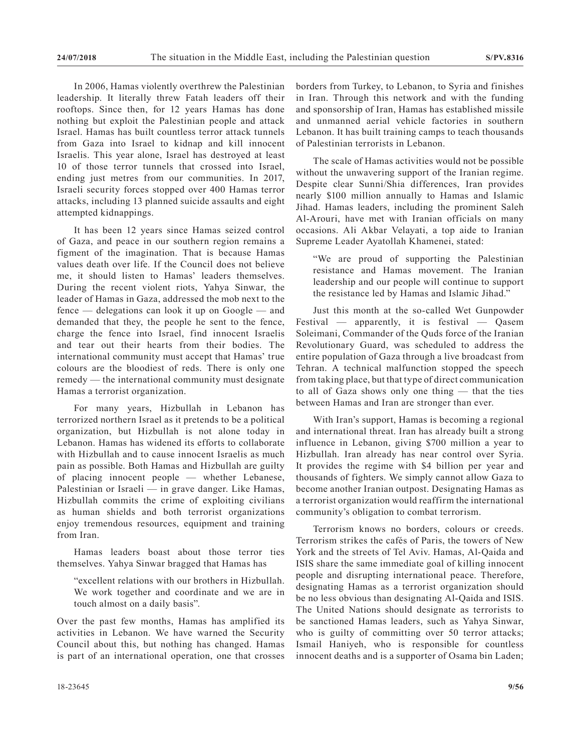In 2006, Hamas violently overthrew the Palestinian leadership. It literally threw Fatah leaders off their rooftops. Since then, for 12 years Hamas has done nothing but exploit the Palestinian people and attack Israel. Hamas has built countless terror attack tunnels from Gaza into Israel to kidnap and kill innocent Israelis. This year alone, Israel has destroyed at least 10 of those terror tunnels that crossed into Israel, ending just metres from our communities. In 2017, Israeli security forces stopped over 400 Hamas terror attacks, including 13 planned suicide assaults and eight attempted kidnappings.

It has been 12 years since Hamas seized control of Gaza, and peace in our southern region remains a figment of the imagination. That is because Hamas values death over life. If the Council does not believe me, it should listen to Hamas' leaders themselves. During the recent violent riots, Yahya Sinwar, the leader of Hamas in Gaza, addressed the mob next to the fence — delegations can look it up on Google — and demanded that they, the people he sent to the fence, charge the fence into Israel, find innocent Israelis and tear out their hearts from their bodies. The international community must accept that Hamas' true colours are the bloodiest of reds. There is only one remedy — the international community must designate Hamas a terrorist organization.

For many years, Hizbullah in Lebanon has terrorized northern Israel as it pretends to be a political organization, but Hizbullah is not alone today in Lebanon. Hamas has widened its efforts to collaborate with Hizbullah and to cause innocent Israelis as much pain as possible. Both Hamas and Hizbullah are guilty of placing innocent people — whether Lebanese, Palestinian or Israeli — in grave danger. Like Hamas, Hizbullah commits the crime of exploiting civilians as human shields and both terrorist organizations enjoy tremendous resources, equipment and training from Iran.

Hamas leaders boast about those terror ties themselves. Yahya Sinwar bragged that Hamas has

> "excellent relations with our brothers in Hizbullah. We work together and coordinate and we are in touch almost on a daily basis".

Over the past few months, Hamas has amplified its activities in Lebanon. We have warned the Security Council about this, but nothing has changed. Hamas is part of an international operation, one that crosses borders from Turkey, to Lebanon, to Syria and finishes in Iran. Through this network and with the funding and sponsorship of Iran, Hamas has established missile and unmanned aerial vehicle factories in southern Lebanon. It has built training camps to teach thousands of Palestinian terrorists in Lebanon.

The scale of Hamas activities would not be possible without the unwavering support of the Iranian regime. Despite clear Sunni/Shia differences, Iran provides nearly $100 million annually to Hamas and Islamic Jihad. Hamas leaders, including the prominent Saleh Al-Arouri, have met with Iranian officials on many occasions. Ali Akbar Velayati, a top aide to Iranian Supreme Leader Ayatollah Khamenei, stated:

> "We are proud of supporting the Palestinian resistance and Hamas movement. The Iranian leadership and our people will continue to support the resistance led by Hamas and Islamic Jihad."

Just this month at the so-called Wet Gunpowder Festival — apparently, it is festival — Qasem Soleimani, Commander of the Quds force of the Iranian Revolutionary Guard, was scheduled to address the entire population of Gaza through a live broadcast from Tehran. A technical malfunction stopped the speech from taking place, but that type of direct communication to all of Gaza shows only one thing — that the ties between Hamas and Iran are stronger than ever.

With Iran's support, Hamas is becoming a regional and international threat. Iran has already built a strong influence in Lebanon, giving $700 million a year to Hizbullah. Iran already has near control over Syria. It provides the regime with $4 billion per year and thousands of fighters. We simply cannot allow Gaza to become another Iranian outpost. Designating Hamas as a terrorist organization would reaffirm the international community's obligation to combat terrorism.

Terrorism knows no borders, colours or creeds. Terrorism strikes the cafés of Paris, the towers of New York and the streets of Tel Aviv. Hamas, Al-Qaida and ISIS share the same immediate goal of killing innocent people and disrupting international peace. Therefore, designating Hamas as a terrorist organization should be no less obvious than designating Al-Qaida and ISIS. The United Nations should designate as terrorists to be sanctioned Hamas leaders, such as Yahya Sinwar, who is guilty of committing over 50 terror attacks; Ismail Haniyeh, who is responsible for countless innocent deaths and is a supporter of Osama bin Laden;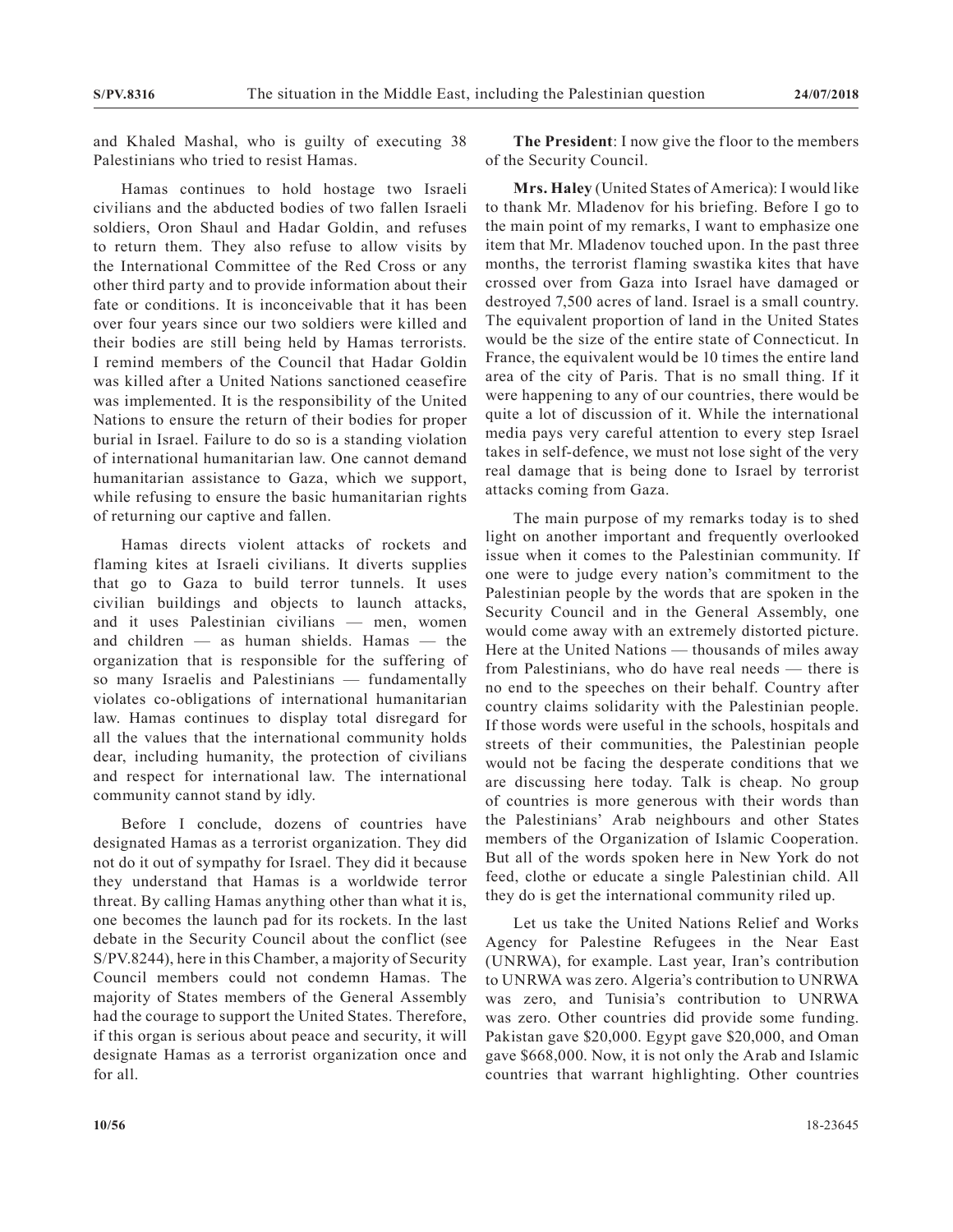and Khaled Mashal, who is guilty of executing 38 Palestinians who tried to resist Hamas.

Hamas continues to hold hostage two Israeli civilians and the abducted bodies of two fallen Israeli soldiers, Oron Shaul and Hadar Goldin, and refuses to return them. They also refuse to allow visits by the International Committee of the Red Cross or any other third party and to provide information about their fate or conditions. It is inconceivable that it has been over four years since our two soldiers were killed and their bodies are still being held by Hamas terrorists. I remind members of the Council that Hadar Goldin was killed after a United Nations sanctioned ceasefire was implemented. It is the responsibility of the United Nations to ensure the return of their bodies for proper burial in Israel. Failure to do so is a standing violation of international humanitarian law. One cannot demand humanitarian assistance to Gaza, which we support, while refusing to ensure the basic humanitarian rights of returning our captive and fallen.

Hamas directs violent attacks of rockets and flaming kites at Israeli civilians. It diverts supplies that go to Gaza to build terror tunnels. It uses civilian buildings and objects to launch attacks, and it uses Palestinian civilians — men, women and children — as human shields. Hamas — the organization that is responsible for the suffering of so many Israelis and Palestinians — fundamentally violates co-obligations of international humanitarian law. Hamas continues to display total disregard for all the values that the international community holds dear, including humanity, the protection of civilians and respect for international law. The international community cannot stand by idly.

Before I conclude, dozens of countries have designated Hamas as a terrorist organization. They did not do it out of sympathy for Israel. They did it because they understand that Hamas is a worldwide terror threat. By calling Hamas anything other than what it is, one becomes the launch pad for its rockets. In the last debate in the Security Council about the conflict (see S/PV.8244), here in this Chamber, a majority of Security Council members could not condemn Hamas. The majority of States members of the General Assembly had the courage to support the United States. Therefore, if this organ is serious about peace and security, it will designate Hamas as a terrorist organization once and for all.

**The President**: I now give the floor to the members of the Security Council.

**Mrs. Haley** (United States of America): I would like to thank Mr. Mladenov for his briefing. Before I go to the main point of my remarks, I want to emphasize one item that Mr. Mladenov touched upon. In the past three months, the terrorist flaming swastika kites that have crossed over from Gaza into Israel have damaged or destroyed 7,500 acres of land. Israel is a small country. The equivalent proportion of land in the United States would be the size of the entire state of Connecticut. In France, the equivalent would be 10 times the entire land area of the city of Paris. That is no small thing. If it were happening to any of our countries, there would be quite a lot of discussion of it. While the international media pays very careful attention to every step Israel takes in self-defence, we must not lose sight of the very real damage that is being done to Israel by terrorist attacks coming from Gaza.

The main purpose of my remarks today is to shed light on another important and frequently overlooked issue when it comes to the Palestinian community. If one were to judge every nation's commitment to the Palestinian people by the words that are spoken in the Security Council and in the General Assembly, one would come away with an extremely distorted picture. Here at the United Nations — thousands of miles away from Palestinians, who do have real needs — there is no end to the speeches on their behalf. Country after country claims solidarity with the Palestinian people. If those words were useful in the schools, hospitals and streets of their communities, the Palestinian people would not be facing the desperate conditions that we are discussing here today. Talk is cheap. No group of countries is more generous with their words than the Palestinians' Arab neighbours and other States members of the Organization of Islamic Cooperation. But all of the words spoken here in New York do not feed, clothe or educate a single Palestinian child. All they do is get the international community riled up.

Let us take the United Nations Relief and Works Agency for Palestine Refugees in the Near East (UNRWA), for example. Last year, Iran's contribution to UNRWA was zero. Algeria's contribution to UNRWA was zero, and Tunisia's contribution to UNRWA was zero. Other countries did provide some funding. Pakistan gave $20,000. Egypt gave $20,000, and Oman gave $668,000. Now, it is not only the Arab and Islamic countries that warrant highlighting. Other countries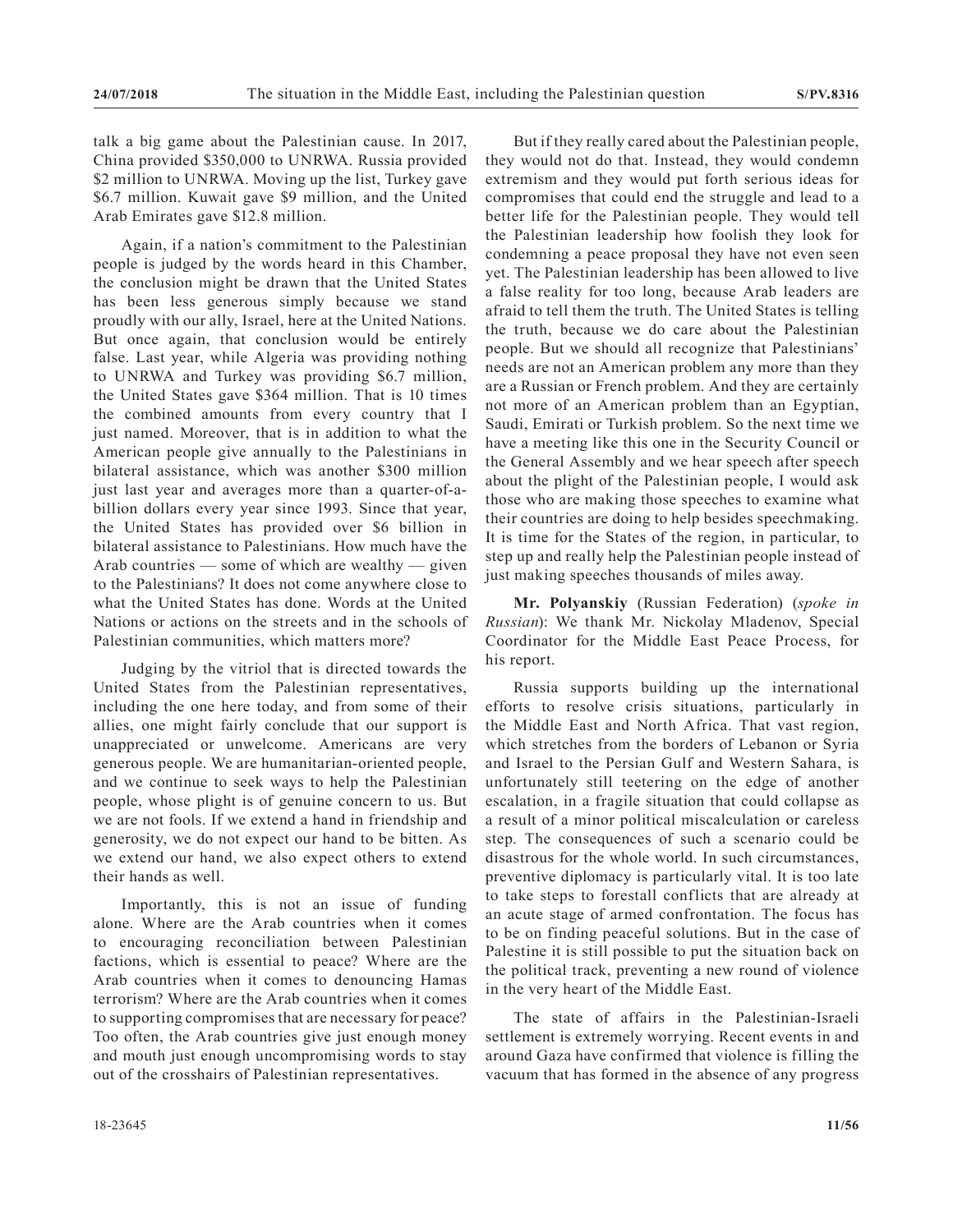talk a big game about the Palestinian cause. In 2017, China provided $350,000 to UNRWA. Russia provided $2 million to UNRWA. Moving up the list, Turkey gave $6.7 million. Kuwait gave $9 million, and the United Arab Emirates gave $12.8 million.

Again, if a nation's commitment to the Palestinian people is judged by the words heard in this Chamber, the conclusion might be drawn that the United States has been less generous simply because we stand proudly with our ally, Israel, here at the United Nations. But once again, that conclusion would be entirely false. Last year, while Algeria was providing nothing to UNRWA and Turkey was providing $6.7 million, the United States gave $364 million. That is 10 times the combined amounts from every country that I just named. Moreover, that is in addition to what the American people give annually to the Palestinians in bilateral assistance, which was another $300 million just last year and averages more than a quarter-of-a-billion dollars every year since 1993. Since that year, the United States has provided over $6 billion in bilateral assistance to Palestinians. How much have the Arab countries — some of which are wealthy — given to the Palestinians? It does not come anywhere close to what the United States has done. Words at the United Nations or actions on the streets and in the schools of Palestinian communities, which matters more?

Judging by the vitriol that is directed towards the United States from the Palestinian representatives, including the one here today, and from some of their allies, one might fairly conclude that our support is unappreciated or unwelcome. Americans are very generous people. We are humanitarian-oriented people, and we continue to seek ways to help the Palestinian people, whose plight is of genuine concern to us. But we are not fools. If we extend a hand in friendship and generosity, we do not expect our hand to be bitten. As we extend our hand, we also expect others to extend their hands as well.

Importantly, this is not an issue of funding alone. Where are the Arab countries when it comes to encouraging reconciliation between Palestinian factions, which is essential to peace? Where are the Arab countries when it comes to denouncing Hamas terrorism? Where are the Arab countries when it comes to supporting compromises that are necessary for peace? Too often, the Arab countries give just enough money and mouth just enough uncompromising words to stay out of the crosshairs of Palestinian representatives.

But if they really cared about the Palestinian people, they would not do that. Instead, they would condemn extremism and they would put forth serious ideas for compromises that could end the struggle and lead to a better life for the Palestinian people. They would tell the Palestinian leadership how foolish they look for condemning a peace proposal they have not even seen yet. The Palestinian leadership has been allowed to live a false reality for too long, because Arab leaders are afraid to tell them the truth. The United States is telling the truth, because we do care about the Palestinian people. But we should all recognize that Palestinians' needs are not an American problem any more than they are a Russian or French problem. And they are certainly not more of an American problem than an Egyptian, Saudi, Emirati or Turkish problem. So the next time we have a meeting like this one in the Security Council or the General Assembly and we hear speech after speech about the plight of the Palestinian people, I would ask those who are making those speeches to examine what their countries are doing to help besides speechmaking. It is time for the States of the region, in particular, to step up and really help the Palestinian people instead of just making speeches thousands of miles away.

**Mr. Polyanskiy** (Russian Federation) (*spoke in Russian*): We thank Mr. Nickolay Mladenov, Special Coordinator for the Middle East Peace Process, for his report.

Russia supports building up the international efforts to resolve crisis situations, particularly in the Middle East and North Africa. That vast region, which stretches from the borders of Lebanon or Syria and Israel to the Persian Gulf and Western Sahara, is unfortunately still teetering on the edge of another escalation, in a fragile situation that could collapse as a result of a minor political miscalculation or careless step. The consequences of such a scenario could be disastrous for the whole world. In such circumstances, preventive diplomacy is particularly vital. It is too late to take steps to forestall conflicts that are already at an acute stage of armed confrontation. The focus has to be on finding peaceful solutions. But in the case of Palestine it is still possible to put the situation back on the political track, preventing a new round of violence in the very heart of the Middle East.

The state of affairs in the Palestinian-Israeli settlement is extremely worrying. Recent events in and around Gaza have confirmed that violence is filling the vacuum that has formed in the absence of any progress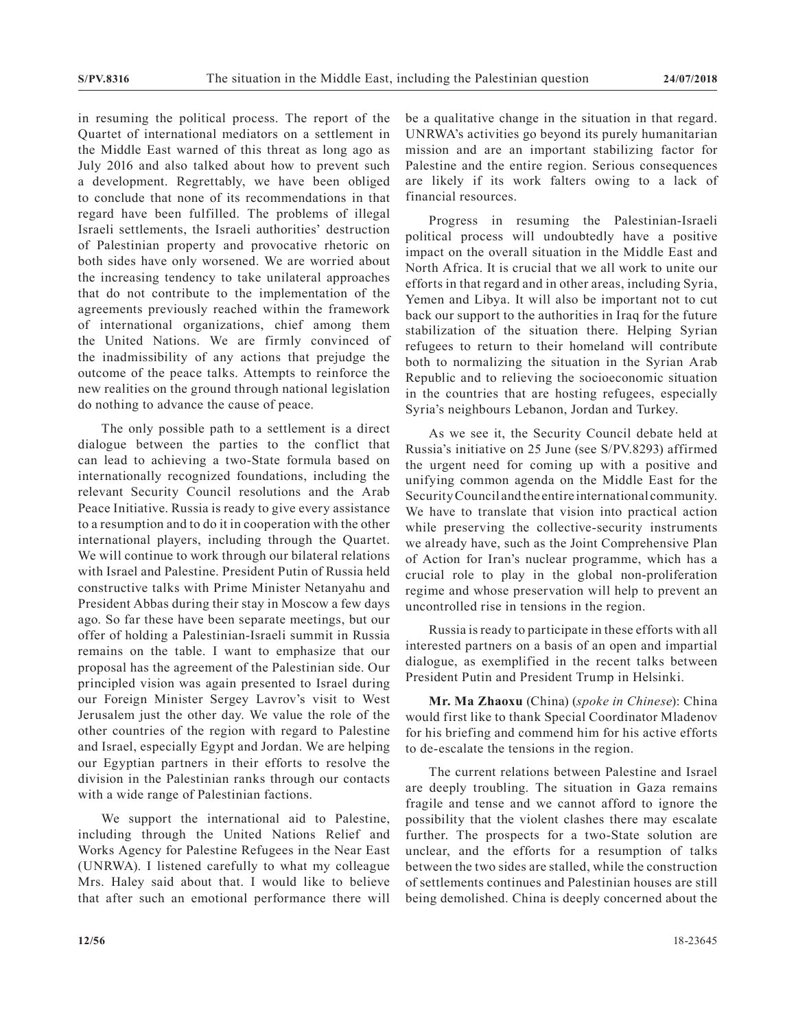in resuming the political process. The report of the Quartet of international mediators on a settlement in the Middle East warned of this threat as long ago as July 2016 and also talked about how to prevent such a development. Regrettably, we have been obliged to conclude that none of its recommendations in that regard have been fulfilled. The problems of illegal Israeli settlements, the Israeli authorities' destruction of Palestinian property and provocative rhetoric on both sides have only worsened. We are worried about the increasing tendency to take unilateral approaches that do not contribute to the implementation of the agreements previously reached within the framework of international organizations, chief among them the United Nations. We are firmly convinced of the inadmissibility of any actions that prejudge the outcome of the peace talks. Attempts to reinforce the new realities on the ground through national legislation do nothing to advance the cause of peace.

The only possible path to a settlement is a direct dialogue between the parties to the conflict that can lead to achieving a two-State formula based on internationally recognized foundations, including the relevant Security Council resolutions and the Arab Peace Initiative. Russia is ready to give every assistance to a resumption and to do it in cooperation with the other international players, including through the Quartet. We will continue to work through our bilateral relations with Israel and Palestine. President Putin of Russia held constructive talks with Prime Minister Netanyahu and President Abbas during their stay in Moscow a few days ago. So far these have been separate meetings, but our offer of holding a Palestinian-Israeli summit in Russia remains on the table. I want to emphasize that our proposal has the agreement of the Palestinian side. Our principled vision was again presented to Israel during our Foreign Minister Sergey Lavrov's visit to West Jerusalem just the other day. We value the role of the other countries of the region with regard to Palestine and Israel, especially Egypt and Jordan. We are helping our Egyptian partners in their efforts to resolve the division in the Palestinian ranks through our contacts with a wide range of Palestinian factions.

We support the international aid to Palestine, including through the United Nations Relief and Works Agency for Palestine Refugees in the Near East (UNRWA). I listened carefully to what my colleague Mrs. Haley said about that. I would like to believe that after such an emotional performance there will be a qualitative change in the situation in that regard. UNRWA's activities go beyond its purely humanitarian mission and are an important stabilizing factor for Palestine and the entire region. Serious consequences are likely if its work falters owing to a lack of financial resources.

Progress in resuming the Palestinian-Israeli political process will undoubtedly have a positive impact on the overall situation in the Middle East and North Africa. It is crucial that we all work to unite our efforts in that regard and in other areas, including Syria, Yemen and Libya. It will also be important not to cut back our support to the authorities in Iraq for the future stabilization of the situation there. Helping Syrian refugees to return to their homeland will contribute both to normalizing the situation in the Syrian Arab Republic and to relieving the socioeconomic situation in the countries that are hosting refugees, especially Syria's neighbours Lebanon, Jordan and Turkey.

As we see it, the Security Council debate held at Russia's initiative on 25 June (see S/PV.8293) affirmed the urgent need for coming up with a positive and unifying common agenda on the Middle East for the Security Council and the entire international community. We have to translate that vision into practical action while preserving the collective-security instruments we already have, such as the Joint Comprehensive Plan of Action for Iran's nuclear programme, which has a crucial role to play in the global non-proliferation regime and whose preservation will help to prevent an uncontrolled rise in tensions in the region.

Russia is ready to participate in these efforts with all interested partners on a basis of an open and impartial dialogue, as exemplified in the recent talks between President Putin and President Trump in Helsinki.

**Mr. Ma Zhaoxu** (China) (*spoke in Chinese*): China would first like to thank Special Coordinator Mladenov for his briefing and commend him for his active efforts to de-escalate the tensions in the region.

The current relations between Palestine and Israel are deeply troubling. The situation in Gaza remains fragile and tense and we cannot afford to ignore the possibility that the violent clashes there may escalate further. The prospects for a two-State solution are unclear, and the efforts for a resumption of talks between the two sides are stalled, while the construction of settlements continues and Palestinian houses are still being demolished. China is deeply concerned about the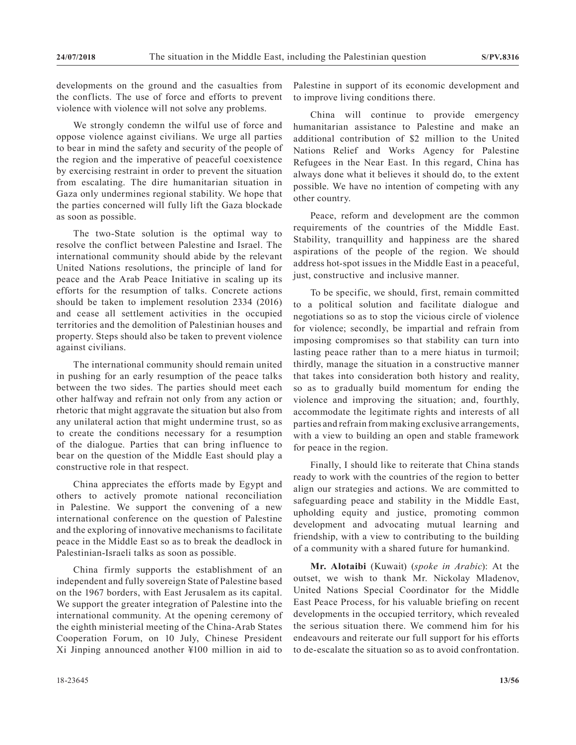developments on the ground and the casualties from the conflicts. The use of force and efforts to prevent violence with violence will not solve any problems.

We strongly condemn the wilful use of force and oppose violence against civilians. We urge all parties to bear in mind the safety and security of the people of the region and the imperative of peaceful coexistence by exercising restraint in order to prevent the situation from escalating. The dire humanitarian situation in Gaza only undermines regional stability. We hope that the parties concerned will fully lift the Gaza blockade as soon as possible.

The two-State solution is the optimal way to resolve the conflict between Palestine and Israel. The international community should abide by the relevant United Nations resolutions, the principle of land for peace and the Arab Peace Initiative in scaling up its efforts for the resumption of talks. Concrete actions should be taken to implement resolution 2334 (2016) and cease all settlement activities in the occupied territories and the demolition of Palestinian houses and property. Steps should also be taken to prevent violence against civilians.

The international community should remain united in pushing for an early resumption of the peace talks between the two sides. The parties should meet each other halfway and refrain not only from any action or rhetoric that might aggravate the situation but also from any unilateral action that might undermine trust, so as to create the conditions necessary for a resumption of the dialogue. Parties that can bring influence to bear on the question of the Middle East should play a constructive role in that respect.

China appreciates the efforts made by Egypt and others to actively promote national reconciliation in Palestine. We support the convening of a new international conference on the question of Palestine and the exploring of innovative mechanisms to facilitate peace in the Middle East so as to break the deadlock in Palestinian-Israeli talks as soon as possible.

China firmly supports the establishment of an independent and fully sovereign State of Palestine based on the 1967 borders, with East Jerusalem as its capital. We support the greater integration of Palestine into the international community. At the opening ceremony of the eighth ministerial meeting of the China-Arab States Cooperation Forum, on 10 July, Chinese President Xi Jinping announced another ¥100 million in aid to Palestine in support of its economic development and to improve living conditions there.

China will continue to provide emergency humanitarian assistance to Palestine and make an additional contribution of $2 million to the United Nations Relief and Works Agency for Palestine Refugees in the Near East. In this regard, China has always done what it believes it should do, to the extent possible. We have no intention of competing with any other country.

Peace, reform and development are the common requirements of the countries of the Middle East. Stability, tranquillity and happiness are the shared aspirations of the people of the region. We should address hot-spot issues in the Middle East in a peaceful, just, constructive and inclusive manner.

To be specific, we should, first, remain committed to a political solution and facilitate dialogue and negotiations so as to stop the vicious circle of violence for violence; secondly, be impartial and refrain from imposing compromises so that stability can turn into lasting peace rather than to a mere hiatus in turmoil; thirdly, manage the situation in a constructive manner that takes into consideration both history and reality, so as to gradually build momentum for ending the violence and improving the situation; and, fourthly, accommodate the legitimate rights and interests of all parties and refrain from making exclusive arrangements, with a view to building an open and stable framework for peace in the region.

Finally, I should like to reiterate that China stands ready to work with the countries of the region to better align our strategies and actions. We are committed to safeguarding peace and stability in the Middle East, upholding equity and justice, promoting common development and advocating mutual learning and friendship, with a view to contributing to the building of a community with a shared future for humankind.

**Mr. Alotaibi** (Kuwait) (*spoke in Arabic*): At the outset, we wish to thank Mr. Nickolay Mladenov, United Nations Special Coordinator for the Middle East Peace Process, for his valuable briefing on recent developments in the occupied territory, which revealed the serious situation there. We commend him for his endeavours and reiterate our full support for his efforts to de-escalate the situation so as to avoid confrontation.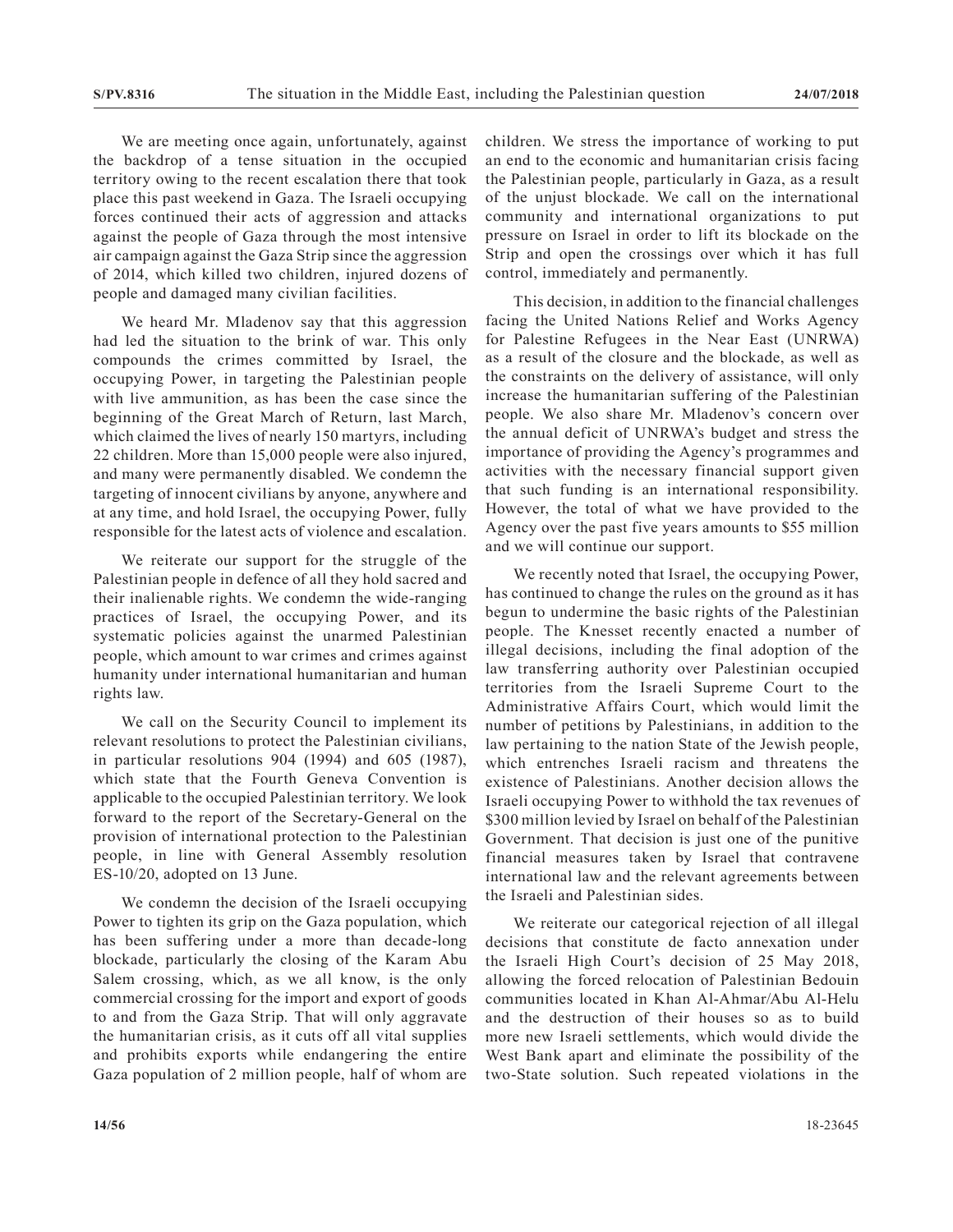We are meeting once again, unfortunately, against the backdrop of a tense situation in the occupied territory owing to the recent escalation there that took place this past weekend in Gaza. The Israeli occupying forces continued their acts of aggression and attacks against the people of Gaza through the most intensive air campaign against the Gaza Strip since the aggression of 2014, which killed two children, injured dozens of people and damaged many civilian facilities.

We heard Mr. Mladenov say that this aggression had led the situation to the brink of war. This only compounds the crimes committed by Israel, the occupying Power, in targeting the Palestinian people with live ammunition, as has been the case since the beginning of the Great March of Return, last March, which claimed the lives of nearly 150 martyrs, including 22 children. More than 15,000 people were also injured, and many were permanently disabled. We condemn the targeting of innocent civilians by anyone, anywhere and at any time, and hold Israel, the occupying Power, fully responsible for the latest acts of violence and escalation.

We reiterate our support for the struggle of the Palestinian people in defence of all they hold sacred and their inalienable rights. We condemn the wide-ranging practices of Israel, the occupying Power, and its systematic policies against the unarmed Palestinian people, which amount to war crimes and crimes against humanity under international humanitarian and human rights law.

We call on the Security Council to implement its relevant resolutions to protect the Palestinian civilians, in particular resolutions 904 (1994) and 605 (1987), which state that the Fourth Geneva Convention is applicable to the occupied Palestinian territory. We look forward to the report of the Secretary-General on the provision of international protection to the Palestinian people, in line with General Assembly resolution ES-10/20, adopted on 13 June.

We condemn the decision of the Israeli occupying Power to tighten its grip on the Gaza population, which has been suffering under a more than decade-long blockade, particularly the closing of the Karam Abu Salem crossing, which, as we all know, is the only commercial crossing for the import and export of goods to and from the Gaza Strip. That will only aggravate the humanitarian crisis, as it cuts off all vital supplies and prohibits exports while endangering the entire Gaza population of 2 million people, half of whom are children. We stress the importance of working to put an end to the economic and humanitarian crisis facing the Palestinian people, particularly in Gaza, as a result of the unjust blockade. We call on the international community and international organizations to put pressure on Israel in order to lift its blockade on the Strip and open the crossings over which it has full control, immediately and permanently.

This decision, in addition to the financial challenges facing the United Nations Relief and Works Agency for Palestine Refugees in the Near East (UNRWA) as a result of the closure and the blockade, as well as the constraints on the delivery of assistance, will only increase the humanitarian suffering of the Palestinian people. We also share Mr. Mladenov's concern over the annual deficit of UNRWA's budget and stress the importance of providing the Agency's programmes and activities with the necessary financial support given that such funding is an international responsibility. However, the total of what we have provided to the Agency over the past five years amounts to $55 million and we will continue our support.

We recently noted that Israel, the occupying Power, has continued to change the rules on the ground as it has begun to undermine the basic rights of the Palestinian people. The Knesset recently enacted a number of illegal decisions, including the final adoption of the law transferring authority over Palestinian occupied territories from the Israeli Supreme Court to the Administrative Affairs Court, which would limit the number of petitions by Palestinians, in addition to the law pertaining to the nation State of the Jewish people, which entrenches Israeli racism and threatens the existence of Palestinians. Another decision allows the Israeli occupying Power to withhold the tax revenues of $300 million levied by Israel on behalf of the Palestinian Government. That decision is just one of the punitive financial measures taken by Israel that contravene international law and the relevant agreements between the Israeli and Palestinian sides.

We reiterate our categorical rejection of all illegal decisions that constitute de facto annexation under the Israeli High Court's decision of 25 May 2018, allowing the forced relocation of Palestinian Bedouin communities located in Khan Al-Ahmar/Abu Al-Helu and the destruction of their houses so as to build more new Israeli settlements, which would divide the West Bank apart and eliminate the possibility of the two-State solution. Such repeated violations in the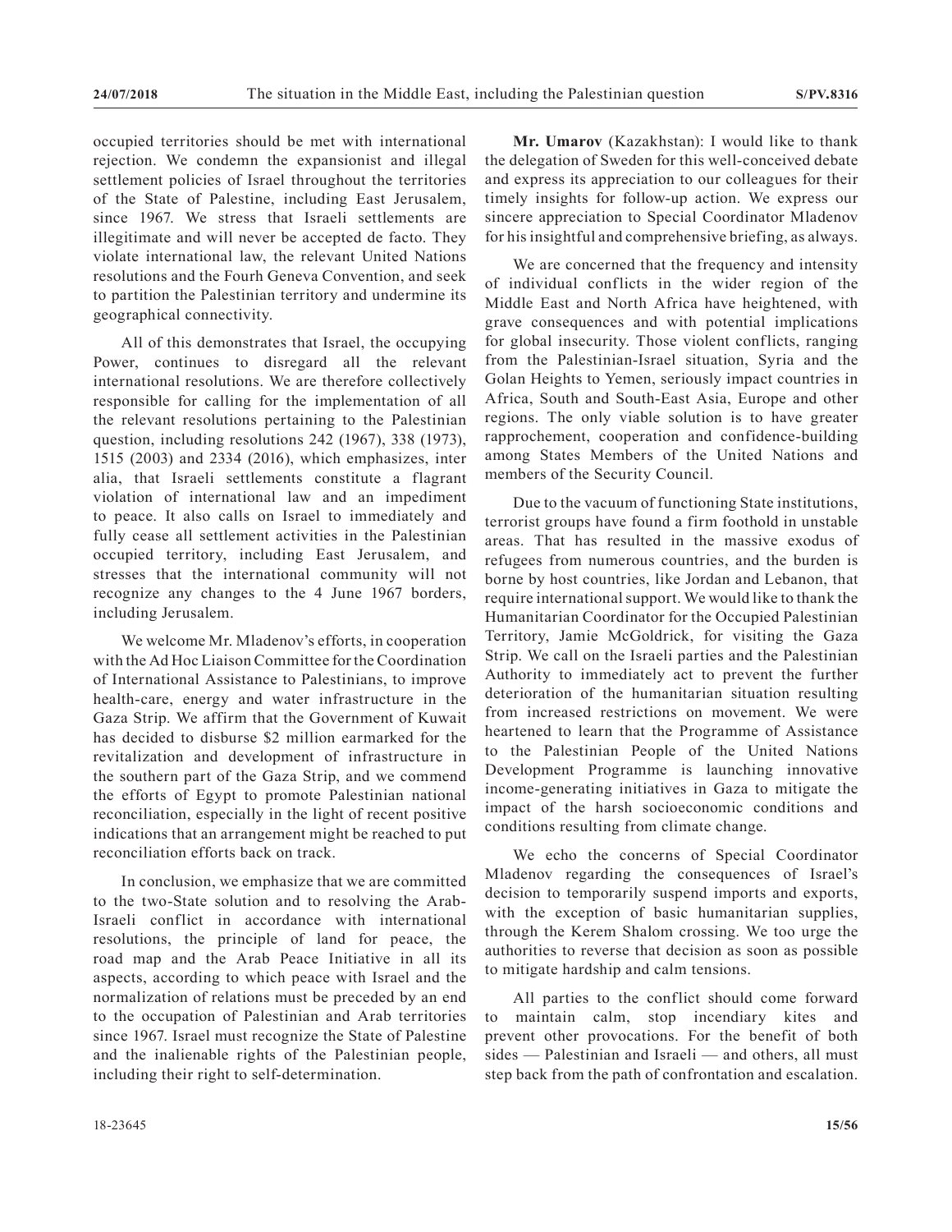occupied territories should be met with international rejection. We condemn the expansionist and illegal settlement policies of Israel throughout the territories of the State of Palestine, including East Jerusalem, since 1967. We stress that Israeli settlements are illegitimate and will never be accepted de facto. They violate international law, the relevant United Nations resolutions and the Fourh Geneva Convention, and seek to partition the Palestinian territory and undermine its geographical connectivity.

All of this demonstrates that Israel, the occupying Power, continues to disregard all the relevant international resolutions. We are therefore collectively responsible for calling for the implementation of all the relevant resolutions pertaining to the Palestinian question, including resolutions 242 (1967), 338 (1973), 1515 (2003) and 2334 (2016), which emphasizes, inter alia, that Israeli settlements constitute a flagrant violation of international law and an impediment to peace. It also calls on Israel to immediately and fully cease all settlement activities in the Palestinian occupied territory, including East Jerusalem, and stresses that the international community will not recognize any changes to the 4 June 1967 borders, including Jerusalem.

We welcome Mr. Mladenov's efforts, in cooperation with the Ad Hoc Liaison Committee for the Coordination of International Assistance to Palestinians, to improve health-care, energy and water infrastructure in the Gaza Strip. We affirm that the Government of Kuwait has decided to disburse $2 million earmarked for the revitalization and development of infrastructure in the southern part of the Gaza Strip, and we commend the efforts of Egypt to promote Palestinian national reconciliation, especially in the light of recent positive indications that an arrangement might be reached to put reconciliation efforts back on track.

In conclusion, we emphasize that we are committed to the two-State solution and to resolving the Arab-Israeli conflict in accordance with international resolutions, the principle of land for peace, the road map and the Arab Peace Initiative in all its aspects, according to which peace with Israel and the normalization of relations must be preceded by an end to the occupation of Palestinian and Arab territories since 1967. Israel must recognize the State of Palestine and the inalienable rights of the Palestinian people, including their right to self-determination.

**Mr. Umarov** (Kazakhstan): I would like to thank the delegation of Sweden for this well-conceived debate and express its appreciation to our colleagues for their timely insights for follow-up action. We express our sincere appreciation to Special Coordinator Mladenov for his insightful and comprehensive briefing, as always.

We are concerned that the frequency and intensity of individual conflicts in the wider region of the Middle East and North Africa have heightened, with grave consequences and with potential implications for global insecurity. Those violent conflicts, ranging from the Palestinian-Israel situation, Syria and the Golan Heights to Yemen, seriously impact countries in Africa, South and South-East Asia, Europe and other regions. The only viable solution is to have greater rapprochement, cooperation and confidence-building among States Members of the United Nations and members of the Security Council.

Due to the vacuum of functioning State institutions, terrorist groups have found a firm foothold in unstable areas. That has resulted in the massive exodus of refugees from numerous countries, and the burden is borne by host countries, like Jordan and Lebanon, that require international support. We would like to thank the Humanitarian Coordinator for the Occupied Palestinian Territory, Jamie McGoldrick, for visiting the Gaza Strip. We call on the Israeli parties and the Palestinian Authority to immediately act to prevent the further deterioration of the humanitarian situation resulting from increased restrictions on movement. We were heartened to learn that the Programme of Assistance to the Palestinian People of the United Nations Development Programme is launching innovative income-generating initiatives in Gaza to mitigate the impact of the harsh socioeconomic conditions and conditions resulting from climate change.

We echo the concerns of Special Coordinator Mladenov regarding the consequences of Israel's decision to temporarily suspend imports and exports, with the exception of basic humanitarian supplies, through the Kerem Shalom crossing. We too urge the authorities to reverse that decision as soon as possible to mitigate hardship and calm tensions.

All parties to the conflict should come forward to maintain calm, stop incendiary kites and prevent other provocations. For the benefit of both sides — Palestinian and Israeli — and others, all must step back from the path of confrontation and escalation.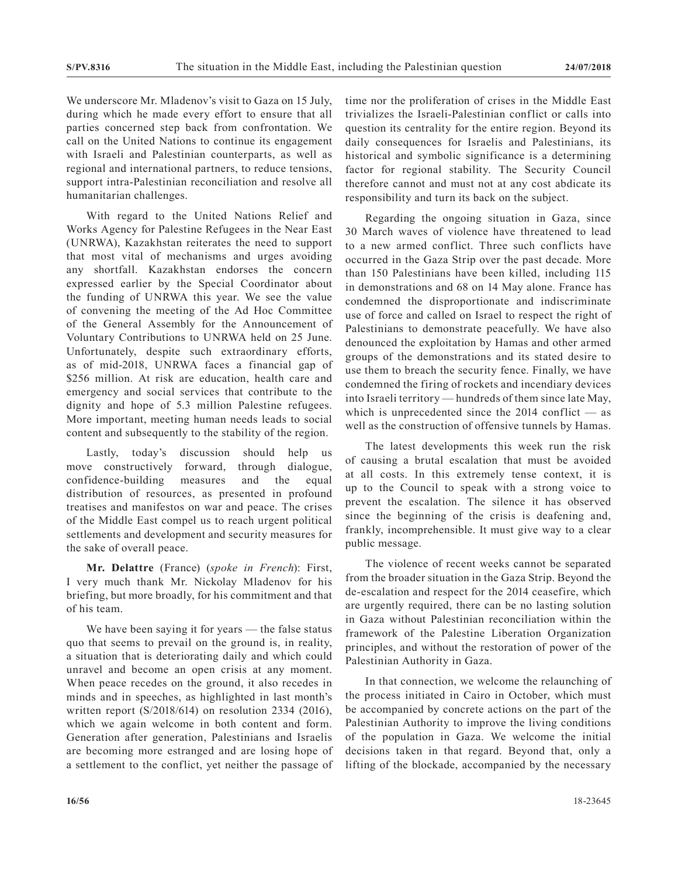We underscore Mr. Mladenov's visit to Gaza on 15 July, during which he made every effort to ensure that all parties concerned step back from confrontation. We call on the United Nations to continue its engagement with Israeli and Palestinian counterparts, as well as regional and international partners, to reduce tensions, support intra-Palestinian reconciliation and resolve all humanitarian challenges.

With regard to the United Nations Relief and Works Agency for Palestine Refugees in the Near East (UNRWA), Kazakhstan reiterates the need to support that most vital of mechanisms and urges avoiding any shortfall. Kazakhstan endorses the concern expressed earlier by the Special Coordinator about the funding of UNRWA this year. We see the value of convening the meeting of the Ad Hoc Committee of the General Assembly for the Announcement of Voluntary Contributions to UNRWA held on 25 June. Unfortunately, despite such extraordinary efforts, as of mid-2018, UNRWA faces a financial gap of \$256 million. At risk are education, health care and emergency and social services that contribute to the dignity and hope of 5.3 million Palestine refugees. More important, meeting human needs leads to social content and subsequently to the stability of the region.

Lastly, today's discussion should help us move constructively forward, through dialogue, confidence-building measures and the equal distribution of resources, as presented in profound treatises and manifestos on war and peace. The crises of the Middle East compel us to reach urgent political settlements and development and security measures for the sake of overall peace.

**Mr. Delattre** (France) (*spoke in French*): First, I very much thank Mr. Nickolay Mladenov for his briefing, but more broadly, for his commitment and that of his team.

We have been saying it for years — the false status quo that seems to prevail on the ground is, in reality, a situation that is deteriorating daily and which could unravel and become an open crisis at any moment. When peace recedes on the ground, it also recedes in minds and in speeches, as highlighted in last month's written report (S/2018/614) on resolution 2334 (2016), which we again welcome in both content and form. Generation after generation, Palestinians and Israelis are becoming more estranged and are losing hope of a settlement to the conflict, yet neither the passage of time nor the proliferation of crises in the Middle East trivializes the Israeli-Palestinian conflict or calls into question its centrality for the entire region. Beyond its daily consequences for Israelis and Palestinians, its historical and symbolic significance is a determining factor for regional stability. The Security Council therefore cannot and must not at any cost abdicate its responsibility and turn its back on the subject.

Regarding the ongoing situation in Gaza, since 30 March waves of violence have threatened to lead to a new armed conflict. Three such conflicts have occurred in the Gaza Strip over the past decade. More than 150 Palestinians have been killed, including 115 in demonstrations and 68 on 14 May alone. France has condemned the disproportionate and indiscriminate use of force and called on Israel to respect the right of Palestinians to demonstrate peacefully. We have also denounced the exploitation by Hamas and other armed groups of the demonstrations and its stated desire to use them to breach the security fence. Finally, we have condemned the firing of rockets and incendiary devices into Israeli territory — hundreds of them since late May, which is unprecedented since the 2014 conflict — as well as the construction of offensive tunnels by Hamas.

The latest developments this week run the risk of causing a brutal escalation that must be avoided at all costs. In this extremely tense context, it is up to the Council to speak with a strong voice to prevent the escalation. The silence it has observed since the beginning of the crisis is deafening and, frankly, incomprehensible. It must give way to a clear public message.

The violence of recent weeks cannot be separated from the broader situation in the Gaza Strip. Beyond the de-escalation and respect for the 2014 ceasefire, which are urgently required, there can be no lasting solution in Gaza without Palestinian reconciliation within the framework of the Palestine Liberation Organization principles, and without the restoration of power of the Palestinian Authority in Gaza.

In that connection, we welcome the relaunching of the process initiated in Cairo in October, which must be accompanied by concrete actions on the part of the Palestinian Authority to improve the living conditions of the population in Gaza. We welcome the initial decisions taken in that regard. Beyond that, only a lifting of the blockade, accompanied by the necessary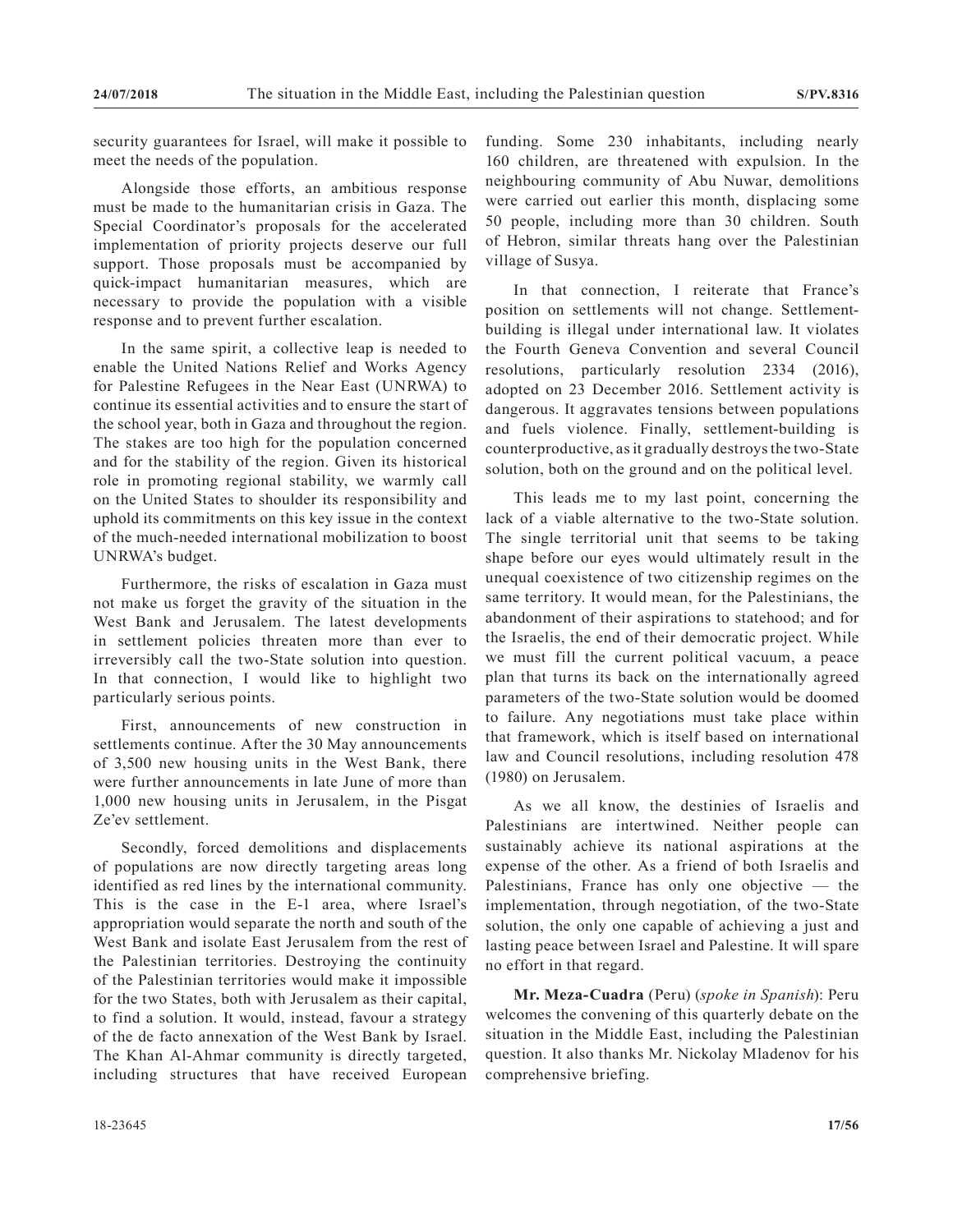security guarantees for Israel, will make it possible to meet the needs of the population.

Alongside those efforts, an ambitious response must be made to the humanitarian crisis in Gaza. The Special Coordinator's proposals for the accelerated implementation of priority projects deserve our full support. Those proposals must be accompanied by quick-impact humanitarian measures, which are necessary to provide the population with a visible response and to prevent further escalation.

In the same spirit, a collective leap is needed to enable the United Nations Relief and Works Agency for Palestine Refugees in the Near East (UNRWA) to continue its essential activities and to ensure the start of the school year, both in Gaza and throughout the region. The stakes are too high for the population concerned and for the stability of the region. Given its historical role in promoting regional stability, we warmly call on the United States to shoulder its responsibility and uphold its commitments on this key issue in the context of the much-needed international mobilization to boost UNRWA's budget.

Furthermore, the risks of escalation in Gaza must not make us forget the gravity of the situation in the West Bank and Jerusalem. The latest developments in settlement policies threaten more than ever to irreversibly call the two-State solution into question. In that connection, I would like to highlight two particularly serious points.

First, announcements of new construction in settlements continue. After the 30 May announcements of 3,500 new housing units in the West Bank, there were further announcements in late June of more than 1,000 new housing units in Jerusalem, in the Pisgat Ze'ev settlement.

Secondly, forced demolitions and displacements of populations are now directly targeting areas long identified as red lines by the international community. This is the case in the E-1 area, where Israel's appropriation would separate the north and south of the West Bank and isolate East Jerusalem from the rest of the Palestinian territories. Destroying the continuity of the Palestinian territories would make it impossible for the two States, both with Jerusalem as their capital, to find a solution. It would, instead, favour a strategy of the de facto annexation of the West Bank by Israel. The Khan Al-Ahmar community is directly targeted, including structures that have received European funding. Some 230 inhabitants, including nearly 160 children, are threatened with expulsion. In the neighbouring community of Abu Nuwar, demolitions were carried out earlier this month, displacing some 50 people, including more than 30 children. South of Hebron, similar threats hang over the Palestinian village of Susya.

In that connection, I reiterate that France's position on settlements will not change. Settlement-building is illegal under international law. It violates the Fourth Geneva Convention and several Council resolutions, particularly resolution 2334 (2016), adopted on 23 December 2016. Settlement activity is dangerous. It aggravates tensions between populations and fuels violence. Finally, settlement-building is counterproductive, as it gradually destroys the two-State solution, both on the ground and on the political level.

This leads me to my last point, concerning the lack of a viable alternative to the two-State solution. The single territorial unit that seems to be taking shape before our eyes would ultimately result in the unequal coexistence of two citizenship regimes on the same territory. It would mean, for the Palestinians, the abandonment of their aspirations to statehood; and for the Israelis, the end of their democratic project. While we must fill the current political vacuum, a peace plan that turns its back on the internationally agreed parameters of the two-State solution would be doomed to failure. Any negotiations must take place within that framework, which is itself based on international law and Council resolutions, including resolution 478 (1980) on Jerusalem.

As we all know, the destinies of Israelis and Palestinians are intertwined. Neither people can sustainably achieve its national aspirations at the expense of the other. As a friend of both Israelis and Palestinians, France has only one objective — the implementation, through negotiation, of the two-State solution, the only one capable of achieving a just and lasting peace between Israel and Palestine. It will spare no effort in that regard.

**Mr. Meza-Cuadra** (Peru) (*spoke in Spanish*): Peru welcomes the convening of this quarterly debate on the situation in the Middle East, including the Palestinian question. It also thanks Mr. Nickolay Mladenov for his comprehensive briefing.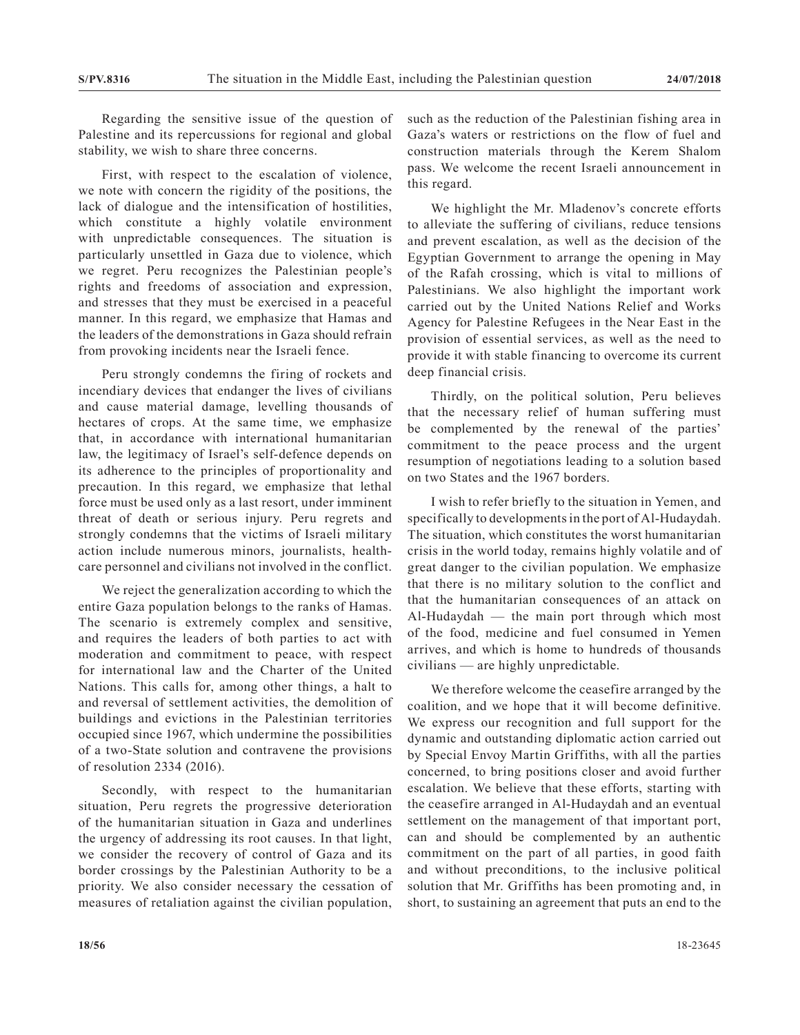Regarding the sensitive issue of the question of Palestine and its repercussions for regional and global stability, we wish to share three concerns.

First, with respect to the escalation of violence, we note with concern the rigidity of the positions, the lack of dialogue and the intensification of hostilities, which constitute a highly volatile environment with unpredictable consequences. The situation is particularly unsettled in Gaza due to violence, which we regret. Peru recognizes the Palestinian people's rights and freedoms of association and expression, and stresses that they must be exercised in a peaceful manner. In this regard, we emphasize that Hamas and the leaders of the demonstrations in Gaza should refrain from provoking incidents near the Israeli fence.

Peru strongly condemns the firing of rockets and incendiary devices that endanger the lives of civilians and cause material damage, levelling thousands of hectares of crops. At the same time, we emphasize that, in accordance with international humanitarian law, the legitimacy of Israel's self-defence depends on its adherence to the principles of proportionality and precaution. In this regard, we emphasize that lethal force must be used only as a last resort, under imminent threat of death or serious injury. Peru regrets and strongly condemns that the victims of Israeli military action include numerous minors, journalists, health-care personnel and civilians not involved in the conflict.

We reject the generalization according to which the entire Gaza population belongs to the ranks of Hamas. The scenario is extremely complex and sensitive, and requires the leaders of both parties to act with moderation and commitment to peace, with respect for international law and the Charter of the United Nations. This calls for, among other things, a halt to and reversal of settlement activities, the demolition of buildings and evictions in the Palestinian territories occupied since 1967, which undermine the possibilities of a two-State solution and contravene the provisions of resolution 2334 (2016).

Secondly, with respect to the humanitarian situation, Peru regrets the progressive deterioration of the humanitarian situation in Gaza and underlines the urgency of addressing its root causes. In that light, we consider the recovery of control of Gaza and its border crossings by the Palestinian Authority to be a priority. We also consider necessary the cessation of measures of retaliation against the civilian population, such as the reduction of the Palestinian fishing area in Gaza's waters or restrictions on the flow of fuel and construction materials through the Kerem Shalom pass. We welcome the recent Israeli announcement in this regard.

We highlight the Mr. Mladenov's concrete efforts to alleviate the suffering of civilians, reduce tensions and prevent escalation, as well as the decision of the Egyptian Government to arrange the opening in May of the Rafah crossing, which is vital to millions of Palestinians. We also highlight the important work carried out by the United Nations Relief and Works Agency for Palestine Refugees in the Near East in the provision of essential services, as well as the need to provide it with stable financing to overcome its current deep financial crisis.

Thirdly, on the political solution, Peru believes that the necessary relief of human suffering must be complemented by the renewal of the parties' commitment to the peace process and the urgent resumption of negotiations leading to a solution based on two States and the 1967 borders.

I wish to refer briefly to the situation in Yemen, and specifically to developments in the port of Al-Hudaydah. The situation, which constitutes the worst humanitarian crisis in the world today, remains highly volatile and of great danger to the civilian population. We emphasize that there is no military solution to the conflict and that the humanitarian consequences of an attack on Al-Hudaydah — the main port through which most of the food, medicine and fuel consumed in Yemen arrives, and which is home to hundreds of thousands civilians — are highly unpredictable.

We therefore welcome the ceasefire arranged by the coalition, and we hope that it will become definitive. We express our recognition and full support for the dynamic and outstanding diplomatic action carried out by Special Envoy Martin Griffiths, with all the parties concerned, to bring positions closer and avoid further escalation. We believe that these efforts, starting with the ceasefire arranged in Al-Hudaydah and an eventual settlement on the management of that important port, can and should be complemented by an authentic commitment on the part of all parties, in good faith and without preconditions, to the inclusive political solution that Mr. Griffiths has been promoting and, in short, to sustaining an agreement that puts an end to the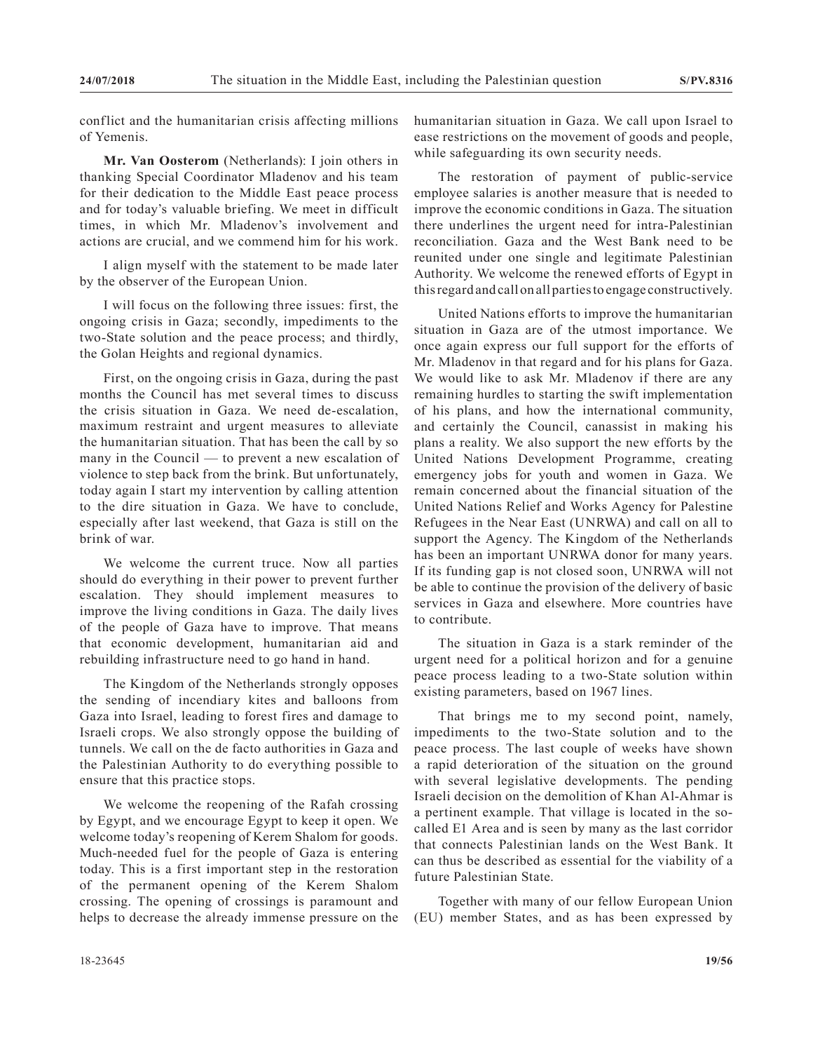conflict and the humanitarian crisis affecting millions of Yemenis.

**Mr. Van Oosterom** (Netherlands): I join others in thanking Special Coordinator Mladenov and his team for their dedication to the Middle East peace process and for today's valuable briefing. We meet in difficult times, in which Mr. Mladenov's involvement and actions are crucial, and we commend him for his work.

I align myself with the statement to be made later by the observer of the European Union.

I will focus on the following three issues: first, the ongoing crisis in Gaza; secondly, impediments to the two-State solution and the peace process; and thirdly, the Golan Heights and regional dynamics.

First, on the ongoing crisis in Gaza, during the past months the Council has met several times to discuss the crisis situation in Gaza. We need de-escalation, maximum restraint and urgent measures to alleviate the humanitarian situation. That has been the call by so many in the Council — to prevent a new escalation of violence to step back from the brink. But unfortunately, today again I start my intervention by calling attention to the dire situation in Gaza. We have to conclude, especially after last weekend, that Gaza is still on the brink of war.

We welcome the current truce. Now all parties should do everything in their power to prevent further escalation. They should implement measures to improve the living conditions in Gaza. The daily lives of the people of Gaza have to improve. That means that economic development, humanitarian aid and rebuilding infrastructure need to go hand in hand.

The Kingdom of the Netherlands strongly opposes the sending of incendiary kites and balloons from Gaza into Israel, leading to forest fires and damage to Israeli crops. We also strongly oppose the building of tunnels. We call on the de facto authorities in Gaza and the Palestinian Authority to do everything possible to ensure that this practice stops.

We welcome the reopening of the Rafah crossing by Egypt, and we encourage Egypt to keep it open. We welcome today's reopening of Kerem Shalom for goods. Much-needed fuel for the people of Gaza is entering today. This is a first important step in the restoration of the permanent opening of the Kerem Shalom crossing. The opening of crossings is paramount and helps to decrease the already immense pressure on the humanitarian situation in Gaza. We call upon Israel to ease restrictions on the movement of goods and people, while safeguarding its own security needs.

The restoration of payment of public-service employee salaries is another measure that is needed to improve the economic conditions in Gaza. The situation there underlines the urgent need for intra-Palestinian reconciliation. Gaza and the West Bank need to be reunited under one single and legitimate Palestinian Authority. We welcome the renewed efforts of Egypt in this regard and call on all parties to engage constructively.

United Nations efforts to improve the humanitarian situation in Gaza are of the utmost importance. We once again express our full support for the efforts of Mr. Mladenov in that regard and for his plans for Gaza. We would like to ask Mr. Mladenov if there are any remaining hurdles to starting the swift implementation of his plans, and how the international community, and certainly the Council, canassist in making his plans a reality. We also support the new efforts by the United Nations Development Programme, creating emergency jobs for youth and women in Gaza. We remain concerned about the financial situation of the United Nations Relief and Works Agency for Palestine Refugees in the Near East (UNRWA) and call on all to support the Agency. The Kingdom of the Netherlands has been an important UNRWA donor for many years. If its funding gap is not closed soon, UNRWA will not be able to continue the provision of the delivery of basic services in Gaza and elsewhere. More countries have to contribute.

The situation in Gaza is a stark reminder of the urgent need for a political horizon and for a genuine peace process leading to a two-State solution within existing parameters, based on 1967 lines.

That brings me to my second point, namely, impediments to the two-State solution and to the peace process. The last couple of weeks have shown a rapid deterioration of the situation on the ground with several legislative developments. The pending Israeli decision on the demolition of Khan Al-Ahmar is a pertinent example. That village is located in the so-called E1 Area and is seen by many as the last corridor that connects Palestinian lands on the West Bank. It can thus be described as essential for the viability of a future Palestinian State.

Together with many of our fellow European Union (EU) member States, and as has been expressed by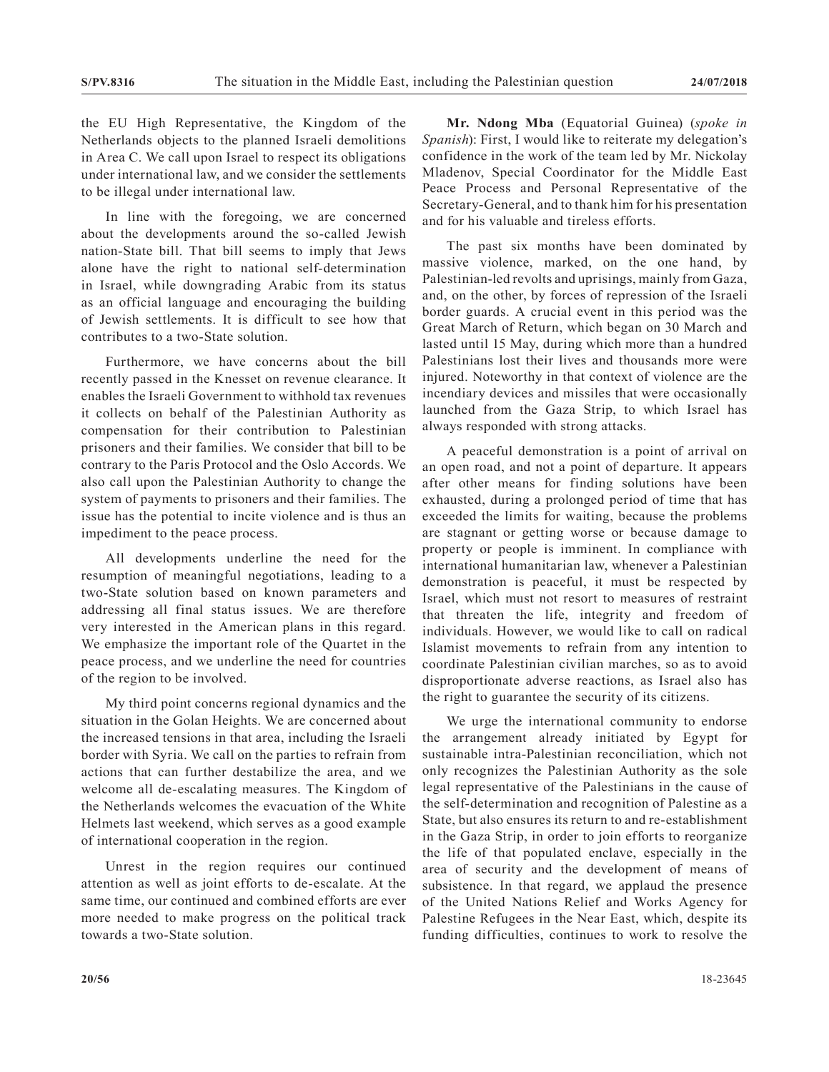the EU High Representative, the Kingdom of the Netherlands objects to the planned Israeli demolitions in Area C. We call upon Israel to respect its obligations under international law, and we consider the settlements to be illegal under international law.

In line with the foregoing, we are concerned about the developments around the so-called Jewish nation-State bill. That bill seems to imply that Jews alone have the right to national self-determination in Israel, while downgrading Arabic from its status as an official language and encouraging the building of Jewish settlements. It is difficult to see how that contributes to a two-State solution.

Furthermore, we have concerns about the bill recently passed in the Knesset on revenue clearance. It enables the Israeli Government to withhold tax revenues it collects on behalf of the Palestinian Authority as compensation for their contribution to Palestinian prisoners and their families. We consider that bill to be contrary to the Paris Protocol and the Oslo Accords. We also call upon the Palestinian Authority to change the system of payments to prisoners and their families. The issue has the potential to incite violence and is thus an impediment to the peace process.

All developments underline the need for the resumption of meaningful negotiations, leading to a two-State solution based on known parameters and addressing all final status issues. We are therefore very interested in the American plans in this regard. We emphasize the important role of the Quartet in the peace process, and we underline the need for countries of the region to be involved.

My third point concerns regional dynamics and the situation in the Golan Heights. We are concerned about the increased tensions in that area, including the Israeli border with Syria. We call on the parties to refrain from actions that can further destabilize the area, and we welcome all de-escalating measures. The Kingdom of the Netherlands welcomes the evacuation of the White Helmets last weekend, which serves as a good example of international cooperation in the region.

Unrest in the region requires our continued attention as well as joint efforts to de-escalate. At the same time, our continued and combined efforts are ever more needed to make progress on the political track towards a two-State solution.

**Mr. Ndong Mba** (Equatorial Guinea) (*spoke in Spanish*): First, I would like to reiterate my delegation's confidence in the work of the team led by Mr. Nickolay Mladenov, Special Coordinator for the Middle East Peace Process and Personal Representative of the Secretary-General, and to thank him for his presentation and for his valuable and tireless efforts.

The past six months have been dominated by massive violence, marked, on the one hand, by Palestinian-led revolts and uprisings, mainly from Gaza, and, on the other, by forces of repression of the Israeli border guards. A crucial event in this period was the Great March of Return, which began on 30 March and lasted until 15 May, during which more than a hundred Palestinians lost their lives and thousands more were injured. Noteworthy in that context of violence are the incendiary devices and missiles that were occasionally launched from the Gaza Strip, to which Israel has always responded with strong attacks.

A peaceful demonstration is a point of arrival on an open road, and not a point of departure. It appears after other means for finding solutions have been exhausted, during a prolonged period of time that has exceeded the limits for waiting, because the problems are stagnant or getting worse or because damage to property or people is imminent. In compliance with international humanitarian law, whenever a Palestinian demonstration is peaceful, it must be respected by Israel, which must not resort to measures of restraint that threaten the life, integrity and freedom of individuals. However, we would like to call on radical Islamist movements to refrain from any intention to coordinate Palestinian civilian marches, so as to avoid disproportionate adverse reactions, as Israel also has the right to guarantee the security of its citizens.

We urge the international community to endorse the arrangement already initiated by Egypt for sustainable intra-Palestinian reconciliation, which not only recognizes the Palestinian Authority as the sole legal representative of the Palestinians in the cause of the self-determination and recognition of Palestine as a State, but also ensures its return to and re-establishment in the Gaza Strip, in order to join efforts to reorganize the life of that populated enclave, especially in the area of security and the development of means of subsistence. In that regard, we applaud the presence of the United Nations Relief and Works Agency for Palestine Refugees in the Near East, which, despite its funding difficulties, continues to work to resolve the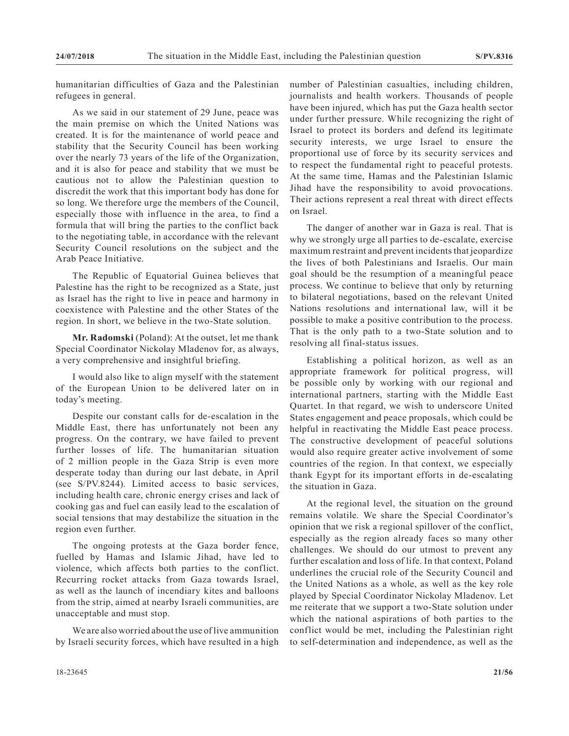humanitarian difficulties of Gaza and the Palestinian refugees in general.

As we said in our statement of 29 June, peace was the main premise on which the United Nations was created. It is for the maintenance of world peace and stability that the Security Council has been working over the nearly 73 years of the life of the Organization, and it is also for peace and stability that we must be cautious not to allow the Palestinian question to discredit the work that this important body has done for so long. We therefore urge the members of the Council, especially those with influence in the area, to find a formula that will bring the parties to the conflict back to the negotiating table, in accordance with the relevant Security Council resolutions on the subject and the Arab Peace Initiative.

The Republic of Equatorial Guinea believes that Palestine has the right to be recognized as a State, just as Israel has the right to live in peace and harmony in coexistence with Palestine and the other States of the region. In short, we believe in the two-State solution.

**Mr. Radomski** (Poland): At the outset, let me thank Special Coordinator Nickolay Mladenov for, as always, a very comprehensive and insightful briefing.

I would also like to align myself with the statement of the European Union to be delivered later on in today's meeting.

Despite our constant calls for de-escalation in the Middle East, there has unfortunately not been any progress. On the contrary, we have failed to prevent further losses of life. The humanitarian situation of 2 million people in the Gaza Strip is even more desperate today than during our last debate, in April (see S/PV.8244). Limited access to basic services, including health care, chronic energy crises and lack of cooking gas and fuel can easily lead to the escalation of social tensions that may destabilize the situation in the region even further.

The ongoing protests at the Gaza border fence, fuelled by Hamas and Islamic Jihad, have led to violence, which affects both parties to the conflict. Recurring rocket attacks from Gaza towards Israel, as well as the launch of incendiary kites and balloons from the strip, aimed at nearby Israeli communities, are unacceptable and must stop.

We are also worried about the use of live ammunition by Israeli security forces, which have resulted in a high number of Palestinian casualties, including children, journalists and health workers. Thousands of people have been injured, which has put the Gaza health sector under further pressure. While recognizing the right of Israel to protect its borders and defend its legitimate security interests, we urge Israel to ensure the proportional use of force by its security services and to respect the fundamental right to peaceful protests. At the same time, Hamas and the Palestinian Islamic Jihad have the responsibility to avoid provocations. Their actions represent a real threat with direct effects on Israel.

The danger of another war in Gaza is real. That is why we strongly urge all parties to de-escalate, exercise maximum restraint and prevent incidents that jeopardize the lives of both Palestinians and Israelis. Our main goal should be the resumption of a meaningful peace process. We continue to believe that only by returning to bilateral negotiations, based on the relevant United Nations resolutions and international law, will it be possible to make a positive contribution to the process. That is the only path to a two-State solution and to resolving all final-status issues.

Establishing a political horizon, as well as an appropriate framework for political progress, will be possible only by working with our regional and international partners, starting with the Middle East Quartet. In that regard, we wish to underscore United States engagement and peace proposals, which could be helpful in reactivating the Middle East peace process. The constructive development of peaceful solutions would also require greater active involvement of some countries of the region. In that context, we especially thank Egypt for its important efforts in de-escalating the situation in Gaza.

At the regional level, the situation on the ground remains volatile. We share the Special Coordinator's opinion that we risk a regional spillover of the conflict, especially as the region already faces so many other challenges. We should do our utmost to prevent any further escalation and loss of life. In that context, Poland underlines the crucial role of the Security Council and the United Nations as a whole, as well as the key role played by Special Coordinator Nickolay Mladenov. Let me reiterate that we support a two-State solution under which the national aspirations of both parties to the conflict would be met, including the Palestinian right to self-determination and independence, as well as the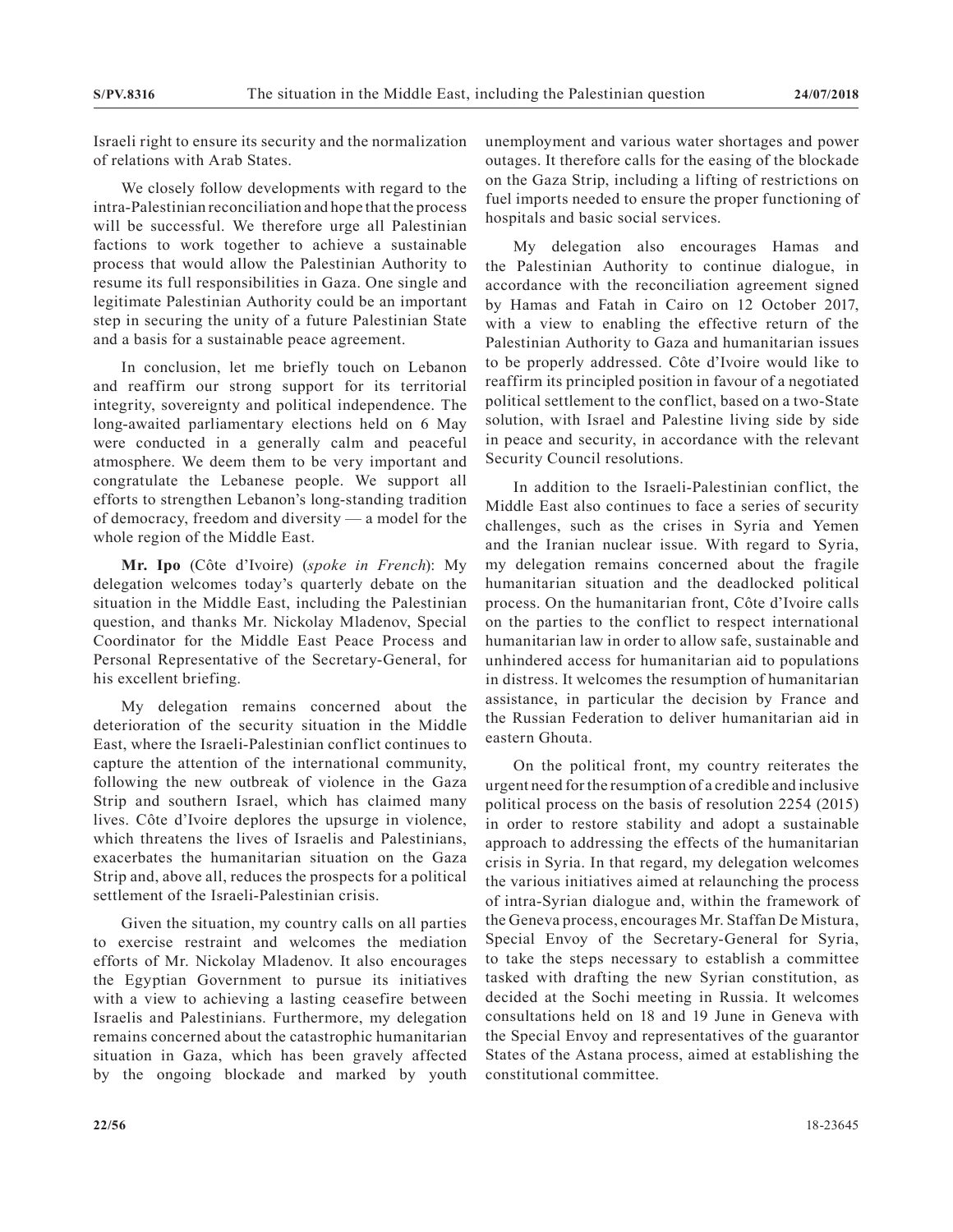Israeli right to ensure its security and the normalization of relations with Arab States.

We closely follow developments with regard to the intra-Palestinian reconciliation and hope that the process will be successful. We therefore urge all Palestinian factions to work together to achieve a sustainable process that would allow the Palestinian Authority to resume its full responsibilities in Gaza. One single and legitimate Palestinian Authority could be an important step in securing the unity of a future Palestinian State and a basis for a sustainable peace agreement.

In conclusion, let me briefly touch on Lebanon and reaffirm our strong support for its territorial integrity, sovereignty and political independence. The long-awaited parliamentary elections held on 6 May were conducted in a generally calm and peaceful atmosphere. We deem them to be very important and congratulate the Lebanese people. We support all efforts to strengthen Lebanon's long-standing tradition of democracy, freedom and diversity — a model for the whole region of the Middle East.

**Mr. Ipo** (Côte d'Ivoire) (*spoke in French*): My delegation welcomes today's quarterly debate on the situation in the Middle East, including the Palestinian question, and thanks Mr. Nickolay Mladenov, Special Coordinator for the Middle East Peace Process and Personal Representative of the Secretary-General, for his excellent briefing.

My delegation remains concerned about the deterioration of the security situation in the Middle East, where the Israeli-Palestinian conflict continues to capture the attention of the international community, following the new outbreak of violence in the Gaza Strip and southern Israel, which has claimed many lives. Côte d'Ivoire deplores the upsurge in violence, which threatens the lives of Israelis and Palestinians, exacerbates the humanitarian situation on the Gaza Strip and, above all, reduces the prospects for a political settlement of the Israeli-Palestinian crisis.

Given the situation, my country calls on all parties to exercise restraint and welcomes the mediation efforts of Mr. Nickolay Mladenov. It also encourages the Egyptian Government to pursue its initiatives with a view to achieving a lasting ceasefire between Israelis and Palestinians. Furthermore, my delegation remains concerned about the catastrophic humanitarian situation in Gaza, which has been gravely affected by the ongoing blockade and marked by youth unemployment and various water shortages and power outages. It therefore calls for the easing of the blockade on the Gaza Strip, including a lifting of restrictions on fuel imports needed to ensure the proper functioning of hospitals and basic social services.

My delegation also encourages Hamas and the Palestinian Authority to continue dialogue, in accordance with the reconciliation agreement signed by Hamas and Fatah in Cairo on 12 October 2017, with a view to enabling the effective return of the Palestinian Authority to Gaza and humanitarian issues to be properly addressed. Côte d'Ivoire would like to reaffirm its principled position in favour of a negotiated political settlement to the conflict, based on a two-State solution, with Israel and Palestine living side by side in peace and security, in accordance with the relevant Security Council resolutions.

In addition to the Israeli-Palestinian conflict, the Middle East also continues to face a series of security challenges, such as the crises in Syria and Yemen and the Iranian nuclear issue. With regard to Syria, my delegation remains concerned about the fragile humanitarian situation and the deadlocked political process. On the humanitarian front, Côte d'Ivoire calls on the parties to the conflict to respect international humanitarian law in order to allow safe, sustainable and unhindered access for humanitarian aid to populations in distress. It welcomes the resumption of humanitarian assistance, in particular the decision by France and the Russian Federation to deliver humanitarian aid in eastern Ghouta.

On the political front, my country reiterates the urgent need for the resumption of a credible and inclusive political process on the basis of resolution 2254 (2015) in order to restore stability and adopt a sustainable approach to addressing the effects of the humanitarian crisis in Syria. In that regard, my delegation welcomes the various initiatives aimed at relaunching the process of intra-Syrian dialogue and, within the framework of the Geneva process, encourages Mr. Staffan De Mistura, Special Envoy of the Secretary-General for Syria, to take the steps necessary to establish a committee tasked with drafting the new Syrian constitution, as decided at the Sochi meeting in Russia. It welcomes consultations held on 18 and 19 June in Geneva with the Special Envoy and representatives of the guarantor States of the Astana process, aimed at establishing the constitutional committee.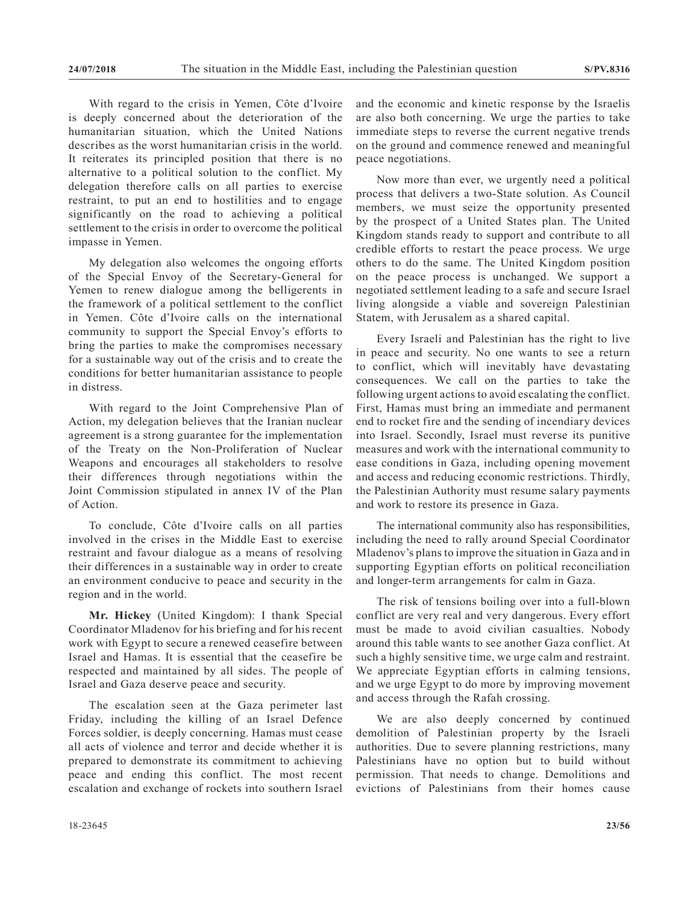With regard to the crisis in Yemen, Côte d'Ivoire is deeply concerned about the deterioration of the humanitarian situation, which the United Nations describes as the worst humanitarian crisis in the world. It reiterates its principled position that there is no alternative to a political solution to the conflict. My delegation therefore calls on all parties to exercise restraint, to put an end to hostilities and to engage significantly on the road to achieving a political settlement to the crisis in order to overcome the political impasse in Yemen.

My delegation also welcomes the ongoing efforts of the Special Envoy of the Secretary-General for Yemen to renew dialogue among the belligerents in the framework of a political settlement to the conflict in Yemen. Côte d'Ivoire calls on the international community to support the Special Envoy's efforts to bring the parties to make the compromises necessary for a sustainable way out of the crisis and to create the conditions for better humanitarian assistance to people in distress.

With regard to the Joint Comprehensive Plan of Action, my delegation believes that the Iranian nuclear agreement is a strong guarantee for the implementation of the Treaty on the Non-Proliferation of Nuclear Weapons and encourages all stakeholders to resolve their differences through negotiations within the Joint Commission stipulated in annex IV of the Plan of Action.

To conclude, Côte d'Ivoire calls on all parties involved in the crises in the Middle East to exercise restraint and favour dialogue as a means of resolving their differences in a sustainable way in order to create an environment conducive to peace and security in the region and in the world.

**Mr. Hickey** (United Kingdom): I thank Special Coordinator Mladenov for his briefing and for his recent work with Egypt to secure a renewed ceasefire between Israel and Hamas. It is essential that the ceasefire be respected and maintained by all sides. The people of Israel and Gaza deserve peace and security.

The escalation seen at the Gaza perimeter last Friday, including the killing of an Israel Defence Forces soldier, is deeply concerning. Hamas must cease all acts of violence and terror and decide whether it is prepared to demonstrate its commitment to achieving peace and ending this conflict. The most recent escalation and exchange of rockets into southern Israel and the economic and kinetic response by the Israelis are also both concerning. We urge the parties to take immediate steps to reverse the current negative trends on the ground and commence renewed and meaningful peace negotiations.

Now more than ever, we urgently need a political process that delivers a two-State solution. As Council members, we must seize the opportunity presented by the prospect of a United States plan. The United Kingdom stands ready to support and contribute to all credible efforts to restart the peace process. We urge others to do the same. The United Kingdom position on the peace process is unchanged. We support a negotiated settlement leading to a safe and secure Israel living alongside a viable and sovereign Palestinian Statem, with Jerusalem as a shared capital.

Every Israeli and Palestinian has the right to live in peace and security. No one wants to see a return to conflict, which will inevitably have devastating consequences. We call on the parties to take the following urgent actions to avoid escalating the conflict. First, Hamas must bring an immediate and permanent end to rocket fire and the sending of incendiary devices into Israel. Secondly, Israel must reverse its punitive measures and work with the international community to ease conditions in Gaza, including opening movement and access and reducing economic restrictions. Thirdly, the Palestinian Authority must resume salary payments and work to restore its presence in Gaza.

The international community also has responsibilities, including the need to rally around Special Coordinator Mladenov's plans to improve the situation in Gaza and in supporting Egyptian efforts on political reconciliation and longer-term arrangements for calm in Gaza.

The risk of tensions boiling over into a full-blown conflict are very real and very dangerous. Every effort must be made to avoid civilian casualties. Nobody around this table wants to see another Gaza conflict. At such a highly sensitive time, we urge calm and restraint. We appreciate Egyptian efforts in calming tensions, and we urge Egypt to do more by improving movement and access through the Rafah crossing.

We are also deeply concerned by continued demolition of Palestinian property by the Israeli authorities. Due to severe planning restrictions, many Palestinians have no option but to build without permission. That needs to change. Demolitions and evictions of Palestinians from their homes cause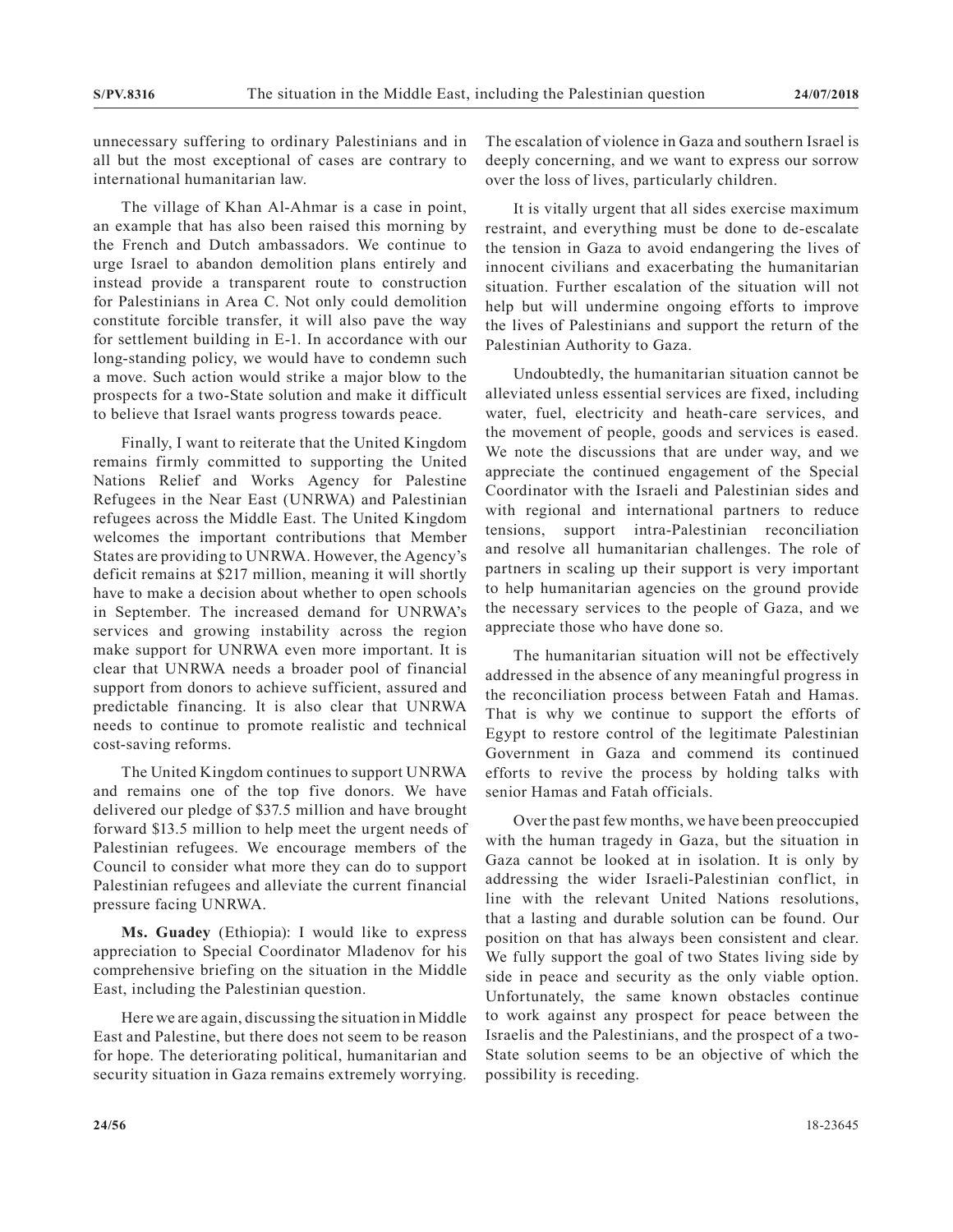unnecessary suffering to ordinary Palestinians and in all but the most exceptional of cases are contrary to international humanitarian law.

The village of Khan Al-Ahmar is a case in point, an example that has also been raised this morning by the French and Dutch ambassadors. We continue to urge Israel to abandon demolition plans entirely and instead provide a transparent route to construction for Palestinians in Area C. Not only could demolition constitute forcible transfer, it will also pave the way for settlement building in E-1. In accordance with our long-standing policy, we would have to condemn such a move. Such action would strike a major blow to the prospects for a two-State solution and make it difficult to believe that Israel wants progress towards peace.

Finally, I want to reiterate that the United Kingdom remains firmly committed to supporting the United Nations Relief and Works Agency for Palestine Refugees in the Near East (UNRWA) and Palestinian refugees across the Middle East. The United Kingdom welcomes the important contributions that Member States are providing to UNRWA. However, the Agency's deficit remains at $217 million, meaning it will shortly have to make a decision about whether to open schools in September. The increased demand for UNRWA's services and growing instability across the region make support for UNRWA even more important. It is clear that UNRWA needs a broader pool of financial support from donors to achieve sufficient, assured and predictable financing. It is also clear that UNRWA needs to continue to promote realistic and technical cost-saving reforms.

The United Kingdom continues to support UNRWA and remains one of the top five donors. We have delivered our pledge of $37.5 million and have brought forward $13.5 million to help meet the urgent needs of Palestinian refugees. We encourage members of the Council to consider what more they can do to support Palestinian refugees and alleviate the current financial pressure facing UNRWA.

**Ms. Guadey** (Ethiopia): I would like to express appreciation to Special Coordinator Mladenov for his comprehensive briefing on the situation in the Middle East, including the Palestinian question.

Here we are again, discussing the situation in Middle East and Palestine, but there does not seem to be reason for hope. The deteriorating political, humanitarian and security situation in Gaza remains extremely worrying. The escalation of violence in Gaza and southern Israel is deeply concerning, and we want to express our sorrow over the loss of lives, particularly children.

It is vitally urgent that all sides exercise maximum restraint, and everything must be done to de-escalate the tension in Gaza to avoid endangering the lives of innocent civilians and exacerbating the humanitarian situation. Further escalation of the situation will not help but will undermine ongoing efforts to improve the lives of Palestinians and support the return of the Palestinian Authority to Gaza.

Undoubtedly, the humanitarian situation cannot be alleviated unless essential services are fixed, including water, fuel, electricity and heath-care services, and the movement of people, goods and services is eased. We note the discussions that are under way, and we appreciate the continued engagement of the Special Coordinator with the Israeli and Palestinian sides and with regional and international partners to reduce tensions, support intra-Palestinian reconciliation and resolve all humanitarian challenges. The role of partners in scaling up their support is very important to help humanitarian agencies on the ground provide the necessary services to the people of Gaza, and we appreciate those who have done so.

The humanitarian situation will not be effectively addressed in the absence of any meaningful progress in the reconciliation process between Fatah and Hamas. That is why we continue to support the efforts of Egypt to restore control of the legitimate Palestinian Government in Gaza and commend its continued efforts to revive the process by holding talks with senior Hamas and Fatah officials.

Over the past few months, we have been preoccupied with the human tragedy in Gaza, but the situation in Gaza cannot be looked at in isolation. It is only by addressing the wider Israeli-Palestinian conflict, in line with the relevant United Nations resolutions, that a lasting and durable solution can be found. Our position on that has always been consistent and clear. We fully support the goal of two States living side by side in peace and security as the only viable option. Unfortunately, the same known obstacles continue to work against any prospect for peace between the Israelis and the Palestinians, and the prospect of a two-State solution seems to be an objective of which the possibility is receding.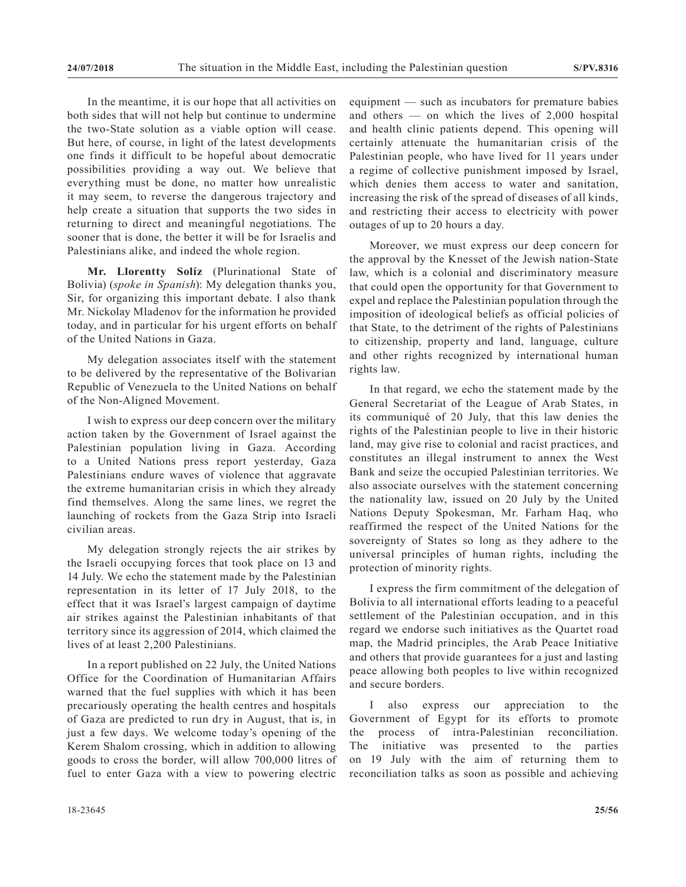In the meantime, it is our hope that all activities on both sides that will not help but continue to undermine the two-State solution as a viable option will cease. But here, of course, in light of the latest developments one finds it difficult to be hopeful about democratic possibilities providing a way out. We believe that everything must be done, no matter how unrealistic it may seem, to reverse the dangerous trajectory and help create a situation that supports the two sides in returning to direct and meaningful negotiations. The sooner that is done, the better it will be for Israelis and Palestinians alike, and indeed the whole region.

**Mr. Llorentty Solíz** (Plurinational State of Bolivia) (*spoke in Spanish*): My delegation thanks you, Sir, for organizing this important debate. I also thank Mr. Nickolay Mladenov for the information he provided today, and in particular for his urgent efforts on behalf of the United Nations in Gaza.

My delegation associates itself with the statement to be delivered by the representative of the Bolivarian Republic of Venezuela to the United Nations on behalf of the Non-Aligned Movement.

I wish to express our deep concern over the military action taken by the Government of Israel against the Palestinian population living in Gaza. According to a United Nations press report yesterday, Gaza Palestinians endure waves of violence that aggravate the extreme humanitarian crisis in which they already find themselves. Along the same lines, we regret the launching of rockets from the Gaza Strip into Israeli civilian areas.

My delegation strongly rejects the air strikes by the Israeli occupying forces that took place on 13 and 14 July. We echo the statement made by the Palestinian representation in its letter of 17 July 2018, to the effect that it was Israel's largest campaign of daytime air strikes against the Palestinian inhabitants of that territory since its aggression of 2014, which claimed the lives of at least 2,200 Palestinians.

In a report published on 22 July, the United Nations Office for the Coordination of Humanitarian Affairs warned that the fuel supplies with which it has been precariously operating the health centres and hospitals of Gaza are predicted to run dry in August, that is, in just a few days. We welcome today's opening of the Kerem Shalom crossing, which in addition to allowing goods to cross the border, will allow 700,000 litres of fuel to enter Gaza with a view to powering electric equipment — such as incubators for premature babies and others — on which the lives of 2,000 hospital and health clinic patients depend. This opening will certainly attenuate the humanitarian crisis of the Palestinian people, who have lived for 11 years under a regime of collective punishment imposed by Israel, which denies them access to water and sanitation, increasing the risk of the spread of diseases of all kinds, and restricting their access to electricity with power outages of up to 20 hours a day.

Moreover, we must express our deep concern for the approval by the Knesset of the Jewish nation-State law, which is a colonial and discriminatory measure that could open the opportunity for that Government to expel and replace the Palestinian population through the imposition of ideological beliefs as official policies of that State, to the detriment of the rights of Palestinians to citizenship, property and land, language, culture and other rights recognized by international human rights law.

In that regard, we echo the statement made by the General Secretariat of the League of Arab States, in its communiqué of 20 July, that this law denies the rights of the Palestinian people to live in their historic land, may give rise to colonial and racist practices, and constitutes an illegal instrument to annex the West Bank and seize the occupied Palestinian territories. We also associate ourselves with the statement concerning the nationality law, issued on 20 July by the United Nations Deputy Spokesman, Mr. Farham Haq, who reaffirmed the respect of the United Nations for the sovereignty of States so long as they adhere to the universal principles of human rights, including the protection of minority rights.

I express the firm commitment of the delegation of Bolivia to all international efforts leading to a peaceful settlement of the Palestinian occupation, and in this regard we endorse such initiatives as the Quartet road map, the Madrid principles, the Arab Peace Initiative and others that provide guarantees for a just and lasting peace allowing both peoples to live within recognized and secure borders.

I also express our appreciation to the Government of Egypt for its efforts to promote the process of intra-Palestinian reconciliation. The initiative was presented to the parties on 19 July with the aim of returning them to reconciliation talks as soon as possible and achieving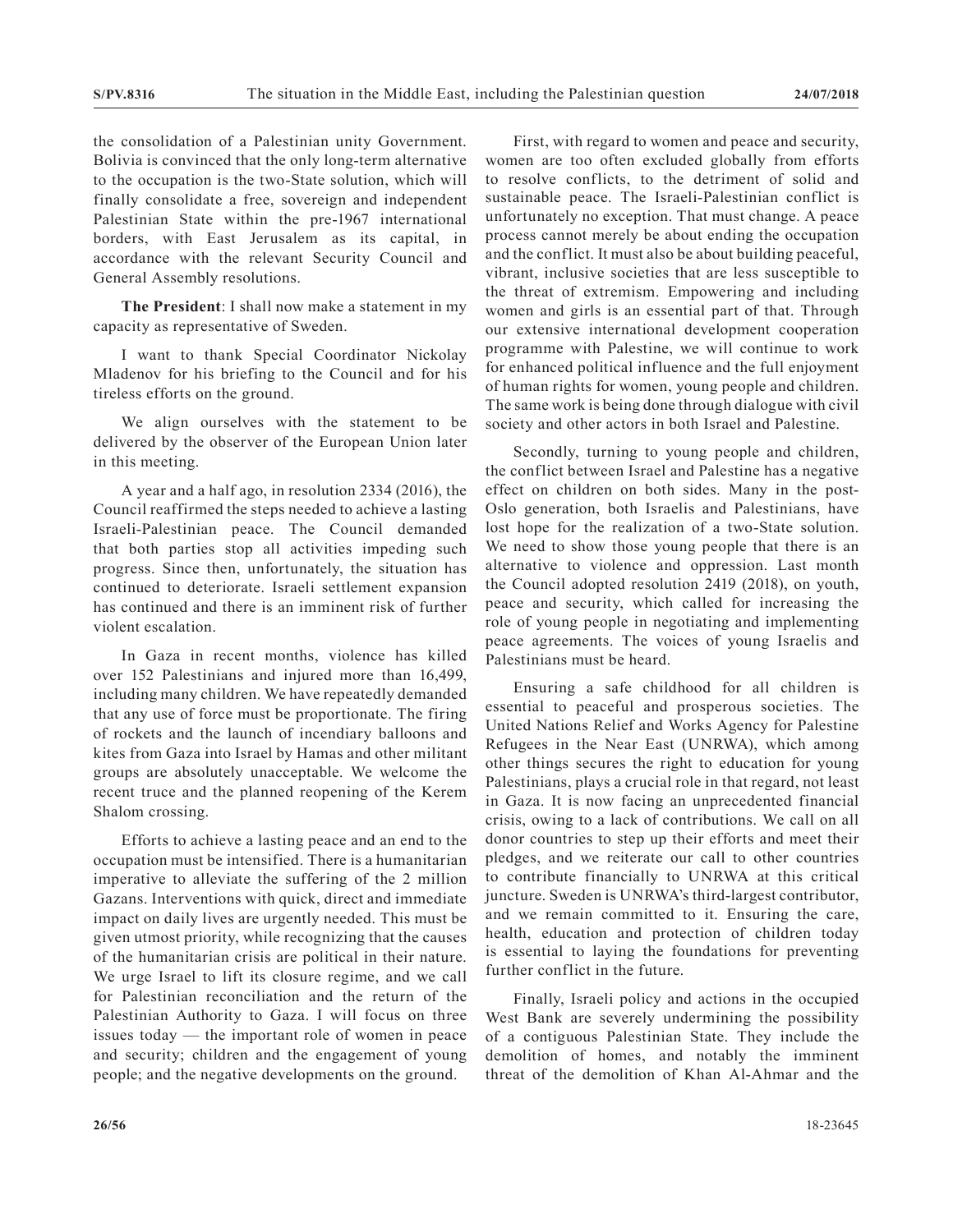the consolidation of a Palestinian unity Government. Bolivia is convinced that the only long-term alternative to the occupation is the two-State solution, which will finally consolidate a free, sovereign and independent Palestinian State within the pre-1967 international borders, with East Jerusalem as its capital, in accordance with the relevant Security Council and General Assembly resolutions.

**The President**: I shall now make a statement in my capacity as representative of Sweden.

I want to thank Special Coordinator Nickolay Mladenov for his briefing to the Council and for his tireless efforts on the ground.

We align ourselves with the statement to be delivered by the observer of the European Union later in this meeting.

A year and a half ago, in resolution 2334 (2016), the Council reaffirmed the steps needed to achieve a lasting Israeli-Palestinian peace. The Council demanded that both parties stop all activities impeding such progress. Since then, unfortunately, the situation has continued to deteriorate. Israeli settlement expansion has continued and there is an imminent risk of further violent escalation.

In Gaza in recent months, violence has killed over 152 Palestinians and injured more than 16,499, including many children. We have repeatedly demanded that any use of force must be proportionate. The firing of rockets and the launch of incendiary balloons and kites from Gaza into Israel by Hamas and other militant groups are absolutely unacceptable. We welcome the recent truce and the planned reopening of the Kerem Shalom crossing.

Efforts to achieve a lasting peace and an end to the occupation must be intensified. There is a humanitarian imperative to alleviate the suffering of the 2 million Gazans. Interventions with quick, direct and immediate impact on daily lives are urgently needed. This must be given utmost priority, while recognizing that the causes of the humanitarian crisis are political in their nature. We urge Israel to lift its closure regime, and we call for Palestinian reconciliation and the return of the Palestinian Authority to Gaza. I will focus on three issues today — the important role of women in peace and security; children and the engagement of young people; and the negative developments on the ground.

First, with regard to women and peace and security, women are too often excluded globally from efforts to resolve conflicts, to the detriment of solid and sustainable peace. The Israeli-Palestinian conflict is unfortunately no exception. That must change. A peace process cannot merely be about ending the occupation and the conflict. It must also be about building peaceful, vibrant, inclusive societies that are less susceptible to the threat of extremism. Empowering and including women and girls is an essential part of that. Through our extensive international development cooperation programme with Palestine, we will continue to work for enhanced political influence and the full enjoyment of human rights for women, young people and children. The same work is being done through dialogue with civil society and other actors in both Israel and Palestine.

Secondly, turning to young people and children, the conflict between Israel and Palestine has a negative effect on children on both sides. Many in the post-Oslo generation, both Israelis and Palestinians, have lost hope for the realization of a two-State solution. We need to show those young people that there is an alternative to violence and oppression. Last month the Council adopted resolution 2419 (2018), on youth, peace and security, which called for increasing the role of young people in negotiating and implementing peace agreements. The voices of young Israelis and Palestinians must be heard.

Ensuring a safe childhood for all children is essential to peaceful and prosperous societies. The United Nations Relief and Works Agency for Palestine Refugees in the Near East (UNRWA), which among other things secures the right to education for young Palestinians, plays a crucial role in that regard, not least in Gaza. It is now facing an unprecedented financial crisis, owing to a lack of contributions. We call on all donor countries to step up their efforts and meet their pledges, and we reiterate our call to other countries to contribute financially to UNRWA at this critical juncture. Sweden is UNRWA's third-largest contributor, and we remain committed to it. Ensuring the care, health, education and protection of children today is essential to laying the foundations for preventing further conflict in the future.

Finally, Israeli policy and actions in the occupied West Bank are severely undermining the possibility of a contiguous Palestinian State. They include the demolition of homes, and notably the imminent threat of the demolition of Khan Al-Ahmar and the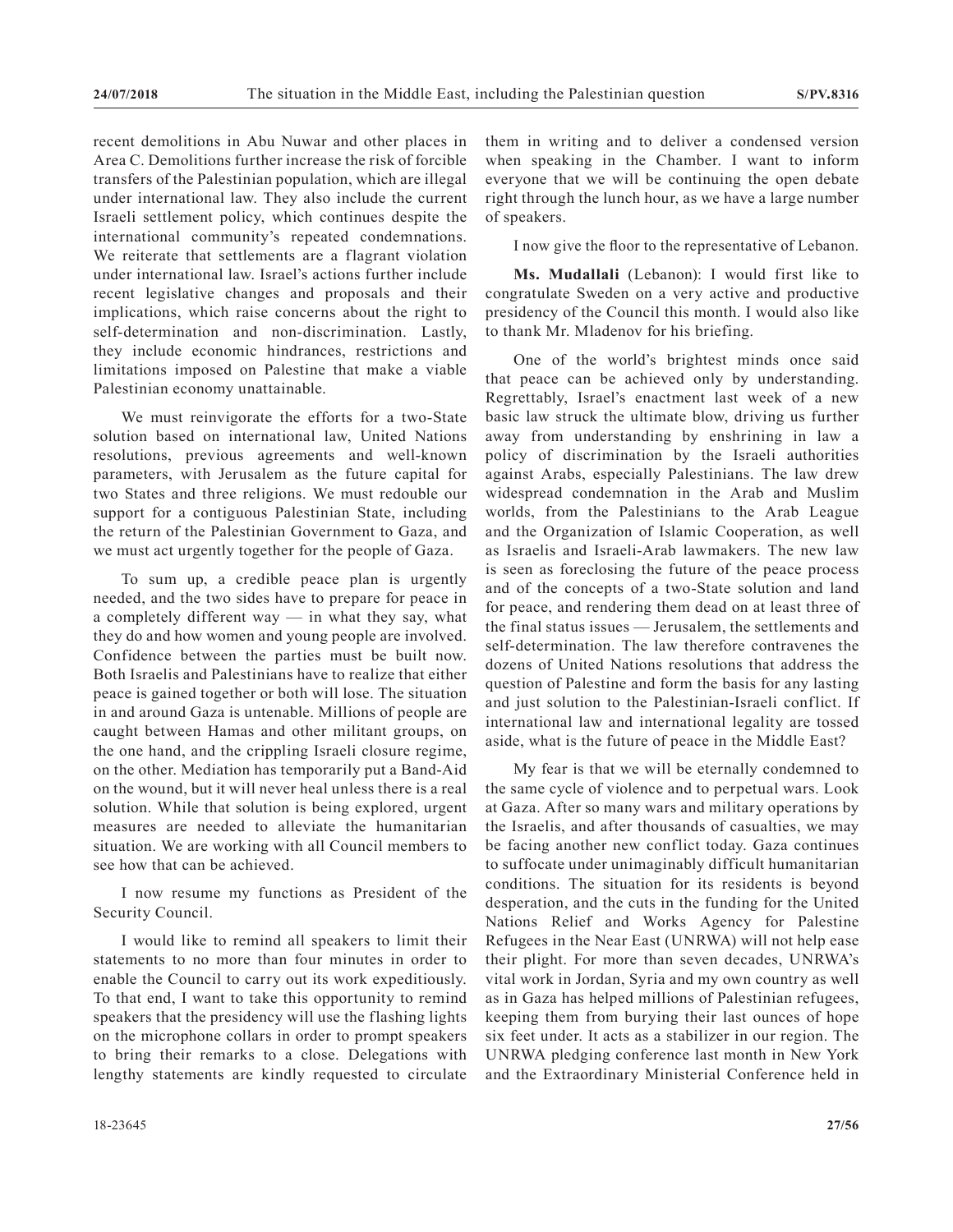recent demolitions in Abu Nuwar and other places in Area C. Demolitions further increase the risk of forcible transfers of the Palestinian population, which are illegal under international law. They also include the current Israeli settlement policy, which continues despite the international community's repeated condemnations. We reiterate that settlements are a flagrant violation under international law. Israel's actions further include recent legislative changes and proposals and their implications, which raise concerns about the right to self-determination and non-discrimination. Lastly, they include economic hindrances, restrictions and limitations imposed on Palestine that make a viable Palestinian economy unattainable.

We must reinvigorate the efforts for a two-State solution based on international law, United Nations resolutions, previous agreements and well-known parameters, with Jerusalem as the future capital for two States and three religions. We must redouble our support for a contiguous Palestinian State, including the return of the Palestinian Government to Gaza, and we must act urgently together for the people of Gaza.

To sum up, a credible peace plan is urgently needed, and the two sides have to prepare for peace in a completely different way — in what they say, what they do and how women and young people are involved. Confidence between the parties must be built now. Both Israelis and Palestinians have to realize that either peace is gained together or both will lose. The situation in and around Gaza is untenable. Millions of people are caught between Hamas and other militant groups, on the one hand, and the crippling Israeli closure regime, on the other. Mediation has temporarily put a Band-Aid on the wound, but it will never heal unless there is a real solution. While that solution is being explored, urgent measures are needed to alleviate the humanitarian situation. We are working with all Council members to see how that can be achieved.

I now resume my functions as President of the Security Council.

I would like to remind all speakers to limit their statements to no more than four minutes in order to enable the Council to carry out its work expeditiously. To that end, I want to take this opportunity to remind speakers that the presidency will use the flashing lights on the microphone collars in order to prompt speakers to bring their remarks to a close. Delegations with lengthy statements are kindly requested to circulate them in writing and to deliver a condensed version when speaking in the Chamber. I want to inform everyone that we will be continuing the open debate right through the lunch hour, as we have a large number of speakers.

I now give the floor to the representative of Lebanon.

**Ms. Mudallali** (Lebanon): I would first like to congratulate Sweden on a very active and productive presidency of the Council this month. I would also like to thank Mr. Mladenov for his briefing.

One of the world's brightest minds once said that peace can be achieved only by understanding. Regrettably, Israel's enactment last week of a new basic law struck the ultimate blow, driving us further away from understanding by enshrining in law a policy of discrimination by the Israeli authorities against Arabs, especially Palestinians. The law drew widespread condemnation in the Arab and Muslim worlds, from the Palestinians to the Arab League and the Organization of Islamic Cooperation, as well as Israelis and Israeli-Arab lawmakers. The new law is seen as foreclosing the future of the peace process and of the concepts of a two-State solution and land for peace, and rendering them dead on at least three of the final status issues — Jerusalem, the settlements and self-determination. The law therefore contravenes the dozens of United Nations resolutions that address the question of Palestine and form the basis for any lasting and just solution to the Palestinian-Israeli conflict. If international law and international legality are tossed aside, what is the future of peace in the Middle East?

My fear is that we will be eternally condemned to the same cycle of violence and to perpetual wars. Look at Gaza. After so many wars and military operations by the Israelis, and after thousands of casualties, we may be facing another new conflict today. Gaza continues to suffocate under unimaginably difficult humanitarian conditions. The situation for its residents is beyond desperation, and the cuts in the funding for the United Nations Relief and Works Agency for Palestine Refugees in the Near East (UNRWA) will not help ease their plight. For more than seven decades, UNRWA's vital work in Jordan, Syria and my own country as well as in Gaza has helped millions of Palestinian refugees, keeping them from burying their last ounces of hope six feet under. It acts as a stabilizer in our region. The UNRWA pledging conference last month in New York and the Extraordinary Ministerial Conference held in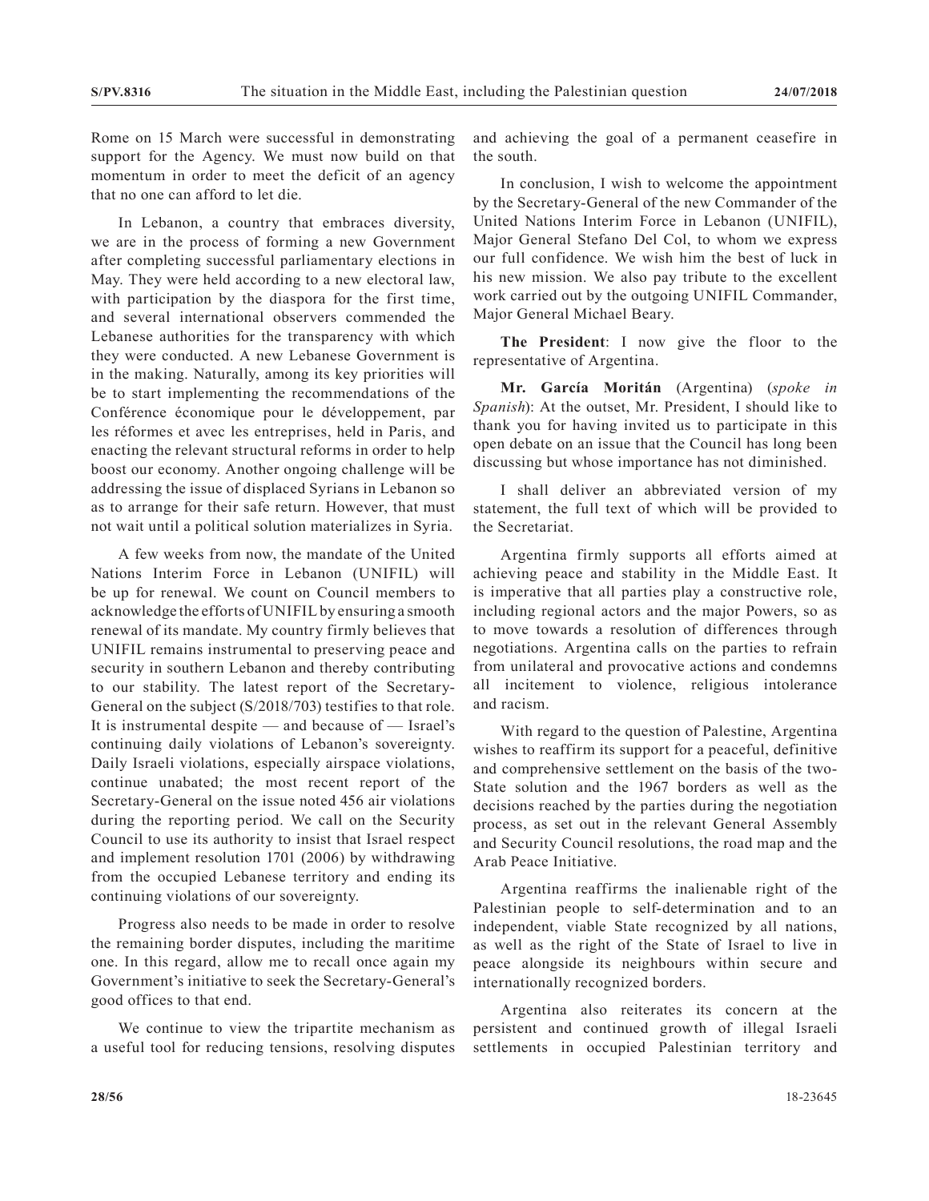Rome on 15 March were successful in demonstrating support for the Agency. We must now build on that momentum in order to meet the deficit of an agency that no one can afford to let die.

In Lebanon, a country that embraces diversity, we are in the process of forming a new Government after completing successful parliamentary elections in May. They were held according to a new electoral law, with participation by the diaspora for the first time, and several international observers commended the Lebanese authorities for the transparency with which they were conducted. A new Lebanese Government is in the making. Naturally, among its key priorities will be to start implementing the recommendations of the Conférence économique pour le développement, par les réformes et avec les entreprises, held in Paris, and enacting the relevant structural reforms in order to help boost our economy. Another ongoing challenge will be addressing the issue of displaced Syrians in Lebanon so as to arrange for their safe return. However, that must not wait until a political solution materializes in Syria.

A few weeks from now, the mandate of the United Nations Interim Force in Lebanon (UNIFIL) will be up for renewal. We count on Council members to acknowledge the efforts of UNIFIL by ensuring a smooth renewal of its mandate. My country firmly believes that UNIFIL remains instrumental to preserving peace and security in southern Lebanon and thereby contributing to our stability. The latest report of the Secretary-General on the subject (S/2018/703) testifies to that role. It is instrumental despite — and because of — Israel's continuing daily violations of Lebanon's sovereignty. Daily Israeli violations, especially airspace violations, continue unabated; the most recent report of the Secretary-General on the issue noted 456 air violations during the reporting period. We call on the Security Council to use its authority to insist that Israel respect and implement resolution 1701 (2006) by withdrawing from the occupied Lebanese territory and ending its continuing violations of our sovereignty.

Progress also needs to be made in order to resolve the remaining border disputes, including the maritime one. In this regard, allow me to recall once again my Government's initiative to seek the Secretary-General's good offices to that end.

We continue to view the tripartite mechanism as a useful tool for reducing tensions, resolving disputes and achieving the goal of a permanent ceasefire in the south.

In conclusion, I wish to welcome the appointment by the Secretary-General of the new Commander of the United Nations Interim Force in Lebanon (UNIFIL), Major General Stefano Del Col, to whom we express our full confidence. We wish him the best of luck in his new mission. We also pay tribute to the excellent work carried out by the outgoing UNIFIL Commander, Major General Michael Beary.

**The President**: I now give the floor to the representative of Argentina.

**Mr. García Moritán** (Argentina) (*spoke in Spanish*): At the outset, Mr. President, I should like to thank you for having invited us to participate in this open debate on an issue that the Council has long been discussing but whose importance has not diminished.

I shall deliver an abbreviated version of my statement, the full text of which will be provided to the Secretariat.

Argentina firmly supports all efforts aimed at achieving peace and stability in the Middle East. It is imperative that all parties play a constructive role, including regional actors and the major Powers, so as to move towards a resolution of differences through negotiations. Argentina calls on the parties to refrain from unilateral and provocative actions and condemns all incitement to violence, religious intolerance and racism.

With regard to the question of Palestine, Argentina wishes to reaffirm its support for a peaceful, definitive and comprehensive settlement on the basis of the two-State solution and the 1967 borders as well as the decisions reached by the parties during the negotiation process, as set out in the relevant General Assembly and Security Council resolutions, the road map and the Arab Peace Initiative.

Argentina reaffirms the inalienable right of the Palestinian people to self-determination and to an independent, viable State recognized by all nations, as well as the right of the State of Israel to live in peace alongside its neighbours within secure and internationally recognized borders.

Argentina also reiterates its concern at the persistent and continued growth of illegal Israeli settlements in occupied Palestinian territory and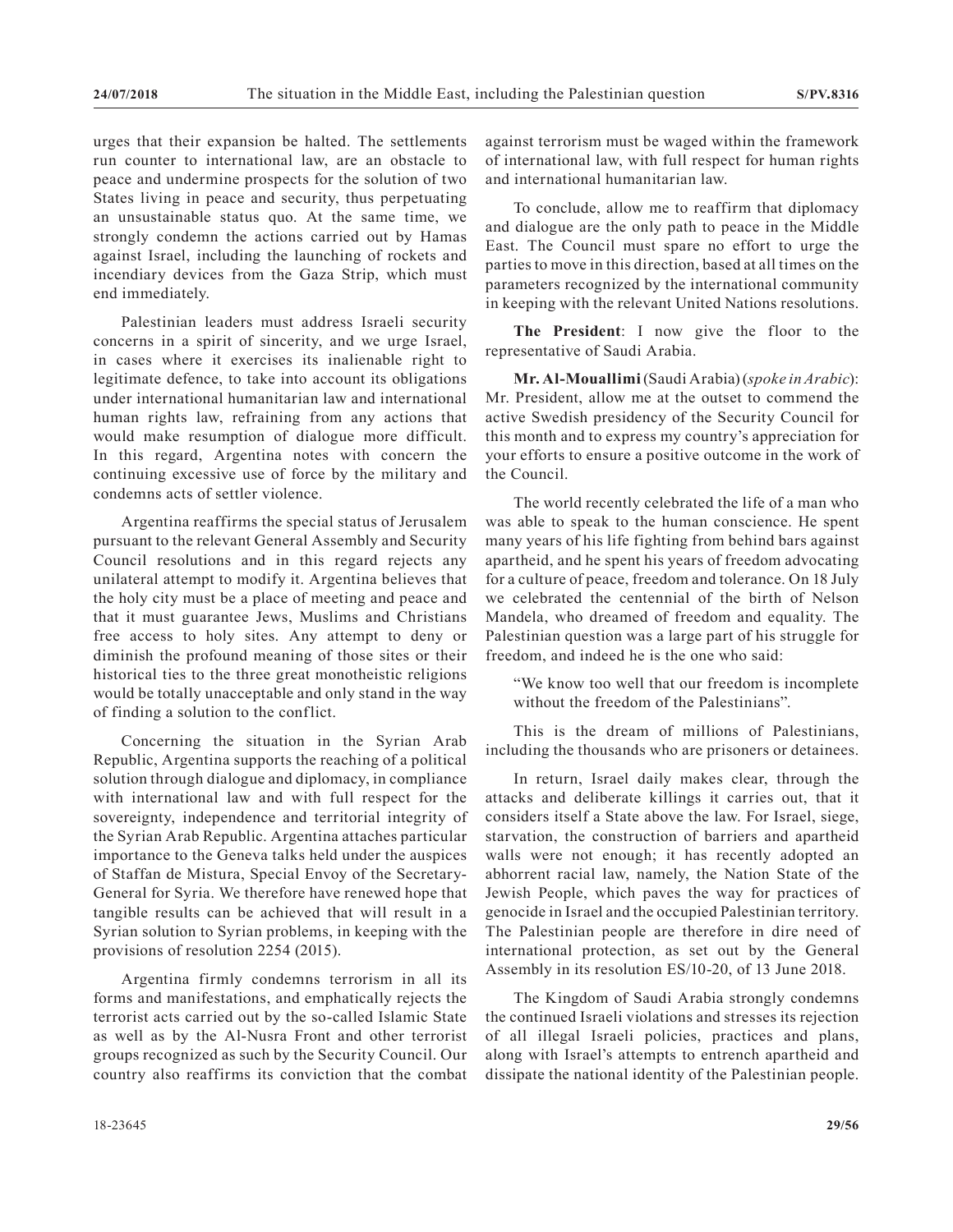urges that their expansion be halted. The settlements run counter to international law, are an obstacle to peace and undermine prospects for the solution of two States living in peace and security, thus perpetuating an unsustainable status quo. At the same time, we strongly condemn the actions carried out by Hamas against Israel, including the launching of rockets and incendiary devices from the Gaza Strip, which must end immediately.

Palestinian leaders must address Israeli security concerns in a spirit of sincerity, and we urge Israel, in cases where it exercises its inalienable right to legitimate defence, to take into account its obligations under international humanitarian law and international human rights law, refraining from any actions that would make resumption of dialogue more difficult. In this regard, Argentina notes with concern the continuing excessive use of force by the military and condemns acts of settler violence.

Argentina reaffirms the special status of Jerusalem pursuant to the relevant General Assembly and Security Council resolutions and in this regard rejects any unilateral attempt to modify it. Argentina believes that the holy city must be a place of meeting and peace and that it must guarantee Jews, Muslims and Christians free access to holy sites. Any attempt to deny or diminish the profound meaning of those sites or their historical ties to the three great monotheistic religions would be totally unacceptable and only stand in the way of finding a solution to the conflict.

Concerning the situation in the Syrian Arab Republic, Argentina supports the reaching of a political solution through dialogue and diplomacy, in compliance with international law and with full respect for the sovereignty, independence and territorial integrity of the Syrian Arab Republic. Argentina attaches particular importance to the Geneva talks held under the auspices of Staffan de Mistura, Special Envoy of the Secretary-General for Syria. We therefore have renewed hope that tangible results can be achieved that will result in a Syrian solution to Syrian problems, in keeping with the provisions of resolution 2254 (2015).

Argentina firmly condemns terrorism in all its forms and manifestations, and emphatically rejects the terrorist acts carried out by the so-called Islamic State as well as by the Al-Nusra Front and other terrorist groups recognized as such by the Security Council. Our country also reaffirms its conviction that the combat against terrorism must be waged within the framework of international law, with full respect for human rights and international humanitarian law.

To conclude, allow me to reaffirm that diplomacy and dialogue are the only path to peace in the Middle East. The Council must spare no effort to urge the parties to move in this direction, based at all times on the parameters recognized by the international community in keeping with the relevant United Nations resolutions.

**The President**: I now give the floor to the representative of Saudi Arabia.

**Mr. Al-Mouallimi** (Saudi Arabia) (*spoke in Arabic*): Mr. President, allow me at the outset to commend the active Swedish presidency of the Security Council for this month and to express my country's appreciation for your efforts to ensure a positive outcome in the work of the Council.

The world recently celebrated the life of a man who was able to speak to the human conscience. He spent many years of his life fighting from behind bars against apartheid, and he spent his years of freedom advocating for a culture of peace, freedom and tolerance. On 18 July we celebrated the centennial of the birth of Nelson Mandela, who dreamed of freedom and equality. The Palestinian question was a large part of his struggle for freedom, and indeed he is the one who said:

> "We know too well that our freedom is incomplete without the freedom of the Palestinians".

This is the dream of millions of Palestinians, including the thousands who are prisoners or detainees.

In return, Israel daily makes clear, through the attacks and deliberate killings it carries out, that it considers itself a State above the law. For Israel, siege, starvation, the construction of barriers and apartheid walls were not enough; it has recently adopted an abhorrent racial law, namely, the Nation State of the Jewish People, which paves the way for practices of genocide in Israel and the occupied Palestinian territory. The Palestinian people are therefore in dire need of international protection, as set out by the General Assembly in its resolution ES/10-20, of 13 June 2018.

The Kingdom of Saudi Arabia strongly condemns the continued Israeli violations and stresses its rejection of all illegal Israeli policies, practices and plans, along with Israel's attempts to entrench apartheid and dissipate the national identity of the Palestinian people.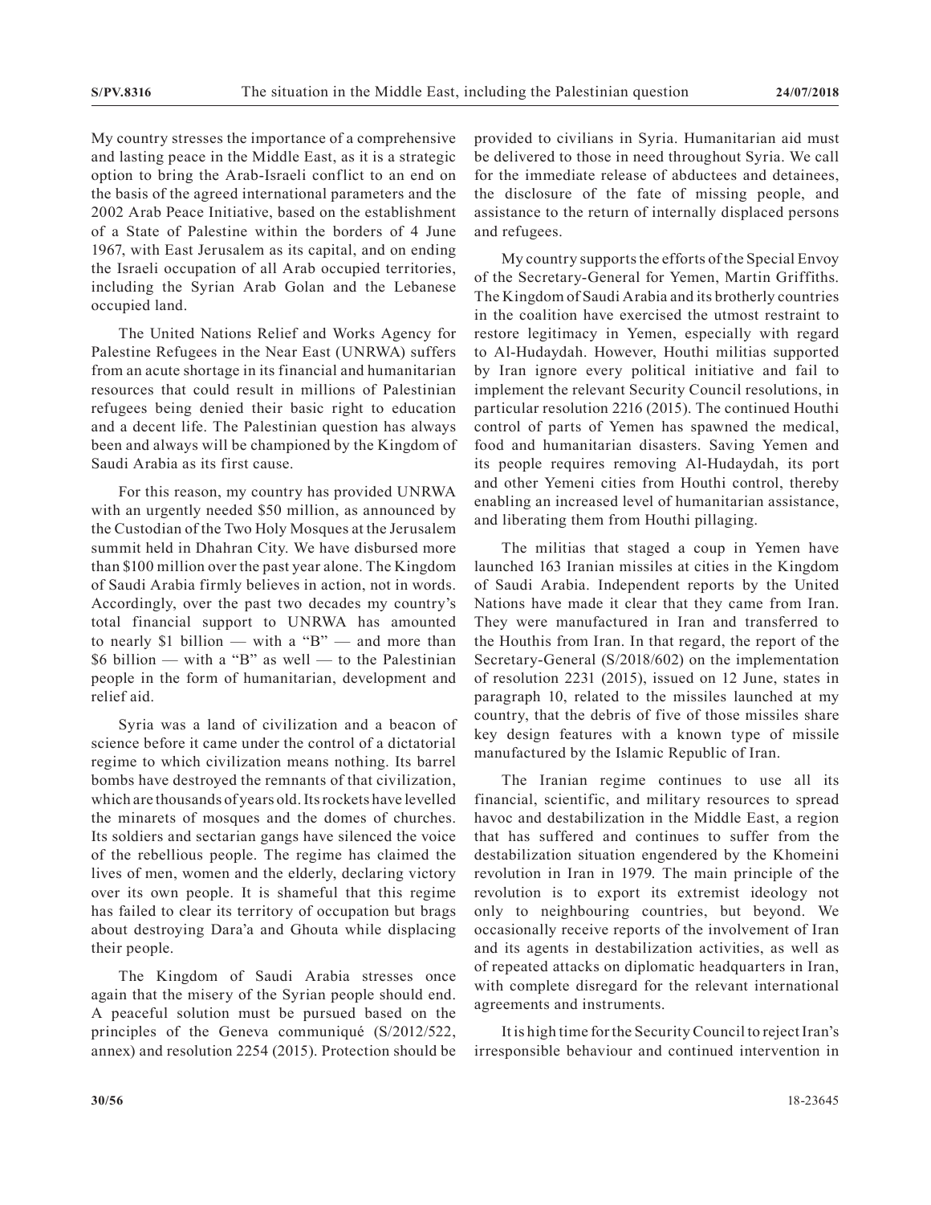My country stresses the importance of a comprehensive and lasting peace in the Middle East, as it is a strategic option to bring the Arab-Israeli conflict to an end on the basis of the agreed international parameters and the 2002 Arab Peace Initiative, based on the establishment of a State of Palestine within the borders of 4 June 1967, with East Jerusalem as its capital, and on ending the Israeli occupation of all Arab occupied territories, including the Syrian Arab Golan and the Lebanese occupied land.

The United Nations Relief and Works Agency for Palestine Refugees in the Near East (UNRWA) suffers from an acute shortage in its financial and humanitarian resources that could result in millions of Palestinian refugees being denied their basic right to education and a decent life. The Palestinian question has always been and always will be championed by the Kingdom of Saudi Arabia as its first cause.

For this reason, my country has provided UNRWA with an urgently needed $50 million, as announced by the Custodian of the Two Holy Mosques at the Jerusalem summit held in Dhahran City. We have disbursed more than $100 million over the past year alone. The Kingdom of Saudi Arabia firmly believes in action, not in words. Accordingly, over the past two decades my country's total financial support to UNRWA has amounted to nearly $1 billion — with a "B" — and more than $6 billion — with a "B" as well — to the Palestinian people in the form of humanitarian, development and relief aid.

Syria was a land of civilization and a beacon of science before it came under the control of a dictatorial regime to which civilization means nothing. Its barrel bombs have destroyed the remnants of that civilization, which are thousands of years old. Its rockets have levelled the minarets of mosques and the domes of churches. Its soldiers and sectarian gangs have silenced the voice of the rebellious people. The regime has claimed the lives of men, women and the elderly, declaring victory over its own people. It is shameful that this regime has failed to clear its territory of occupation but brags about destroying Dara'a and Ghouta while displacing their people.

The Kingdom of Saudi Arabia stresses once again that the misery of the Syrian people should end. A peaceful solution must be pursued based on the principles of the Geneva communiqué (S/2012/522, annex) and resolution 2254 (2015). Protection should be provided to civilians in Syria. Humanitarian aid must be delivered to those in need throughout Syria. We call for the immediate release of abductees and detainees, the disclosure of the fate of missing people, and assistance to the return of internally displaced persons and refugees.

My country supports the efforts of the Special Envoy of the Secretary-General for Yemen, Martin Griffiths. The Kingdom of Saudi Arabia and its brotherly countries in the coalition have exercised the utmost restraint to restore legitimacy in Yemen, especially with regard to Al-Hudaydah. However, Houthi militias supported by Iran ignore every political initiative and fail to implement the relevant Security Council resolutions, in particular resolution 2216 (2015). The continued Houthi control of parts of Yemen has spawned the medical, food and humanitarian disasters. Saving Yemen and its people requires removing Al-Hudaydah, its port and other Yemeni cities from Houthi control, thereby enabling an increased level of humanitarian assistance, and liberating them from Houthi pillaging.

The militias that staged a coup in Yemen have launched 163 Iranian missiles at cities in the Kingdom of Saudi Arabia. Independent reports by the United Nations have made it clear that they came from Iran. They were manufactured in Iran and transferred to the Houthis from Iran. In that regard, the report of the Secretary-General (S/2018/602) on the implementation of resolution 2231 (2015), issued on 12 June, states in paragraph 10, related to the missiles launched at my country, that the debris of five of those missiles share key design features with a known type of missile manufactured by the Islamic Republic of Iran.

The Iranian regime continues to use all its financial, scientific, and military resources to spread havoc and destabilization in the Middle East, a region that has suffered and continues to suffer from the destabilization situation engendered by the Khomeini revolution in Iran in 1979. The main principle of the revolution is to export its extremist ideology not only to neighbouring countries, but beyond. We occasionally receive reports of the involvement of Iran and its agents in destabilization activities, as well as of repeated attacks on diplomatic headquarters in Iran, with complete disregard for the relevant international agreements and instruments.

It is high time for the Security Council to reject Iran's irresponsible behaviour and continued intervention in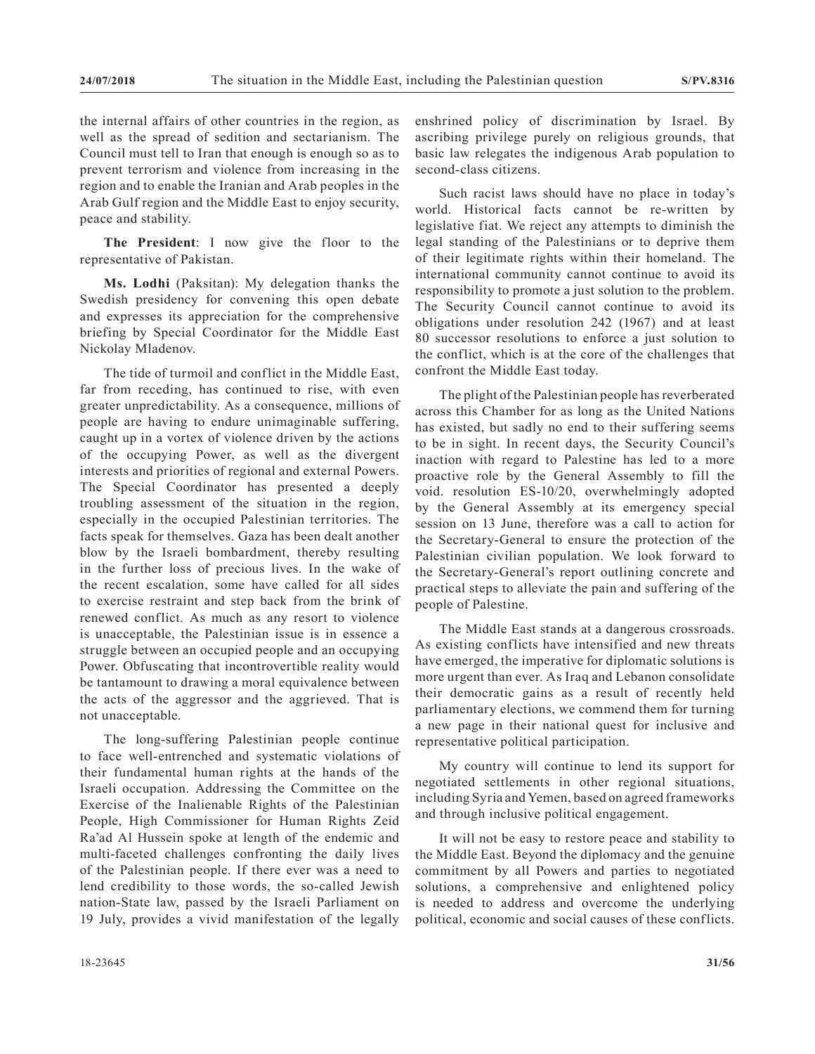the internal affairs of other countries in the region, as well as the spread of sedition and sectarianism. The Council must tell to Iran that enough is enough so as to prevent terrorism and violence from increasing in the region and to enable the Iranian and Arab peoples in the Arab Gulf region and the Middle East to enjoy security, peace and stability.

**The President**: I now give the floor to the representative of Pakistan.

**Ms. Lodhi** (Paksitan): My delegation thanks the Swedish presidency for convening this open debate and expresses its appreciation for the comprehensive briefing by Special Coordinator for the Middle East Nickolay Mladenov.

The tide of turmoil and conflict in the Middle East, far from receding, has continued to rise, with even greater unpredictability. As a consequence, millions of people are having to endure unimaginable suffering, caught up in a vortex of violence driven by the actions of the occupying Power, as well as the divergent interests and priorities of regional and external Powers. The Special Coordinator has presented a deeply troubling assessment of the situation in the region, especially in the occupied Palestinian territories. The facts speak for themselves. Gaza has been dealt another blow by the Israeli bombardment, thereby resulting in the further loss of precious lives. In the wake of the recent escalation, some have called for all sides to exercise restraint and step back from the brink of renewed conflict. As much as any resort to violence is unacceptable, the Palestinian issue is in essence a struggle between an occupied people and an occupying Power. Obfuscating that incontrovertible reality would be tantamount to drawing a moral equivalence between the acts of the aggressor and the aggrieved. That is not unacceptable.

The long-suffering Palestinian people continue to face well-entrenched and systematic violations of their fundamental human rights at the hands of the Israeli occupation. Addressing the Committee on the Exercise of the Inalienable Rights of the Palestinian People, High Commissioner for Human Rights Zeid Ra'ad Al Hussein spoke at length of the endemic and multi-faceted challenges confronting the daily lives of the Palestinian people. If there ever was a need to lend credibility to those words, the so-called Jewish nation-State law, passed by the Israeli Parliament on 19 July, provides a vivid manifestation of the legally enshrined policy of discrimination by Israel. By ascribing privilege purely on religious grounds, that basic law relegates the indigenous Arab population to second-class citizens.

Such racist laws should have no place in today's world. Historical facts cannot be re-written by legislative fiat. We reject any attempts to diminish the legal standing of the Palestinians or to deprive them of their legitimate rights within their homeland. The international community cannot continue to avoid its responsibility to promote a just solution to the problem. The Security Council cannot continue to avoid its obligations under resolution 242 (1967) and at least 80 successor resolutions to enforce a just solution to the conflict, which is at the core of the challenges that confront the Middle East today.

The plight of the Palestinian people has reverberated across this Chamber for as long as the United Nations has existed, but sadly no end to their suffering seems to be in sight. In recent days, the Security Council's inaction with regard to Palestine has led to a more proactive role by the General Assembly to fill the void. resolution ES-10/20, overwhelmingly adopted by the General Assembly at its emergency special session on 13 June, therefore was a call to action for the Secretary-General to ensure the protection of the Palestinian civilian population. We look forward to the Secretary-General's report outlining concrete and practical steps to alleviate the pain and suffering of the people of Palestine.

The Middle East stands at a dangerous crossroads. As existing conflicts have intensified and new threats have emerged, the imperative for diplomatic solutions is more urgent than ever. As Iraq and Lebanon consolidate their democratic gains as a result of recently held parliamentary elections, we commend them for turning a new page in their national quest for inclusive and representative political participation.

My country will continue to lend its support for negotiated settlements in other regional situations, including Syria and Yemen, based on agreed frameworks and through inclusive political engagement.

It will not be easy to restore peace and stability to the Middle East. Beyond the diplomacy and the genuine commitment by all Powers and parties to negotiated solutions, a comprehensive and enlightened policy is needed to address and overcome the underlying political, economic and social causes of these conflicts.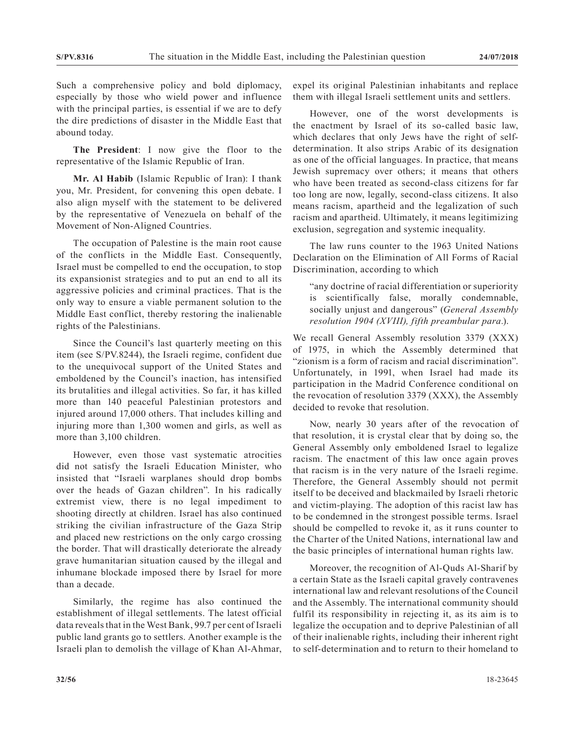Such a comprehensive policy and bold diplomacy, especially by those who wield power and influence with the principal parties, is essential if we are to defy the dire predictions of disaster in the Middle East that abound today.

**The President**: I now give the floor to the representative of the Islamic Republic of Iran.

**Mr. Al Habib** (Islamic Republic of Iran): I thank you, Mr. President, for convening this open debate. I also align myself with the statement to be delivered by the representative of Venezuela on behalf of the Movement of Non-Aligned Countries.

The occupation of Palestine is the main root cause of the conflicts in the Middle East. Consequently, Israel must be compelled to end the occupation, to stop its expansionist strategies and to put an end to all its aggressive policies and criminal practices. That is the only way to ensure a viable permanent solution to the Middle East conflict, thereby restoring the inalienable rights of the Palestinians.

Since the Council's last quarterly meeting on this item (see S/PV.8244), the Israeli regime, confident due to the unequivocal support of the United States and emboldened by the Council's inaction, has intensified its brutalities and illegal activities. So far, it has killed more than 140 peaceful Palestinian protestors and injured around 17,000 others. That includes killing and injuring more than 1,300 women and girls, as well as more than 3,100 children.

However, even those vast systematic atrocities did not satisfy the Israeli Education Minister, who insisted that "Israeli warplanes should drop bombs over the heads of Gazan children". In his radically extremist view, there is no legal impediment to shooting directly at children. Israel has also continued striking the civilian infrastructure of the Gaza Strip and placed new restrictions on the only cargo crossing the border. That will drastically deteriorate the already grave humanitarian situation caused by the illegal and inhumane blockade imposed there by Israel for more than a decade.

Similarly, the regime has also continued the establishment of illegal settlements. The latest official data reveals that in the West Bank, 99.7 per cent of Israeli public land grants go to settlers. Another example is the Israeli plan to demolish the village of Khan Al-Ahmar, expel its original Palestinian inhabitants and replace them with illegal Israeli settlement units and settlers.

However, one of the worst developments is the enactment by Israel of its so-called basic law, which declares that only Jews have the right of self-determination. It also strips Arabic of its designation as one of the official languages. In practice, that means Jewish supremacy over others; it means that others who have been treated as second-class citizens for far too long are now, legally, second-class citizens. It also means racism, apartheid and the legalization of such racism and apartheid. Ultimately, it means legitimizing exclusion, segregation and systemic inequality.

The law runs counter to the 1963 United Nations Declaration on the Elimination of All Forms of Racial Discrimination, according to which

> "any doctrine of racial differentiation or superiority is scientifically false, morally condemnable, socially unjust and dangerous" (*General Assembly resolution 1904 (XVIII), fifth preambular para*.).

We recall General Assembly resolution 3379 (XXX) of 1975, in which the Assembly determined that "zionism is a form of racism and racial discrimination". Unfortunately, in 1991, when Israel had made its participation in the Madrid Conference conditional on the revocation of resolution 3379 (XXX), the Assembly decided to revoke that resolution.

Now, nearly 30 years after of the revocation of that resolution, it is crystal clear that by doing so, the General Assembly only emboldened Israel to legalize racism. The enactment of this law once again proves that racism is in the very nature of the Israeli regime. Therefore, the General Assembly should not permit itself to be deceived and blackmailed by Israeli rhetoric and victim-playing. The adoption of this racist law has to be condemned in the strongest possible terms. Israel should be compelled to revoke it, as it runs counter to the Charter of the United Nations, international law and the basic principles of international human rights law.

Moreover, the recognition of Al-Quds Al-Sharif by a certain State as the Israeli capital gravely contravenes international law and relevant resolutions of the Council and the Assembly. The international community should fulfil its responsibility in rejecting it, as its aim is to legalize the occupation and to deprive Palestinian of all of their inalienable rights, including their inherent right to self-determination and to return to their homeland to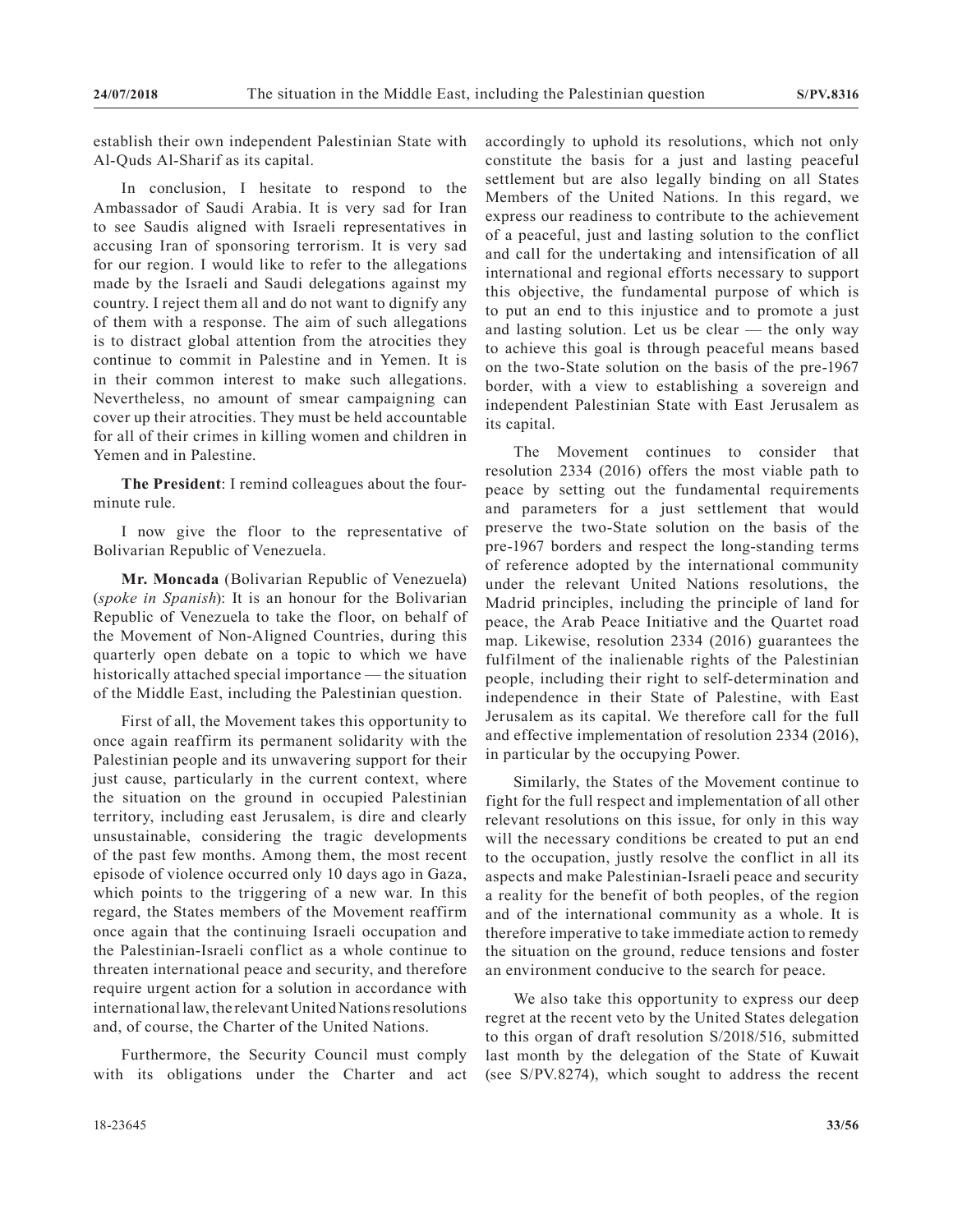establish their own independent Palestinian State with Al-Quds Al-Sharif as its capital.

In conclusion, I hesitate to respond to the Ambassador of Saudi Arabia. It is very sad for Iran to see Saudis aligned with Israeli representatives in accusing Iran of sponsoring terrorism. It is very sad for our region. I would like to refer to the allegations made by the Israeli and Saudi delegations against my country. I reject them all and do not want to dignify any of them with a response. The aim of such allegations is to distract global attention from the atrocities they continue to commit in Palestine and in Yemen. It is in their common interest to make such allegations. Nevertheless, no amount of smear campaigning can cover up their atrocities. They must be held accountable for all of their crimes in killing women and children in Yemen and in Palestine.

**The President**: I remind colleagues about the four-minute rule.

I now give the floor to the representative of Bolivarian Republic of Venezuela.

**Mr. Moncada** (Bolivarian Republic of Venezuela) (*spoke in Spanish*): It is an honour for the Bolivarian Republic of Venezuela to take the floor, on behalf of the Movement of Non-Aligned Countries, during this quarterly open debate on a topic to which we have historically attached special importance — the situation of the Middle East, including the Palestinian question.

First of all, the Movement takes this opportunity to once again reaffirm its permanent solidarity with the Palestinian people and its unwavering support for their just cause, particularly in the current context, where the situation on the ground in occupied Palestinian territory, including east Jerusalem, is dire and clearly unsustainable, considering the tragic developments of the past few months. Among them, the most recent episode of violence occurred only 10 days ago in Gaza, which points to the triggering of a new war. In this regard, the States members of the Movement reaffirm once again that the continuing Israeli occupation and the Palestinian-Israeli conflict as a whole continue to threaten international peace and security, and therefore require urgent action for a solution in accordance with international law, the relevant United Nations resolutions and, of course, the Charter of the United Nations.

Furthermore, the Security Council must comply with its obligations under the Charter and act accordingly to uphold its resolutions, which not only constitute the basis for a just and lasting peaceful settlement but are also legally binding on all States Members of the United Nations. In this regard, we express our readiness to contribute to the achievement of a peaceful, just and lasting solution to the conflict and call for the undertaking and intensification of all international and regional efforts necessary to support this objective, the fundamental purpose of which is to put an end to this injustice and to promote a just and lasting solution. Let us be clear — the only way to achieve this goal is through peaceful means based on the two-State solution on the basis of the pre-1967 border, with a view to establishing a sovereign and independent Palestinian State with East Jerusalem as its capital.

The Movement continues to consider that resolution 2334 (2016) offers the most viable path to peace by setting out the fundamental requirements and parameters for a just settlement that would preserve the two-State solution on the basis of the pre-1967 borders and respect the long-standing terms of reference adopted by the international community under the relevant United Nations resolutions, the Madrid principles, including the principle of land for peace, the Arab Peace Initiative and the Quartet road map. Likewise, resolution 2334 (2016) guarantees the fulfilment of the inalienable rights of the Palestinian people, including their right to self-determination and independence in their State of Palestine, with East Jerusalem as its capital. We therefore call for the full and effective implementation of resolution 2334 (2016), in particular by the occupying Power.

Similarly, the States of the Movement continue to fight for the full respect and implementation of all other relevant resolutions on this issue, for only in this way will the necessary conditions be created to put an end to the occupation, justly resolve the conflict in all its aspects and make Palestinian-Israeli peace and security a reality for the benefit of both peoples, of the region and of the international community as a whole. It is therefore imperative to take immediate action to remedy the situation on the ground, reduce tensions and foster an environment conducive to the search for peace.

We also take this opportunity to express our deep regret at the recent veto by the United States delegation to this organ of draft resolution S/2018/516, submitted last month by the delegation of the State of Kuwait (see S/PV.8274), which sought to address the recent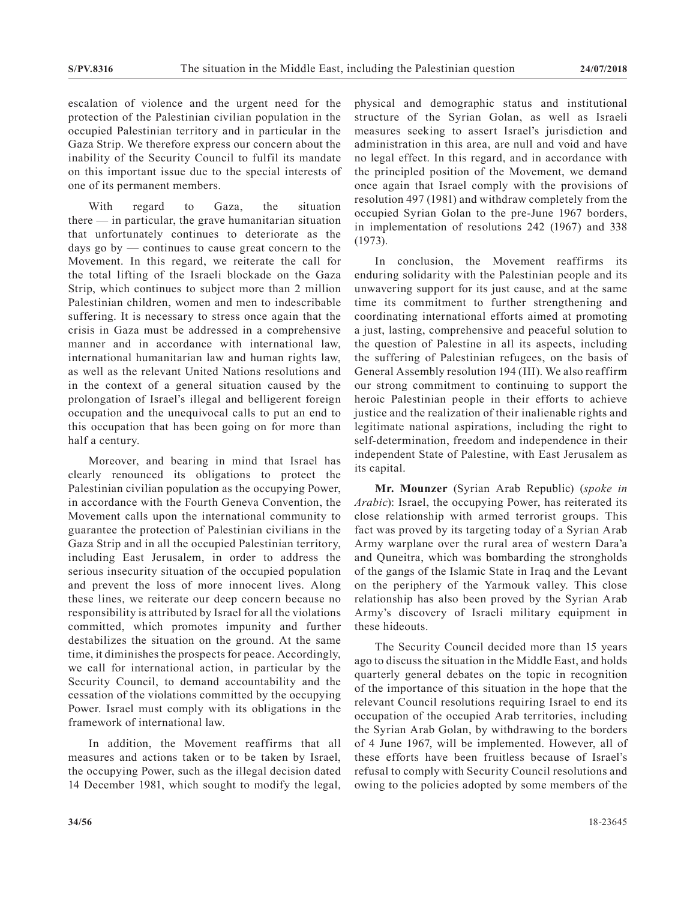escalation of violence and the urgent need for the protection of the Palestinian civilian population in the occupied Palestinian territory and in particular in the Gaza Strip. We therefore express our concern about the inability of the Security Council to fulfil its mandate on this important issue due to the special interests of one of its permanent members.

With regard to Gaza, the situation there — in particular, the grave humanitarian situation that unfortunately continues to deteriorate as the days go by — continues to cause great concern to the Movement. In this regard, we reiterate the call for the total lifting of the Israeli blockade on the Gaza Strip, which continues to subject more than 2 million Palestinian children, women and men to indescribable suffering. It is necessary to stress once again that the crisis in Gaza must be addressed in a comprehensive manner and in accordance with international law, international humanitarian law and human rights law, as well as the relevant United Nations resolutions and in the context of a general situation caused by the prolongation of Israel's illegal and belligerent foreign occupation and the unequivocal calls to put an end to this occupation that has been going on for more than half a century.

Moreover, and bearing in mind that Israel has clearly renounced its obligations to protect the Palestinian civilian population as the occupying Power, in accordance with the Fourth Geneva Convention, the Movement calls upon the international community to guarantee the protection of Palestinian civilians in the Gaza Strip and in all the occupied Palestinian territory, including East Jerusalem, in order to address the serious insecurity situation of the occupied population and prevent the loss of more innocent lives. Along these lines, we reiterate our deep concern because no responsibility is attributed by Israel for all the violations committed, which promotes impunity and further destabilizes the situation on the ground. At the same time, it diminishes the prospects for peace. Accordingly, we call for international action, in particular by the Security Council, to demand accountability and the cessation of the violations committed by the occupying Power. Israel must comply with its obligations in the framework of international law.

In addition, the Movement reaffirms that all measures and actions taken or to be taken by Israel, the occupying Power, such as the illegal decision dated 14 December 1981, which sought to modify the legal, physical and demographic status and institutional structure of the Syrian Golan, as well as Israeli measures seeking to assert Israel's jurisdiction and administration in this area, are null and void and have no legal effect. In this regard, and in accordance with the principled position of the Movement, we demand once again that Israel comply with the provisions of resolution 497 (1981) and withdraw completely from the occupied Syrian Golan to the pre-June 1967 borders, in implementation of resolutions 242 (1967) and 338 (1973).

In conclusion, the Movement reaffirms its enduring solidarity with the Palestinian people and its unwavering support for its just cause, and at the same time its commitment to further strengthening and coordinating international efforts aimed at promoting a just, lasting, comprehensive and peaceful solution to the question of Palestine in all its aspects, including the suffering of Palestinian refugees, on the basis of General Assembly resolution 194 (III). We also reaffirm our strong commitment to continuing to support the heroic Palestinian people in their efforts to achieve justice and the realization of their inalienable rights and legitimate national aspirations, including the right to self-determination, freedom and independence in their independent State of Palestine, with East Jerusalem as its capital.

**Mr. Mounzer** (Syrian Arab Republic) (*spoke in Arabic*): Israel, the occupying Power, has reiterated its close relationship with armed terrorist groups. This fact was proved by its targeting today of a Syrian Arab Army warplane over the rural area of western Dara'a and Quneitra, which was bombarding the strongholds of the gangs of the Islamic State in Iraq and the Levant on the periphery of the Yarmouk valley. This close relationship has also been proved by the Syrian Arab Army's discovery of Israeli military equipment in these hideouts.

The Security Council decided more than 15 years ago to discuss the situation in the Middle East, and holds quarterly general debates on the topic in recognition of the importance of this situation in the hope that the relevant Council resolutions requiring Israel to end its occupation of the occupied Arab territories, including the Syrian Arab Golan, by withdrawing to the borders of 4 June 1967, will be implemented. However, all of these efforts have been fruitless because of Israel's refusal to comply with Security Council resolutions and owing to the policies adopted by some members of the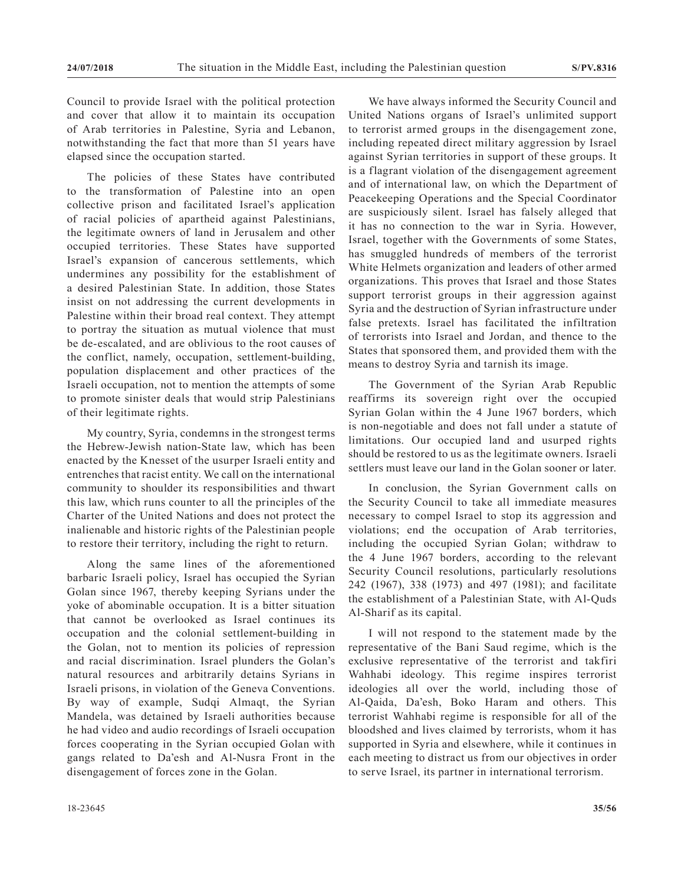Council to provide Israel with the political protection and cover that allow it to maintain its occupation of Arab territories in Palestine, Syria and Lebanon, notwithstanding the fact that more than 51 years have elapsed since the occupation started.

The policies of these States have contributed to the transformation of Palestine into an open collective prison and facilitated Israel's application of racial policies of apartheid against Palestinians, the legitimate owners of land in Jerusalem and other occupied territories. These States have supported Israel's expansion of cancerous settlements, which undermines any possibility for the establishment of a desired Palestinian State. In addition, those States insist on not addressing the current developments in Palestine within their broad real context. They attempt to portray the situation as mutual violence that must be de-escalated, and are oblivious to the root causes of the conflict, namely, occupation, settlement-building, population displacement and other practices of the Israeli occupation, not to mention the attempts of some to promote sinister deals that would strip Palestinians of their legitimate rights.

My country, Syria, condemns in the strongest terms the Hebrew-Jewish nation-State law, which has been enacted by the Knesset of the usurper Israeli entity and entrenches that racist entity. We call on the international community to shoulder its responsibilities and thwart this law, which runs counter to all the principles of the Charter of the United Nations and does not protect the inalienable and historic rights of the Palestinian people to restore their territory, including the right to return.

Along the same lines of the aforementioned barbaric Israeli policy, Israel has occupied the Syrian Golan since 1967, thereby keeping Syrians under the yoke of abominable occupation. It is a bitter situation that cannot be overlooked as Israel continues its occupation and the colonial settlement-building in the Golan, not to mention its policies of repression and racial discrimination. Israel plunders the Golan's natural resources and arbitrarily detains Syrians in Israeli prisons, in violation of the Geneva Conventions. By way of example, Sudqi Almaqt, the Syrian Mandela, was detained by Israeli authorities because he had video and audio recordings of Israeli occupation forces cooperating in the Syrian occupied Golan with gangs related to Da'esh and Al-Nusra Front in the disengagement of forces zone in the Golan.

We have always informed the Security Council and United Nations organs of Israel's unlimited support to terrorist armed groups in the disengagement zone, including repeated direct military aggression by Israel against Syrian territories in support of these groups. It is a flagrant violation of the disengagement agreement and of international law, on which the Department of Peacekeeping Operations and the Special Coordinator are suspiciously silent. Israel has falsely alleged that it has no connection to the war in Syria. However, Israel, together with the Governments of some States, has smuggled hundreds of members of the terrorist White Helmets organization and leaders of other armed organizations. This proves that Israel and those States support terrorist groups in their aggression against Syria and the destruction of Syrian infrastructure under false pretexts. Israel has facilitated the infiltration of terrorists into Israel and Jordan, and thence to the States that sponsored them, and provided them with the means to destroy Syria and tarnish its image.

The Government of the Syrian Arab Republic reaffirms its sovereign right over the occupied Syrian Golan within the 4 June 1967 borders, which is non-negotiable and does not fall under a statute of limitations. Our occupied land and usurped rights should be restored to us as the legitimate owners. Israeli settlers must leave our land in the Golan sooner or later.

In conclusion, the Syrian Government calls on the Security Council to take all immediate measures necessary to compel Israel to stop its aggression and violations; end the occupation of Arab territories, including the occupied Syrian Golan; withdraw to the 4 June 1967 borders, according to the relevant Security Council resolutions, particularly resolutions 242 (1967), 338 (1973) and 497 (1981); and facilitate the establishment of a Palestinian State, with Al-Quds Al-Sharif as its capital.

I will not respond to the statement made by the representative of the Bani Saud regime, which is the exclusive representative of the terrorist and takfiri Wahhabi ideology. This regime inspires terrorist ideologies all over the world, including those of Al-Qaida, Da'esh, Boko Haram and others. This terrorist Wahhabi regime is responsible for all of the bloodshed and lives claimed by terrorists, whom it has supported in Syria and elsewhere, while it continues in each meeting to distract us from our objectives in order to serve Israel, its partner in international terrorism.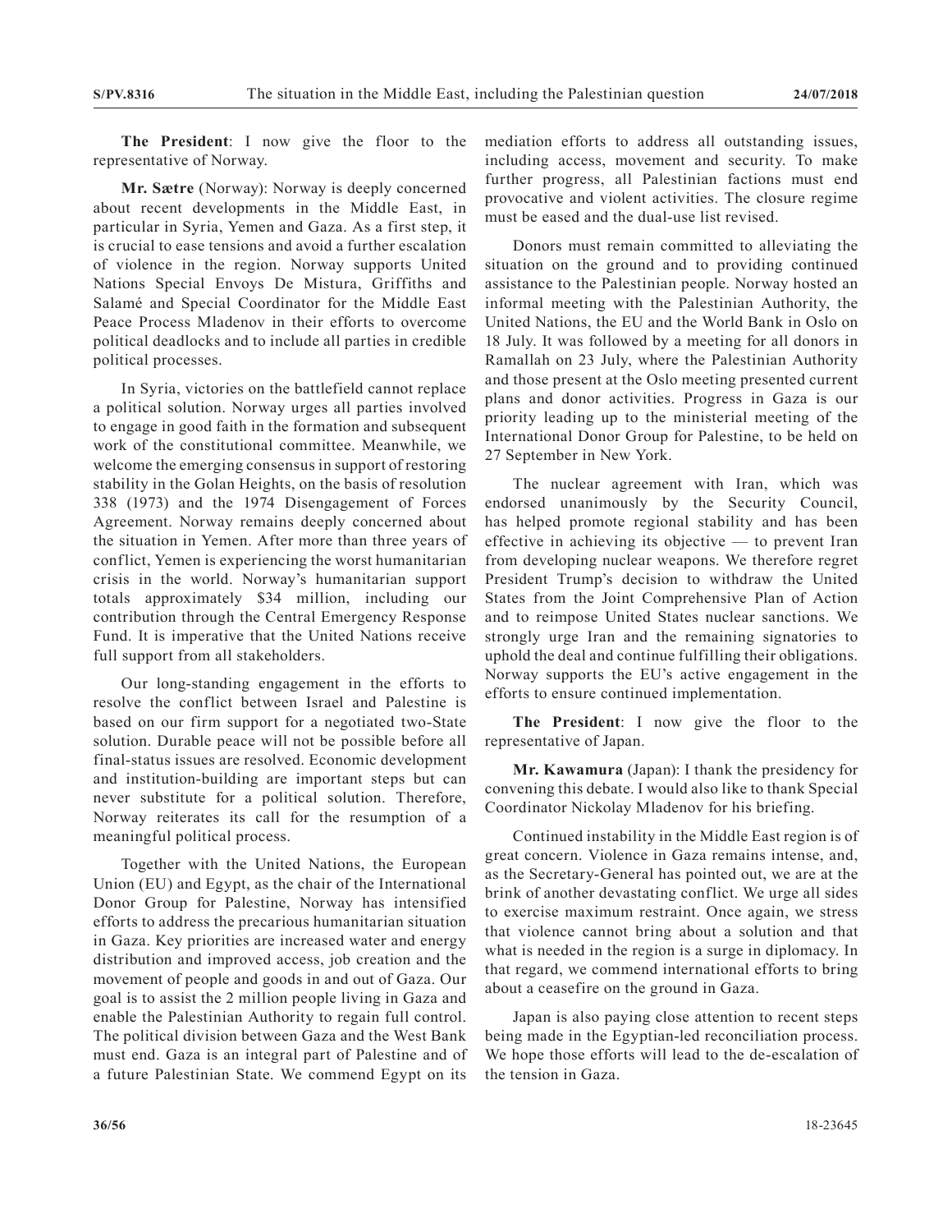**The President**: I now give the floor to the representative of Norway.

**Mr. Sætre** (Norway): Norway is deeply concerned about recent developments in the Middle East, in particular in Syria, Yemen and Gaza. As a first step, it is crucial to ease tensions and avoid a further escalation of violence in the region. Norway supports United Nations Special Envoys De Mistura, Griffiths and Salamé and Special Coordinator for the Middle East Peace Process Mladenov in their efforts to overcome political deadlocks and to include all parties in credible political processes.

In Syria, victories on the battlefield cannot replace a political solution. Norway urges all parties involved to engage in good faith in the formation and subsequent work of the constitutional committee. Meanwhile, we welcome the emerging consensus in support of restoring stability in the Golan Heights, on the basis of resolution 338 (1973) and the 1974 Disengagement of Forces Agreement. Norway remains deeply concerned about the situation in Yemen. After more than three years of conflict, Yemen is experiencing the worst humanitarian crisis in the world. Norway's humanitarian support totals approximately $34 million, including our contribution through the Central Emergency Response Fund. It is imperative that the United Nations receive full support from all stakeholders.

Our long-standing engagement in the efforts to resolve the conflict between Israel and Palestine is based on our firm support for a negotiated two-State solution. Durable peace will not be possible before all final-status issues are resolved. Economic development and institution-building are important steps but can never substitute for a political solution. Therefore, Norway reiterates its call for the resumption of a meaningful political process.

Together with the United Nations, the European Union (EU) and Egypt, as the chair of the International Donor Group for Palestine, Norway has intensified efforts to address the precarious humanitarian situation in Gaza. Key priorities are increased water and energy distribution and improved access, job creation and the movement of people and goods in and out of Gaza. Our goal is to assist the 2 million people living in Gaza and enable the Palestinian Authority to regain full control. The political division between Gaza and the West Bank must end. Gaza is an integral part of Palestine and of a future Palestinian State. We commend Egypt on its mediation efforts to address all outstanding issues, including access, movement and security. To make further progress, all Palestinian factions must end provocative and violent activities. The closure regime must be eased and the dual-use list revised.

Donors must remain committed to alleviating the situation on the ground and to providing continued assistance to the Palestinian people. Norway hosted an informal meeting with the Palestinian Authority, the United Nations, the EU and the World Bank in Oslo on 18 July. It was followed by a meeting for all donors in Ramallah on 23 July, where the Palestinian Authority and those present at the Oslo meeting presented current plans and donor activities. Progress in Gaza is our priority leading up to the ministerial meeting of the International Donor Group for Palestine, to be held on 27 September in New York.

The nuclear agreement with Iran, which was endorsed unanimously by the Security Council, has helped promote regional stability and has been effective in achieving its objective — to prevent Iran from developing nuclear weapons. We therefore regret President Trump's decision to withdraw the United States from the Joint Comprehensive Plan of Action and to reimpose United States nuclear sanctions. We strongly urge Iran and the remaining signatories to uphold the deal and continue fulfilling their obligations. Norway supports the EU's active engagement in the efforts to ensure continued implementation.

**The President**: I now give the floor to the representative of Japan.

**Mr. Kawamura** (Japan): I thank the presidency for convening this debate. I would also like to thank Special Coordinator Nickolay Mladenov for his briefing.

Continued instability in the Middle East region is of great concern. Violence in Gaza remains intense, and, as the Secretary-General has pointed out, we are at the brink of another devastating conflict. We urge all sides to exercise maximum restraint. Once again, we stress that violence cannot bring about a solution and that what is needed in the region is a surge in diplomacy. In that regard, we commend international efforts to bring about a ceasefire on the ground in Gaza.

Japan is also paying close attention to recent steps being made in the Egyptian-led reconciliation process. We hope those efforts will lead to the de-escalation of the tension in Gaza.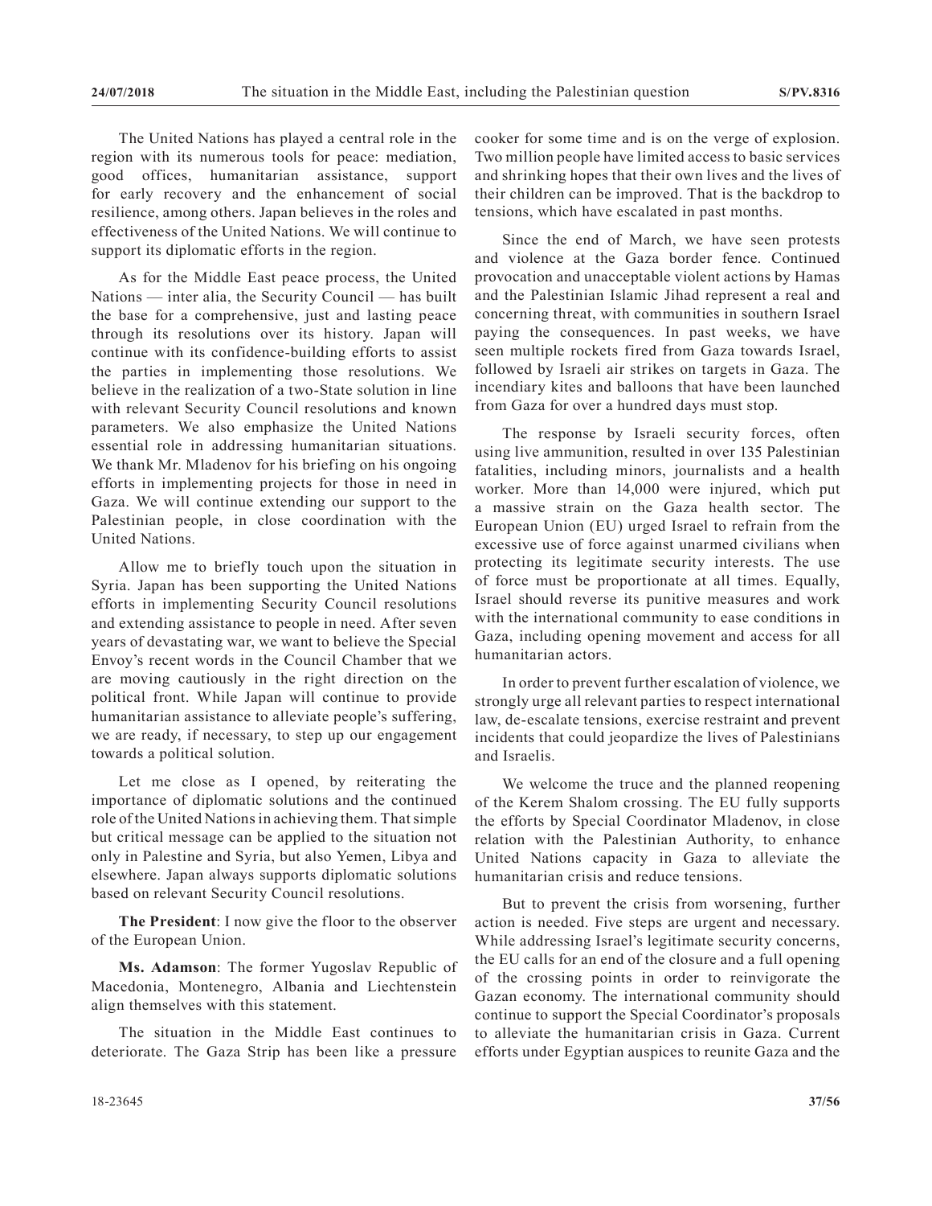The United Nations has played a central role in the region with its numerous tools for peace: mediation, good offices, humanitarian assistance, support for early recovery and the enhancement of social resilience, among others. Japan believes in the roles and effectiveness of the United Nations. We will continue to support its diplomatic efforts in the region.

As for the Middle East peace process, the United Nations — inter alia, the Security Council — has built the base for a comprehensive, just and lasting peace through its resolutions over its history. Japan will continue with its confidence-building efforts to assist the parties in implementing those resolutions. We believe in the realization of a two-State solution in line with relevant Security Council resolutions and known parameters. We also emphasize the United Nations essential role in addressing humanitarian situations. We thank Mr. Mladenov for his briefing on his ongoing efforts in implementing projects for those in need in Gaza. We will continue extending our support to the Palestinian people, in close coordination with the United Nations.

Allow me to briefly touch upon the situation in Syria. Japan has been supporting the United Nations efforts in implementing Security Council resolutions and extending assistance to people in need. After seven years of devastating war, we want to believe the Special Envoy's recent words in the Council Chamber that we are moving cautiously in the right direction on the political front. While Japan will continue to provide humanitarian assistance to alleviate people's suffering, we are ready, if necessary, to step up our engagement towards a political solution.

Let me close as I opened, by reiterating the importance of diplomatic solutions and the continued role of the United Nations in achieving them. That simple but critical message can be applied to the situation not only in Palestine and Syria, but also Yemen, Libya and elsewhere. Japan always supports diplomatic solutions based on relevant Security Council resolutions.

**The President**: I now give the floor to the observer of the European Union.

**Ms. Adamson**: The former Yugoslav Republic of Macedonia, Montenegro, Albania and Liechtenstein align themselves with this statement.

The situation in the Middle East continues to deteriorate. The Gaza Strip has been like a pressure cooker for some time and is on the verge of explosion. Two million people have limited access to basic services and shrinking hopes that their own lives and the lives of their children can be improved. That is the backdrop to tensions, which have escalated in past months.

Since the end of March, we have seen protests and violence at the Gaza border fence. Continued provocation and unacceptable violent actions by Hamas and the Palestinian Islamic Jihad represent a real and concerning threat, with communities in southern Israel paying the consequences. In past weeks, we have seen multiple rockets fired from Gaza towards Israel, followed by Israeli air strikes on targets in Gaza. The incendiary kites and balloons that have been launched from Gaza for over a hundred days must stop.

The response by Israeli security forces, often using live ammunition, resulted in over 135 Palestinian fatalities, including minors, journalists and a health worker. More than 14,000 were injured, which put a massive strain on the Gaza health sector. The European Union (EU) urged Israel to refrain from the excessive use of force against unarmed civilians when protecting its legitimate security interests. The use of force must be proportionate at all times. Equally, Israel should reverse its punitive measures and work with the international community to ease conditions in Gaza, including opening movement and access for all humanitarian actors.

In order to prevent further escalation of violence, we strongly urge all relevant parties to respect international law, de-escalate tensions, exercise restraint and prevent incidents that could jeopardize the lives of Palestinians and Israelis.

We welcome the truce and the planned reopening of the Kerem Shalom crossing. The EU fully supports the efforts by Special Coordinator Mladenov, in close relation with the Palestinian Authority, to enhance United Nations capacity in Gaza to alleviate the humanitarian crisis and reduce tensions.

But to prevent the crisis from worsening, further action is needed. Five steps are urgent and necessary. While addressing Israel's legitimate security concerns, the EU calls for an end of the closure and a full opening of the crossing points in order to reinvigorate the Gazan economy. The international community should continue to support the Special Coordinator's proposals to alleviate the humanitarian crisis in Gaza. Current efforts under Egyptian auspices to reunite Gaza and the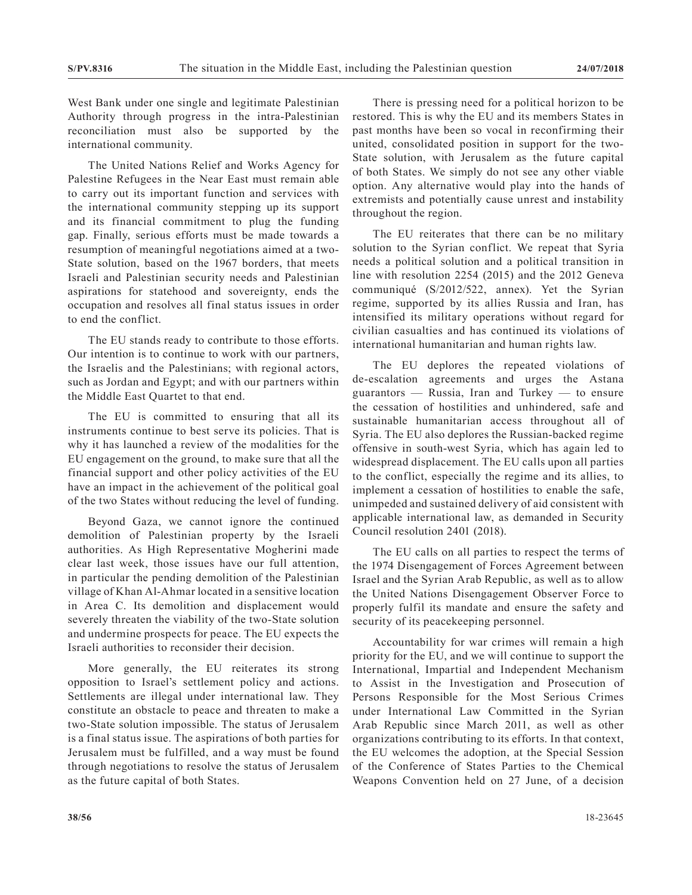West Bank under one single and legitimate Palestinian Authority through progress in the intra-Palestinian reconciliation must also be supported by the international community.

The United Nations Relief and Works Agency for Palestine Refugees in the Near East must remain able to carry out its important function and services with the international community stepping up its support and its financial commitment to plug the funding gap. Finally, serious efforts must be made towards a resumption of meaningful negotiations aimed at a two-State solution, based on the 1967 borders, that meets Israeli and Palestinian security needs and Palestinian aspirations for statehood and sovereignty, ends the occupation and resolves all final status issues in order to end the conflict.

The EU stands ready to contribute to those efforts. Our intention is to continue to work with our partners, the Israelis and the Palestinians; with regional actors, such as Jordan and Egypt; and with our partners within the Middle East Quartet to that end.

The EU is committed to ensuring that all its instruments continue to best serve its policies. That is why it has launched a review of the modalities for the EU engagement on the ground, to make sure that all the financial support and other policy activities of the EU have an impact in the achievement of the political goal of the two States without reducing the level of funding.

Beyond Gaza, we cannot ignore the continued demolition of Palestinian property by the Israeli authorities. As High Representative Mogherini made clear last week, those issues have our full attention, in particular the pending demolition of the Palestinian village of Khan Al-Ahmar located in a sensitive location in Area C. Its demolition and displacement would severely threaten the viability of the two-State solution and undermine prospects for peace. The EU expects the Israeli authorities to reconsider their decision.

More generally, the EU reiterates its strong opposition to Israel's settlement policy and actions. Settlements are illegal under international law. They constitute an obstacle to peace and threaten to make a two-State solution impossible. The status of Jerusalem is a final status issue. The aspirations of both parties for Jerusalem must be fulfilled, and a way must be found through negotiations to resolve the status of Jerusalem as the future capital of both States.

There is pressing need for a political horizon to be restored. This is why the EU and its members States in past months have been so vocal in reconfirming their united, consolidated position in support for the two-State solution, with Jerusalem as the future capital of both States. We simply do not see any other viable option. Any alternative would play into the hands of extremists and potentially cause unrest and instability throughout the region.

The EU reiterates that there can be no military solution to the Syrian conflict. We repeat that Syria needs a political solution and a political transition in line with resolution 2254 (2015) and the 2012 Geneva communiqué (S/2012/522, annex). Yet the Syrian regime, supported by its allies Russia and Iran, has intensified its military operations without regard for civilian casualties and has continued its violations of international humanitarian and human rights law.

The EU deplores the repeated violations of de-escalation agreements and urges the Astana guarantors — Russia, Iran and Turkey — to ensure the cessation of hostilities and unhindered, safe and sustainable humanitarian access throughout all of Syria. The EU also deplores the Russian-backed regime offensive in south-west Syria, which has again led to widespread displacement. The EU calls upon all parties to the conflict, especially the regime and its allies, to implement a cessation of hostilities to enable the safe, unimpeded and sustained delivery of aid consistent with applicable international law, as demanded in Security Council resolution 2401 (2018).

The EU calls on all parties to respect the terms of the 1974 Disengagement of Forces Agreement between Israel and the Syrian Arab Republic, as well as to allow the United Nations Disengagement Observer Force to properly fulfil its mandate and ensure the safety and security of its peacekeeping personnel.

Accountability for war crimes will remain a high priority for the EU, and we will continue to support the International, Impartial and Independent Mechanism to Assist in the Investigation and Prosecution of Persons Responsible for the Most Serious Crimes under International Law Committed in the Syrian Arab Republic since March 2011, as well as other organizations contributing to its efforts. In that context, the EU welcomes the adoption, at the Special Session of the Conference of States Parties to the Chemical Weapons Convention held on 27 June, of a decision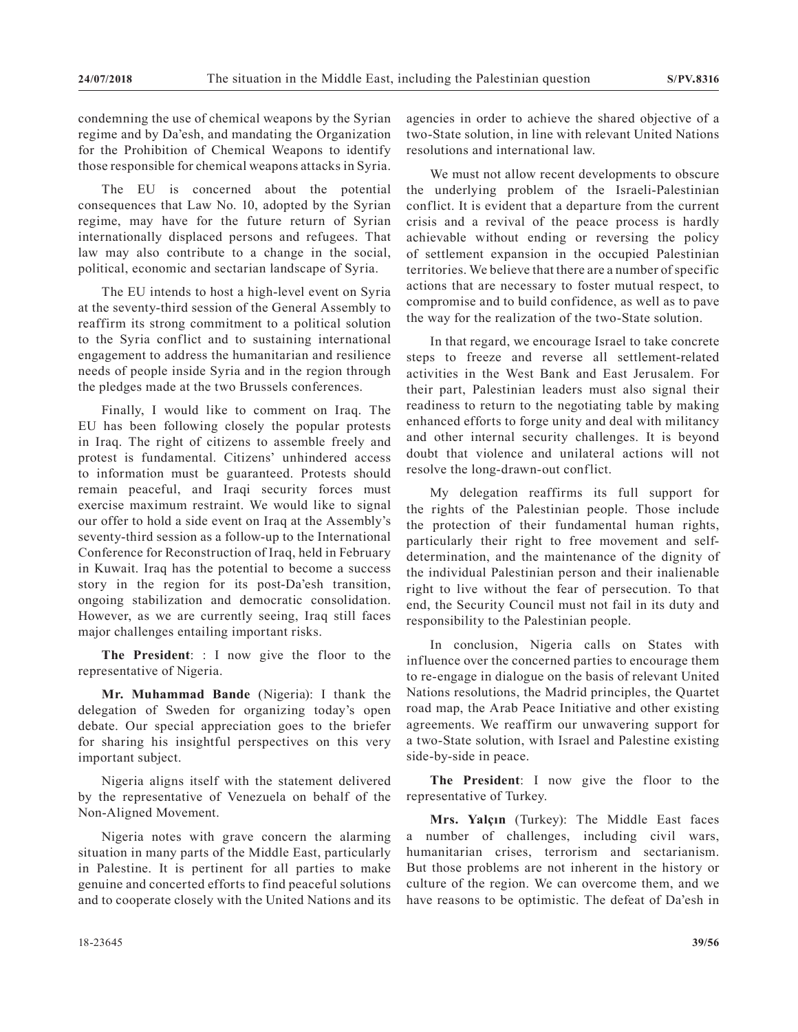condemning the use of chemical weapons by the Syrian regime and by Da'esh, and mandating the Organization for the Prohibition of Chemical Weapons to identify those responsible for chemical weapons attacks in Syria.

The EU is concerned about the potential consequences that Law No. 10, adopted by the Syrian regime, may have for the future return of Syrian internationally displaced persons and refugees. That law may also contribute to a change in the social, political, economic and sectarian landscape of Syria.

The EU intends to host a high-level event on Syria at the seventy-third session of the General Assembly to reaffirm its strong commitment to a political solution to the Syria conflict and to sustaining international engagement to address the humanitarian and resilience needs of people inside Syria and in the region through the pledges made at the two Brussels conferences.

Finally, I would like to comment on Iraq. The EU has been following closely the popular protests in Iraq. The right of citizens to assemble freely and protest is fundamental. Citizens' unhindered access to information must be guaranteed. Protests should remain peaceful, and Iraqi security forces must exercise maximum restraint. We would like to signal our offer to hold a side event on Iraq at the Assembly's seventy-third session as a follow-up to the International Conference for Reconstruction of Iraq, held in February in Kuwait. Iraq has the potential to become a success story in the region for its post-Da'esh transition, ongoing stabilization and democratic consolidation. However, as we are currently seeing, Iraq still faces major challenges entailing important risks.

**The President**: : I now give the floor to the representative of Nigeria.

**Mr. Muhammad Bande** (Nigeria): I thank the delegation of Sweden for organizing today's open debate. Our special appreciation goes to the briefer for sharing his insightful perspectives on this very important subject.

Nigeria aligns itself with the statement delivered by the representative of Venezuela on behalf of the Non-Aligned Movement.

Nigeria notes with grave concern the alarming situation in many parts of the Middle East, particularly in Palestine. It is pertinent for all parties to make genuine and concerted efforts to find peaceful solutions and to cooperate closely with the United Nations and its agencies in order to achieve the shared objective of a two-State solution, in line with relevant United Nations resolutions and international law.

We must not allow recent developments to obscure the underlying problem of the Israeli-Palestinian conflict. It is evident that a departure from the current crisis and a revival of the peace process is hardly achievable without ending or reversing the policy of settlement expansion in the occupied Palestinian territories. We believe that there are a number of specific actions that are necessary to foster mutual respect, to compromise and to build confidence, as well as to pave the way for the realization of the two-State solution.

In that regard, we encourage Israel to take concrete steps to freeze and reverse all settlement-related activities in the West Bank and East Jerusalem. For their part, Palestinian leaders must also signal their readiness to return to the negotiating table by making enhanced efforts to forge unity and deal with militancy and other internal security challenges. It is beyond doubt that violence and unilateral actions will not resolve the long-drawn-out conflict.

My delegation reaffirms its full support for the rights of the Palestinian people. Those include the protection of their fundamental human rights, particularly their right to free movement and self-determination, and the maintenance of the dignity of the individual Palestinian person and their inalienable right to live without the fear of persecution. To that end, the Security Council must not fail in its duty and responsibility to the Palestinian people.

In conclusion, Nigeria calls on States with influence over the concerned parties to encourage them to re-engage in dialogue on the basis of relevant United Nations resolutions, the Madrid principles, the Quartet road map, the Arab Peace Initiative and other existing agreements. We reaffirm our unwavering support for a two-State solution, with Israel and Palestine existing side-by-side in peace.

**The President**: I now give the floor to the representative of Turkey.

**Mrs. Yalçın** (Turkey): The Middle East faces a number of challenges, including civil wars, humanitarian crises, terrorism and sectarianism. But those problems are not inherent in the history or culture of the region. We can overcome them, and we have reasons to be optimistic. The defeat of Da'esh in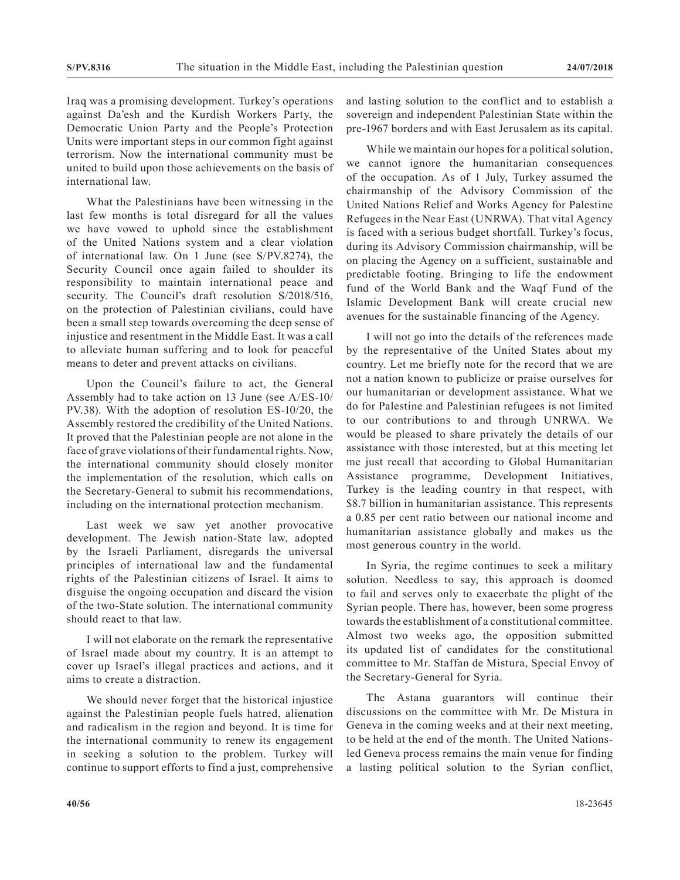Iraq was a promising development. Turkey's operations against Da'esh and the Kurdish Workers Party, the Democratic Union Party and the People's Protection Units were important steps in our common fight against terrorism. Now the international community must be united to build upon those achievements on the basis of international law.

What the Palestinians have been witnessing in the last few months is total disregard for all the values we have vowed to uphold since the establishment of the United Nations system and a clear violation of international law. On 1 June (see S/PV.8274), the Security Council once again failed to shoulder its responsibility to maintain international peace and security. The Council's draft resolution S/2018/516, on the protection of Palestinian civilians, could have been a small step towards overcoming the deep sense of injustice and resentment in the Middle East. It was a call to alleviate human suffering and to look for peaceful means to deter and prevent attacks on civilians.

Upon the Council's failure to act, the General Assembly had to take action on 13 June (see A/ES-10/PV.38). With the adoption of resolution ES-10/20, the Assembly restored the credibility of the United Nations. It proved that the Palestinian people are not alone in the face of grave violations of their fundamental rights. Now, the international community should closely monitor the implementation of the resolution, which calls on the Secretary-General to submit his recommendations, including on the international protection mechanism.

Last week we saw yet another provocative development. The Jewish nation-State law, adopted by the Israeli Parliament, disregards the universal principles of international law and the fundamental rights of the Palestinian citizens of Israel. It aims to disguise the ongoing occupation and discard the vision of the two-State solution. The international community should react to that law.

I will not elaborate on the remark the representative of Israel made about my country. It is an attempt to cover up Israel's illegal practices and actions, and it aims to create a distraction.

We should never forget that the historical injustice against the Palestinian people fuels hatred, alienation and radicalism in the region and beyond. It is time for the international community to renew its engagement in seeking a solution to the problem. Turkey will continue to support efforts to find a just, comprehensive and lasting solution to the conflict and to establish a sovereign and independent Palestinian State within the pre-1967 borders and with East Jerusalem as its capital.

While we maintain our hopes for a political solution, we cannot ignore the humanitarian consequences of the occupation. As of 1 July, Turkey assumed the chairmanship of the Advisory Commission of the United Nations Relief and Works Agency for Palestine Refugees in the Near East (UNRWA). That vital Agency is faced with a serious budget shortfall. Turkey's focus, during its Advisory Commission chairmanship, will be on placing the Agency on a sufficient, sustainable and predictable footing. Bringing to life the endowment fund of the World Bank and the Waqf Fund of the Islamic Development Bank will create crucial new avenues for the sustainable financing of the Agency.

I will not go into the details of the references made by the representative of the United States about my country. Let me briefly note for the record that we are not a nation known to publicize or praise ourselves for our humanitarian or development assistance. What we do for Palestine and Palestinian refugees is not limited to our contributions to and through UNRWA. We would be pleased to share privately the details of our assistance with those interested, but at this meeting let me just recall that according to Global Humanitarian Assistance programme, Development Initiatives, Turkey is the leading country in that respect, with $8.7 billion in humanitarian assistance. This represents a 0.85 per cent ratio between our national income and humanitarian assistance globally and makes us the most generous country in the world.

In Syria, the regime continues to seek a military solution. Needless to say, this approach is doomed to fail and serves only to exacerbate the plight of the Syrian people. There has, however, been some progress towards the establishment of a constitutional committee. Almost two weeks ago, the opposition submitted its updated list of candidates for the constitutional committee to Mr. Staffan de Mistura, Special Envoy of the Secretary-General for Syria.

The Astana guarantors will continue their discussions on the committee with Mr. De Mistura in Geneva in the coming weeks and at their next meeting, to be held at the end of the month. The United Nations-led Geneva process remains the main venue for finding a lasting political solution to the Syrian conflict,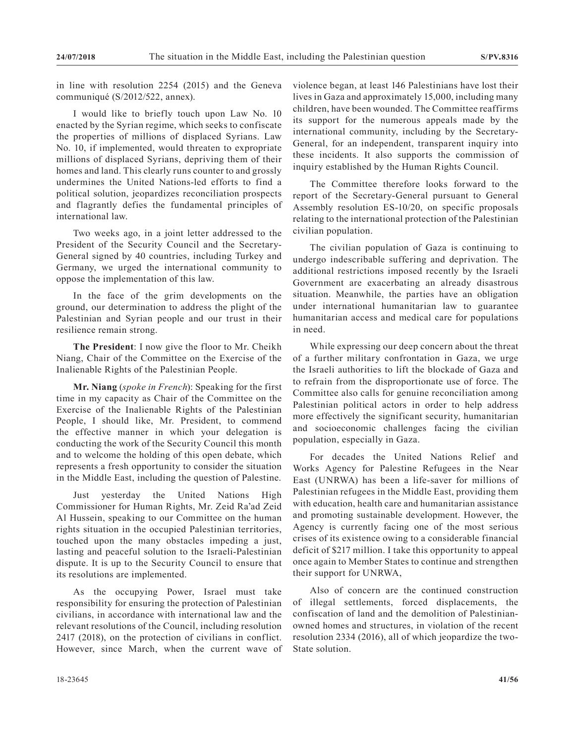in line with resolution 2254 (2015) and the Geneva communiqué (S/2012/522, annex).

I would like to briefly touch upon Law No. 10 enacted by the Syrian regime, which seeks to confiscate the properties of millions of displaced Syrians. Law No. 10, if implemented, would threaten to expropriate millions of displaced Syrians, depriving them of their homes and land. This clearly runs counter to and grossly undermines the United Nations-led efforts to find a political solution, jeopardizes reconciliation prospects and flagrantly defies the fundamental principles of international law.

Two weeks ago, in a joint letter addressed to the President of the Security Council and the Secretary-General signed by 40 countries, including Turkey and Germany, we urged the international community to oppose the implementation of this law.

In the face of the grim developments on the ground, our determination to address the plight of the Palestinian and Syrian people and our trust in their resilience remain strong.

**The President**: I now give the floor to Mr. Cheikh Niang, Chair of the Committee on the Exercise of the Inalienable Rights of the Palestinian People.

**Mr. Niang** (*spoke in French*): Speaking for the first time in my capacity as Chair of the Committee on the Exercise of the Inalienable Rights of the Palestinian People, I should like, Mr. President, to commend the effective manner in which your delegation is conducting the work of the Security Council this month and to welcome the holding of this open debate, which represents a fresh opportunity to consider the situation in the Middle East, including the question of Palestine.

Just yesterday the United Nations High Commissioner for Human Rights, Mr. Zeid Ra'ad Zeid Al Hussein, speaking to our Committee on the human rights situation in the occupied Palestinian territories, touched upon the many obstacles impeding a just, lasting and peaceful solution to the Israeli-Palestinian dispute. It is up to the Security Council to ensure that its resolutions are implemented.

As the occupying Power, Israel must take responsibility for ensuring the protection of Palestinian civilians, in accordance with international law and the relevant resolutions of the Council, including resolution 2417 (2018), on the protection of civilians in conflict. However, since March, when the current wave of violence began, at least 146 Palestinians have lost their lives in Gaza and approximately 15,000, including many children, have been wounded. The Committee reaffirms its support for the numerous appeals made by the international community, including by the Secretary-General, for an independent, transparent inquiry into these incidents. It also supports the commission of inquiry established by the Human Rights Council.

The Committee therefore looks forward to the report of the Secretary-General pursuant to General Assembly resolution ES-10/20, on specific proposals relating to the international protection of the Palestinian civilian population.

The civilian population of Gaza is continuing to undergo indescribable suffering and deprivation. The additional restrictions imposed recently by the Israeli Government are exacerbating an already disastrous situation. Meanwhile, the parties have an obligation under international humanitarian law to guarantee humanitarian access and medical care for populations in need.

While expressing our deep concern about the threat of a further military confrontation in Gaza, we urge the Israeli authorities to lift the blockade of Gaza and to refrain from the disproportionate use of force. The Committee also calls for genuine reconciliation among Palestinian political actors in order to help address more effectively the significant security, humanitarian and socioeconomic challenges facing the civilian population, especially in Gaza.

For decades the United Nations Relief and Works Agency for Palestine Refugees in the Near East (UNRWA) has been a life-saver for millions of Palestinian refugees in the Middle East, providing them with education, health care and humanitarian assistance and promoting sustainable development. However, the Agency is currently facing one of the most serious crises of its existence owing to a considerable financial deficit of $217 million. I take this opportunity to appeal once again to Member States to continue and strengthen their support for UNRWA,

Also of concern are the continued construction of illegal settlements, forced displacements, the confiscation of land and the demolition of Palestinian-owned homes and structures, in violation of the recent resolution 2334 (2016), all of which jeopardize the two-State solution.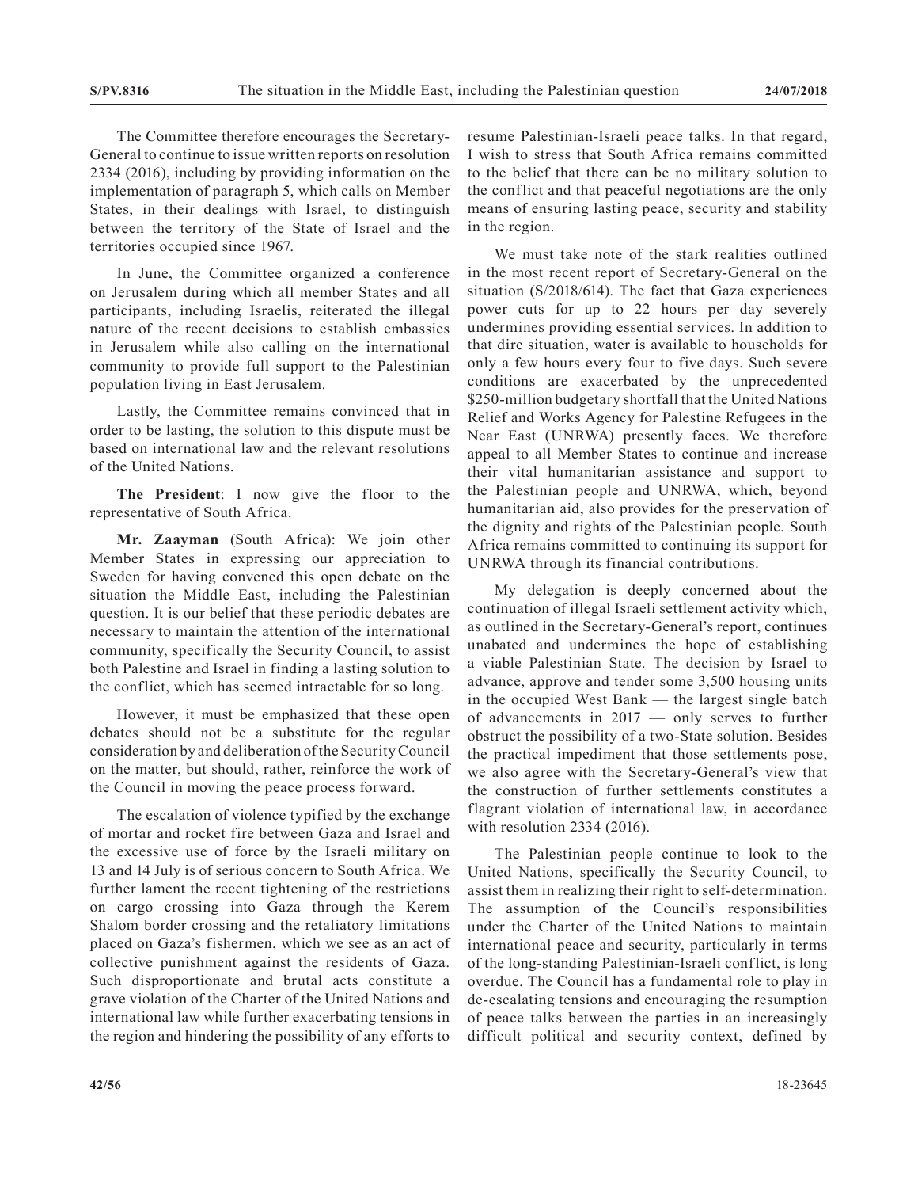The Committee therefore encourages the Secretary-General to continue to issue written reports on resolution 2334 (2016), including by providing information on the implementation of paragraph 5, which calls on Member States, in their dealings with Israel, to distinguish between the territory of the State of Israel and the territories occupied since 1967.

In June, the Committee organized a conference on Jerusalem during which all member States and all participants, including Israelis, reiterated the illegal nature of the recent decisions to establish embassies in Jerusalem while also calling on the international community to provide full support to the Palestinian population living in East Jerusalem.

Lastly, the Committee remains convinced that in order to be lasting, the solution to this dispute must be based on international law and the relevant resolutions of the United Nations.

**The President**: I now give the floor to the representative of South Africa.

**Mr. Zaayman** (South Africa): We join other Member States in expressing our appreciation to Sweden for having convened this open debate on the situation the Middle East, including the Palestinian question. It is our belief that these periodic debates are necessary to maintain the attention of the international community, specifically the Security Council, to assist both Palestine and Israel in finding a lasting solution to the conflict, which has seemed intractable for so long.

However, it must be emphasized that these open debates should not be a substitute for the regular consideration by and deliberation of the Security Council on the matter, but should, rather, reinforce the work of the Council in moving the peace process forward.

The escalation of violence typified by the exchange of mortar and rocket fire between Gaza and Israel and the excessive use of force by the Israeli military on 13 and 14 July is of serious concern to South Africa. We further lament the recent tightening of the restrictions on cargo crossing into Gaza through the Kerem Shalom border crossing and the retaliatory limitations placed on Gaza's fishermen, which we see as an act of collective punishment against the residents of Gaza. Such disproportionate and brutal acts constitute a grave violation of the Charter of the United Nations and international law while further exacerbating tensions in the region and hindering the possibility of any efforts to resume Palestinian-Israeli peace talks. In that regard, I wish to stress that South Africa remains committed to the belief that there can be no military solution to the conflict and that peaceful negotiations are the only means of ensuring lasting peace, security and stability in the region.

We must take note of the stark realities outlined in the most recent report of Secretary-General on the situation (S/2018/614). The fact that Gaza experiences power cuts for up to 22 hours per day severely undermines providing essential services. In addition to that dire situation, water is available to households for only a few hours every four to five days. Such severe conditions are exacerbated by the unprecedented \$250-million budgetary shortfall that the United Nations Relief and Works Agency for Palestine Refugees in the Near East (UNRWA) presently faces. We therefore appeal to all Member States to continue and increase their vital humanitarian assistance and support to the Palestinian people and UNRWA, which, beyond humanitarian aid, also provides for the preservation of the dignity and rights of the Palestinian people. South Africa remains committed to continuing its support for UNRWA through its financial contributions.

My delegation is deeply concerned about the continuation of illegal Israeli settlement activity which, as outlined in the Secretary-General's report, continues unabated and undermines the hope of establishing a viable Palestinian State. The decision by Israel to advance, approve and tender some 3,500 housing units in the occupied West Bank — the largest single batch of advancements in 2017 — only serves to further obstruct the possibility of a two-State solution. Besides the practical impediment that those settlements pose, we also agree with the Secretary-General's view that the construction of further settlements constitutes a flagrant violation of international law, in accordance with resolution 2334 (2016).

The Palestinian people continue to look to the United Nations, specifically the Security Council, to assist them in realizing their right to self-determination. The assumption of the Council's responsibilities under the Charter of the United Nations to maintain international peace and security, particularly in terms of the long-standing Palestinian-Israeli conflict, is long overdue. The Council has a fundamental role to play in de-escalating tensions and encouraging the resumption of peace talks between the parties in an increasingly difficult political and security context, defined by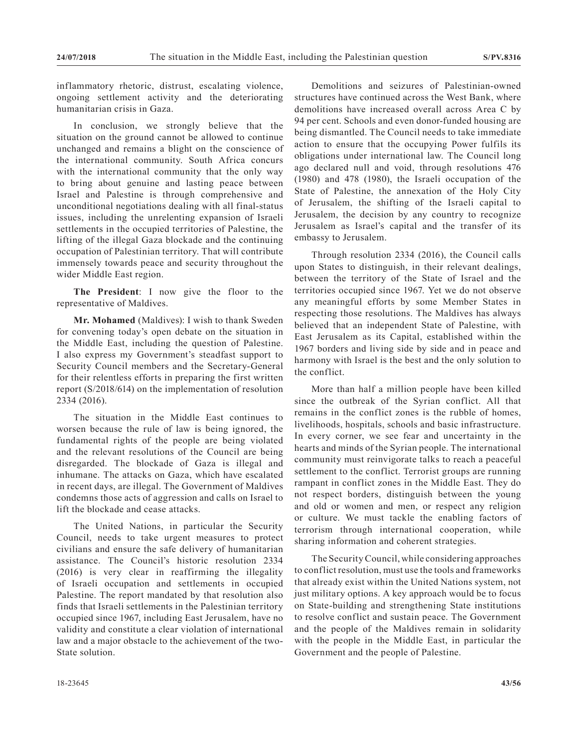inflammatory rhetoric, distrust, escalating violence, ongoing settlement activity and the deteriorating humanitarian crisis in Gaza.

In conclusion, we strongly believe that the situation on the ground cannot be allowed to continue unchanged and remains a blight on the conscience of the international community. South Africa concurs with the international community that the only way to bring about genuine and lasting peace between Israel and Palestine is through comprehensive and unconditional negotiations dealing with all final-status issues, including the unrelenting expansion of Israeli settlements in the occupied territories of Palestine, the lifting of the illegal Gaza blockade and the continuing occupation of Palestinian territory. That will contribute immensely towards peace and security throughout the wider Middle East region.

**The President**: I now give the floor to the representative of Maldives.

**Mr. Mohamed** (Maldives): I wish to thank Sweden for convening today's open debate on the situation in the Middle East, including the question of Palestine. I also express my Government's steadfast support to Security Council members and the Secretary-General for their relentless efforts in preparing the first written report (S/2018/614) on the implementation of resolution 2334 (2016).

The situation in the Middle East continues to worsen because the rule of law is being ignored, the fundamental rights of the people are being violated and the relevant resolutions of the Council are being disregarded. The blockade of Gaza is illegal and inhumane. The attacks on Gaza, which have escalated in recent days, are illegal. The Government of Maldives condemns those acts of aggression and calls on Israel to lift the blockade and cease attacks.

The United Nations, in particular the Security Council, needs to take urgent measures to protect civilians and ensure the safe delivery of humanitarian assistance. The Council's historic resolution 2334 (2016) is very clear in reaffirming the illegality of Israeli occupation and settlements in occupied Palestine. The report mandated by that resolution also finds that Israeli settlements in the Palestinian territory occupied since 1967, including East Jerusalem, have no validity and constitute a clear violation of international law and a major obstacle to the achievement of the two-State solution.

Demolitions and seizures of Palestinian-owned structures have continued across the West Bank, where demolitions have increased overall across Area C by 94 per cent. Schools and even donor-funded housing are being dismantled. The Council needs to take immediate action to ensure that the occupying Power fulfils its obligations under international law. The Council long ago declared null and void, through resolutions 476 (1980) and 478 (1980), the Israeli occupation of the State of Palestine, the annexation of the Holy City of Jerusalem, the shifting of the Israeli capital to Jerusalem, the decision by any country to recognize Jerusalem as Israel's capital and the transfer of its embassy to Jerusalem.

Through resolution 2334 (2016), the Council calls upon States to distinguish, in their relevant dealings, between the territory of the State of Israel and the territories occupied since 1967. Yet we do not observe any meaningful efforts by some Member States in respecting those resolutions. The Maldives has always believed that an independent State of Palestine, with East Jerusalem as its Capital, established within the 1967 borders and living side by side and in peace and harmony with Israel is the best and the only solution to the conflict.

More than half a million people have been killed since the outbreak of the Syrian conflict. All that remains in the conflict zones is the rubble of homes, livelihoods, hospitals, schools and basic infrastructure. In every corner, we see fear and uncertainty in the hearts and minds of the Syrian people. The international community must reinvigorate talks to reach a peaceful settlement to the conflict. Terrorist groups are running rampant in conflict zones in the Middle East. They do not respect borders, distinguish between the young and old or women and men, or respect any religion or culture. We must tackle the enabling factors of terrorism through international cooperation, while sharing information and coherent strategies.

The Security Council, while considering approaches to conflict resolution, must use the tools and frameworks that already exist within the United Nations system, not just military options. A key approach would be to focus on State-building and strengthening State institutions to resolve conflict and sustain peace. The Government and the people of the Maldives remain in solidarity with the people in the Middle East, in particular the Government and the people of Palestine.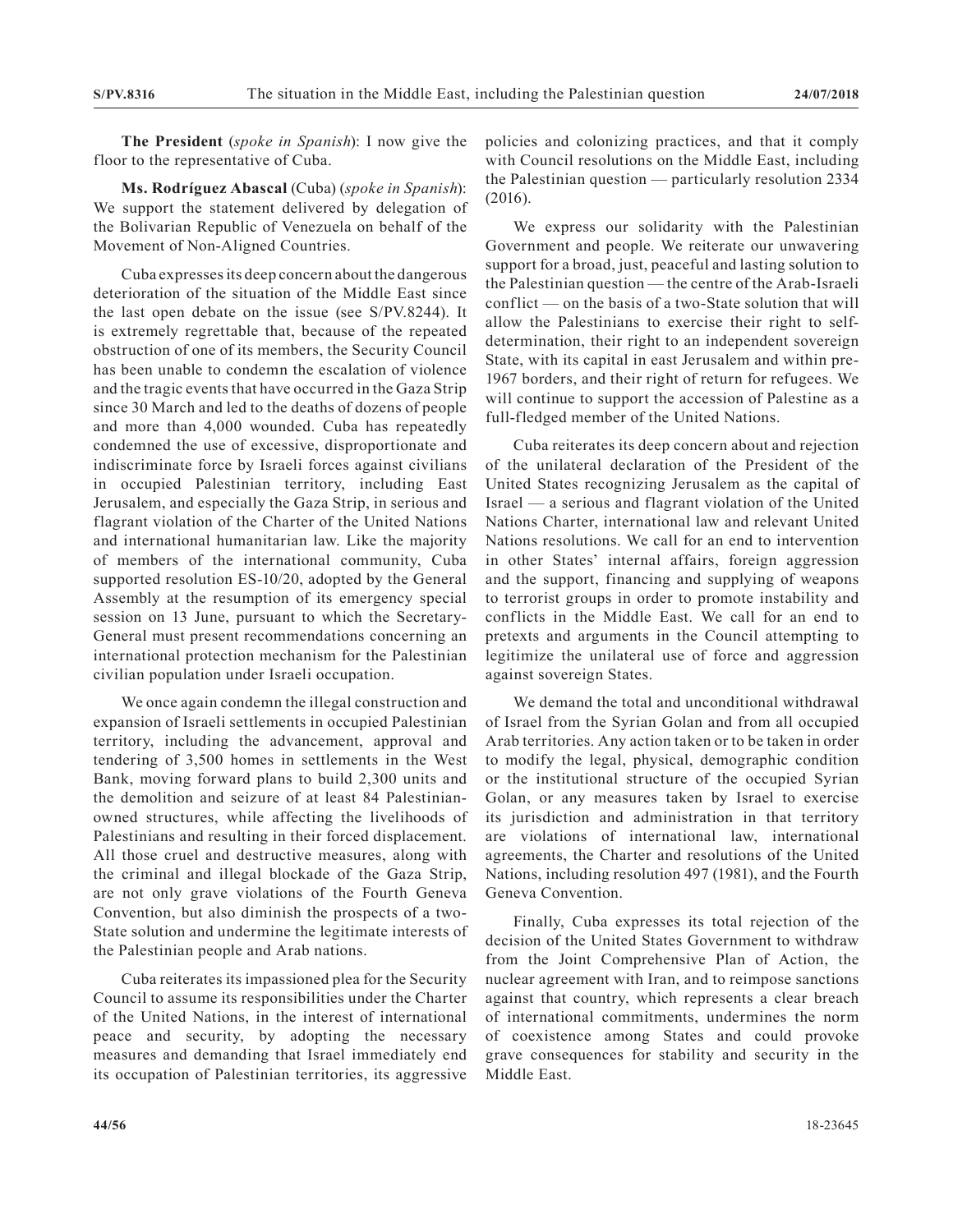**The President** (*spoke in Spanish*): I now give the floor to the representative of Cuba.

**Ms. Rodríguez Abascal** (Cuba) (*spoke in Spanish*): We support the statement delivered by delegation of the Bolivarian Republic of Venezuela on behalf of the Movement of Non-Aligned Countries.

Cuba expresses its deep concern about the dangerous deterioration of the situation of the Middle East since the last open debate on the issue (see S/PV.8244). It is extremely regrettable that, because of the repeated obstruction of one of its members, the Security Council has been unable to condemn the escalation of violence and the tragic events that have occurred in the Gaza Strip since 30 March and led to the deaths of dozens of people and more than 4,000 wounded. Cuba has repeatedly condemned the use of excessive, disproportionate and indiscriminate force by Israeli forces against civilians in occupied Palestinian territory, including East Jerusalem, and especially the Gaza Strip, in serious and flagrant violation of the Charter of the United Nations and international humanitarian law. Like the majority of members of the international community, Cuba supported resolution ES-10/20, adopted by the General Assembly at the resumption of its emergency special session on 13 June, pursuant to which the Secretary-General must present recommendations concerning an international protection mechanism for the Palestinian civilian population under Israeli occupation.

We once again condemn the illegal construction and expansion of Israeli settlements in occupied Palestinian territory, including the advancement, approval and tendering of 3,500 homes in settlements in the West Bank, moving forward plans to build 2,300 units and the demolition and seizure of at least 84 Palestinian-owned structures, while affecting the livelihoods of Palestinians and resulting in their forced displacement. All those cruel and destructive measures, along with the criminal and illegal blockade of the Gaza Strip, are not only grave violations of the Fourth Geneva Convention, but also diminish the prospects of a two-State solution and undermine the legitimate interests of the Palestinian people and Arab nations.

Cuba reiterates its impassioned plea for the Security Council to assume its responsibilities under the Charter of the United Nations, in the interest of international peace and security, by adopting the necessary measures and demanding that Israel immediately end its occupation of Palestinian territories, its aggressive policies and colonizing practices, and that it comply with Council resolutions on the Middle East, including the Palestinian question — particularly resolution 2334 (2016).

We express our solidarity with the Palestinian Government and people. We reiterate our unwavering support for a broad, just, peaceful and lasting solution to the Palestinian question — the centre of the Arab-Israeli conflict — on the basis of a two-State solution that will allow the Palestinians to exercise their right to self-determination, their right to an independent sovereign State, with its capital in east Jerusalem and within pre-1967 borders, and their right of return for refugees. We will continue to support the accession of Palestine as a full-fledged member of the United Nations.

Cuba reiterates its deep concern about and rejection of the unilateral declaration of the President of the United States recognizing Jerusalem as the capital of Israel — a serious and flagrant violation of the United Nations Charter, international law and relevant United Nations resolutions. We call for an end to intervention in other States' internal affairs, foreign aggression and the support, financing and supplying of weapons to terrorist groups in order to promote instability and conflicts in the Middle East. We call for an end to pretexts and arguments in the Council attempting to legitimize the unilateral use of force and aggression against sovereign States.

We demand the total and unconditional withdrawal of Israel from the Syrian Golan and from all occupied Arab territories. Any action taken or to be taken in order to modify the legal, physical, demographic condition or the institutional structure of the occupied Syrian Golan, or any measures taken by Israel to exercise its jurisdiction and administration in that territory are violations of international law, international agreements, the Charter and resolutions of the United Nations, including resolution 497 (1981), and the Fourth Geneva Convention.

Finally, Cuba expresses its total rejection of the decision of the United States Government to withdraw from the Joint Comprehensive Plan of Action, the nuclear agreement with Iran, and to reimpose sanctions against that country, which represents a clear breach of international commitments, undermines the norm of coexistence among States and could provoke grave consequences for stability and security in the Middle East.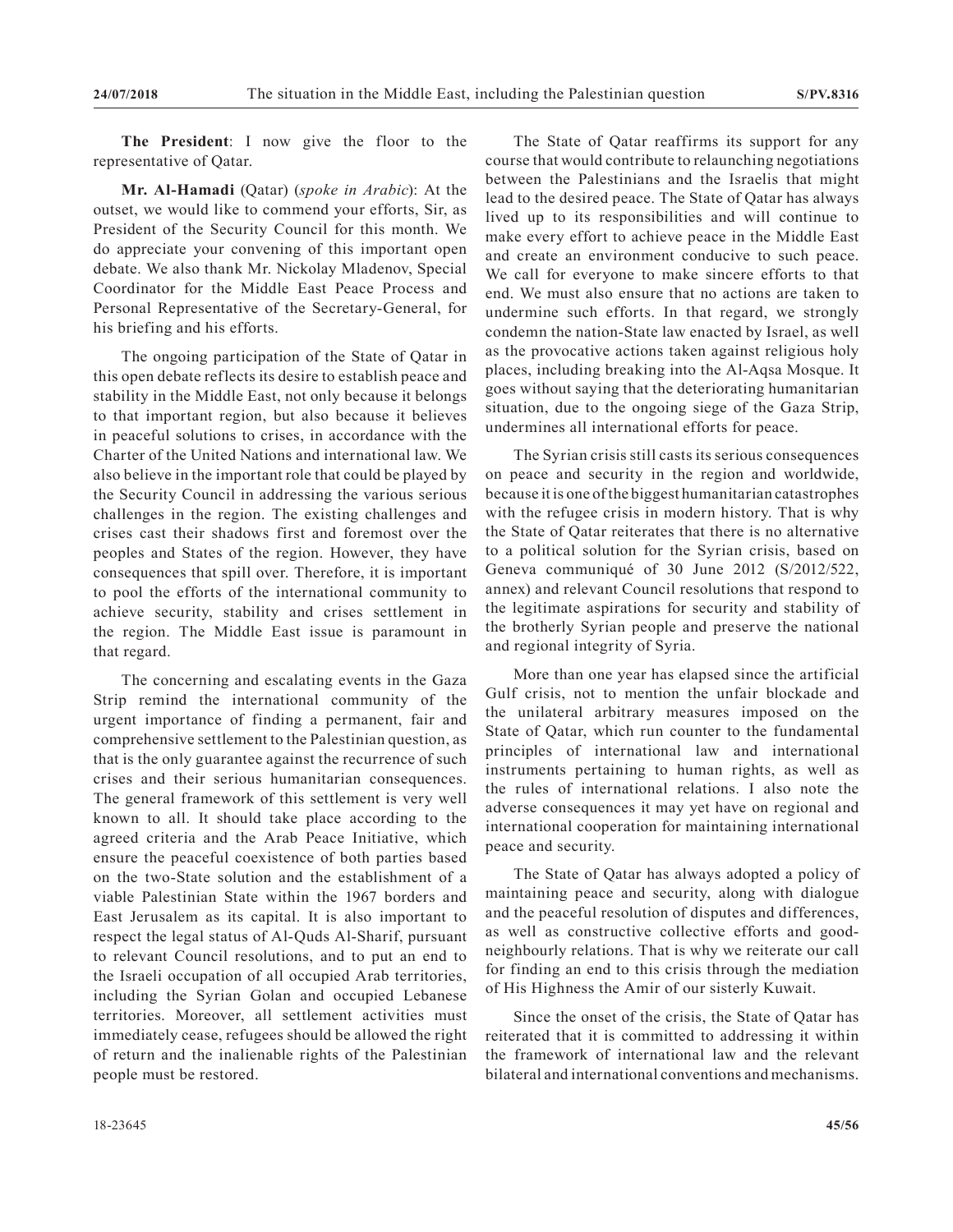**The President**: I now give the floor to the representative of Qatar.

**Mr. Al-Hamadi** (Qatar) (*spoke in Arabic*): At the outset, we would like to commend your efforts, Sir, as President of the Security Council for this month. We do appreciate your convening of this important open debate. We also thank Mr. Nickolay Mladenov, Special Coordinator for the Middle East Peace Process and Personal Representative of the Secretary-General, for his briefing and his efforts.

The ongoing participation of the State of Qatar in this open debate reflects its desire to establish peace and stability in the Middle East, not only because it belongs to that important region, but also because it believes in peaceful solutions to crises, in accordance with the Charter of the United Nations and international law. We also believe in the important role that could be played by the Security Council in addressing the various serious challenges in the region. The existing challenges and crises cast their shadows first and foremost over the peoples and States of the region. However, they have consequences that spill over. Therefore, it is important to pool the efforts of the international community to achieve security, stability and crises settlement in the region. The Middle East issue is paramount in that regard.

The concerning and escalating events in the Gaza Strip remind the international community of the urgent importance of finding a permanent, fair and comprehensive settlement to the Palestinian question, as that is the only guarantee against the recurrence of such crises and their serious humanitarian consequences. The general framework of this settlement is very well known to all. It should take place according to the agreed criteria and the Arab Peace Initiative, which ensure the peaceful coexistence of both parties based on the two-State solution and the establishment of a viable Palestinian State within the 1967 borders and East Jerusalem as its capital. It is also important to respect the legal status of Al-Quds Al-Sharif, pursuant to relevant Council resolutions, and to put an end to the Israeli occupation of all occupied Arab territories, including the Syrian Golan and occupied Lebanese territories. Moreover, all settlement activities must immediately cease, refugees should be allowed the right of return and the inalienable rights of the Palestinian people must be restored.

The State of Qatar reaffirms its support for any course that would contribute to relaunching negotiations between the Palestinians and the Israelis that might lead to the desired peace. The State of Qatar has always lived up to its responsibilities and will continue to make every effort to achieve peace in the Middle East and create an environment conducive to such peace. We call for everyone to make sincere efforts to that end. We must also ensure that no actions are taken to undermine such efforts. In that regard, we strongly condemn the nation-State law enacted by Israel, as well as the provocative actions taken against religious holy places, including breaking into the Al-Aqsa Mosque. It goes without saying that the deteriorating humanitarian situation, due to the ongoing siege of the Gaza Strip, undermines all international efforts for peace.

The Syrian crisis still casts its serious consequences on peace and security in the region and worldwide, because it is one of the biggest humanitarian catastrophes with the refugee crisis in modern history. That is why the State of Qatar reiterates that there is no alternative to a political solution for the Syrian crisis, based on Geneva communiqué of 30 June 2012 (S/2012/522, annex) and relevant Council resolutions that respond to the legitimate aspirations for security and stability of the brotherly Syrian people and preserve the national and regional integrity of Syria.

More than one year has elapsed since the artificial Gulf crisis, not to mention the unfair blockade and the unilateral arbitrary measures imposed on the State of Qatar, which run counter to the fundamental principles of international law and international instruments pertaining to human rights, as well as the rules of international relations. I also note the adverse consequences it may yet have on regional and international cooperation for maintaining international peace and security.

The State of Qatar has always adopted a policy of maintaining peace and security, along with dialogue and the peaceful resolution of disputes and differences, as well as constructive collective efforts and good-neighbourly relations. That is why we reiterate our call for finding an end to this crisis through the mediation of His Highness the Amir of our sisterly Kuwait.

Since the onset of the crisis, the State of Qatar has reiterated that it is committed to addressing it within the framework of international law and the relevant bilateral and international conventions and mechanisms.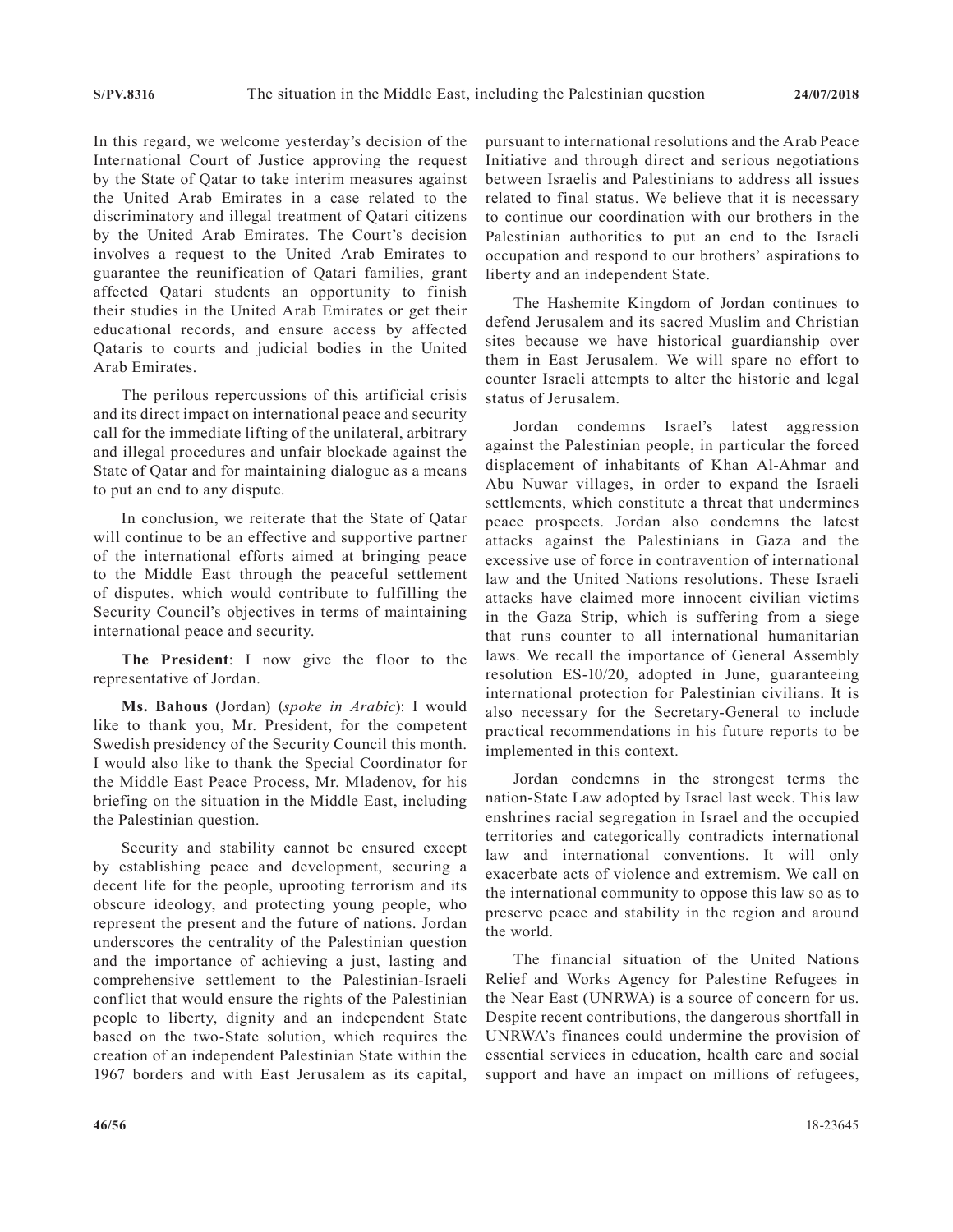In this regard, we welcome yesterday's decision of the International Court of Justice approving the request by the State of Qatar to take interim measures against the United Arab Emirates in a case related to the discriminatory and illegal treatment of Qatari citizens by the United Arab Emirates. The Court's decision involves a request to the United Arab Emirates to guarantee the reunification of Qatari families, grant affected Qatari students an opportunity to finish their studies in the United Arab Emirates or get their educational records, and ensure access by affected Qataris to courts and judicial bodies in the United Arab Emirates.

The perilous repercussions of this artificial crisis and its direct impact on international peace and security call for the immediate lifting of the unilateral, arbitrary and illegal procedures and unfair blockade against the State of Qatar and for maintaining dialogue as a means to put an end to any dispute.

In conclusion, we reiterate that the State of Qatar will continue to be an effective and supportive partner of the international efforts aimed at bringing peace to the Middle East through the peaceful settlement of disputes, which would contribute to fulfilling the Security Council's objectives in terms of maintaining international peace and security.

**The President**: I now give the floor to the representative of Jordan.

**Ms. Bahous** (Jordan) (*spoke in Arabic*): I would like to thank you, Mr. President, for the competent Swedish presidency of the Security Council this month. I would also like to thank the Special Coordinator for the Middle East Peace Process, Mr. Mladenov, for his briefing on the situation in the Middle East, including the Palestinian question.

Security and stability cannot be ensured except by establishing peace and development, securing a decent life for the people, uprooting terrorism and its obscure ideology, and protecting young people, who represent the present and the future of nations. Jordan underscores the centrality of the Palestinian question and the importance of achieving a just, lasting and comprehensive settlement to the Palestinian-Israeli conflict that would ensure the rights of the Palestinian people to liberty, dignity and an independent State based on the two-State solution, which requires the creation of an independent Palestinian State within the 1967 borders and with East Jerusalem as its capital, pursuant to international resolutions and the Arab Peace Initiative and through direct and serious negotiations between Israelis and Palestinians to address all issues related to final status. We believe that it is necessary to continue our coordination with our brothers in the Palestinian authorities to put an end to the Israeli occupation and respond to our brothers' aspirations to liberty and an independent State.

The Hashemite Kingdom of Jordan continues to defend Jerusalem and its sacred Muslim and Christian sites because we have historical guardianship over them in East Jerusalem. We will spare no effort to counter Israeli attempts to alter the historic and legal status of Jerusalem.

Jordan condemns Israel's latest aggression against the Palestinian people, in particular the forced displacement of inhabitants of Khan Al-Ahmar and Abu Nuwar villages, in order to expand the Israeli settlements, which constitute a threat that undermines peace prospects. Jordan also condemns the latest attacks against the Palestinians in Gaza and the excessive use of force in contravention of international law and the United Nations resolutions. These Israeli attacks have claimed more innocent civilian victims in the Gaza Strip, which is suffering from a siege that runs counter to all international humanitarian laws. We recall the importance of General Assembly resolution ES-10/20, adopted in June, guaranteeing international protection for Palestinian civilians. It is also necessary for the Secretary-General to include practical recommendations in his future reports to be implemented in this context.

Jordan condemns in the strongest terms the nation-State Law adopted by Israel last week. This law enshrines racial segregation in Israel and the occupied territories and categorically contradicts international law and international conventions. It will only exacerbate acts of violence and extremism. We call on the international community to oppose this law so as to preserve peace and stability in the region and around the world.

The financial situation of the United Nations Relief and Works Agency for Palestine Refugees in the Near East (UNRWA) is a source of concern for us. Despite recent contributions, the dangerous shortfall in UNRWA's finances could undermine the provision of essential services in education, health care and social support and have an impact on millions of refugees,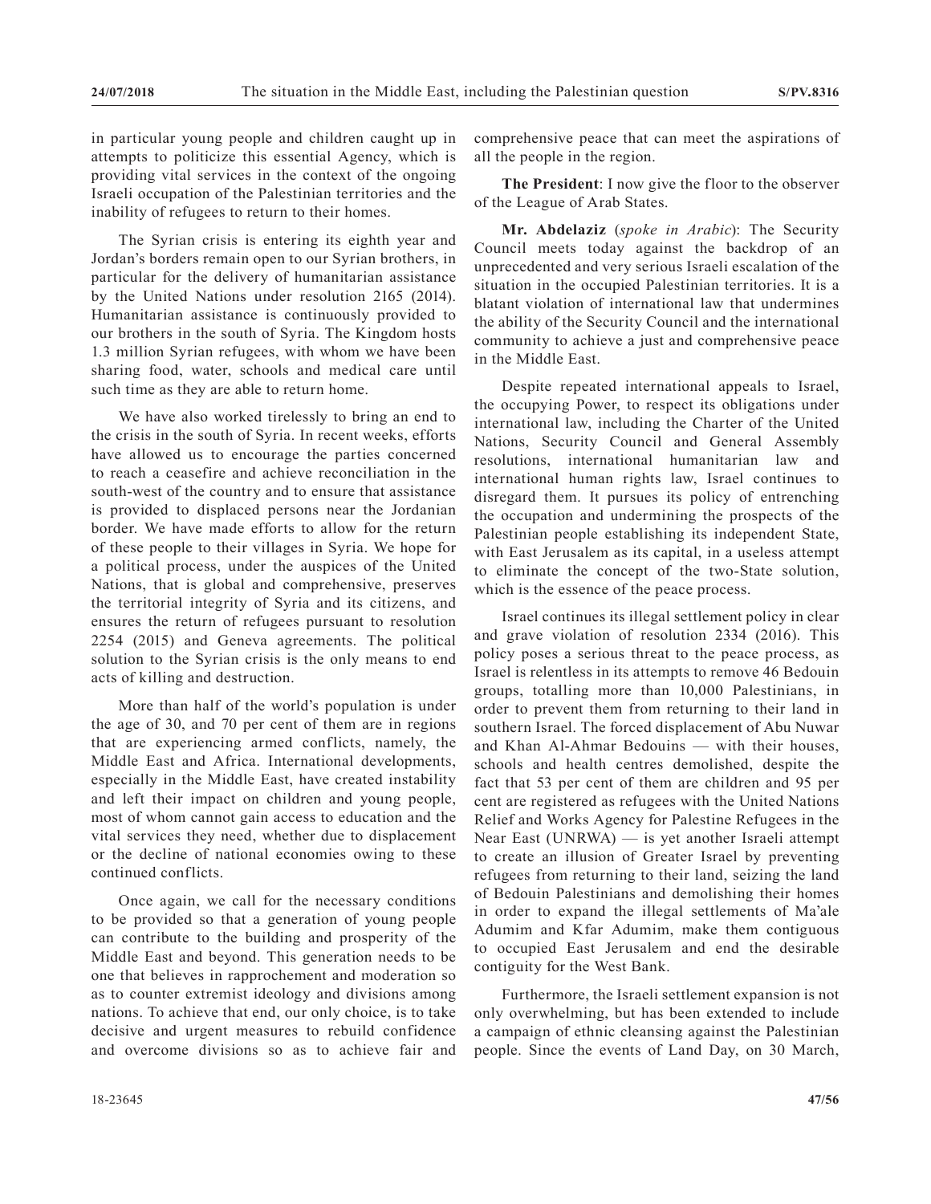in particular young people and children caught up in attempts to politicize this essential Agency, which is providing vital services in the context of the ongoing Israeli occupation of the Palestinian territories and the inability of refugees to return to their homes.

The Syrian crisis is entering its eighth year and Jordan's borders remain open to our Syrian brothers, in particular for the delivery of humanitarian assistance by the United Nations under resolution 2165 (2014). Humanitarian assistance is continuously provided to our brothers in the south of Syria. The Kingdom hosts 1.3 million Syrian refugees, with whom we have been sharing food, water, schools and medical care until such time as they are able to return home.

We have also worked tirelessly to bring an end to the crisis in the south of Syria. In recent weeks, efforts have allowed us to encourage the parties concerned to reach a ceasefire and achieve reconciliation in the south-west of the country and to ensure that assistance is provided to displaced persons near the Jordanian border. We have made efforts to allow for the return of these people to their villages in Syria. We hope for a political process, under the auspices of the United Nations, that is global and comprehensive, preserves the territorial integrity of Syria and its citizens, and ensures the return of refugees pursuant to resolution 2254 (2015) and Geneva agreements. The political solution to the Syrian crisis is the only means to end acts of killing and destruction.

More than half of the world's population is under the age of 30, and 70 per cent of them are in regions that are experiencing armed conflicts, namely, the Middle East and Africa. International developments, especially in the Middle East, have created instability and left their impact on children and young people, most of whom cannot gain access to education and the vital services they need, whether due to displacement or the decline of national economies owing to these continued conflicts.

Once again, we call for the necessary conditions to be provided so that a generation of young people can contribute to the building and prosperity of the Middle East and beyond. This generation needs to be one that believes in rapprochement and moderation so as to counter extremist ideology and divisions among nations. To achieve that end, our only choice, is to take decisive and urgent measures to rebuild confidence and overcome divisions so as to achieve fair and comprehensive peace that can meet the aspirations of all the people in the region.

**The President**: I now give the floor to the observer of the League of Arab States.

**Mr. Abdelaziz** (*spoke in Arabic*): The Security Council meets today against the backdrop of an unprecedented and very serious Israeli escalation of the situation in the occupied Palestinian territories. It is a blatant violation of international law that undermines the ability of the Security Council and the international community to achieve a just and comprehensive peace in the Middle East.

Despite repeated international appeals to Israel, the occupying Power, to respect its obligations under international law, including the Charter of the United Nations, Security Council and General Assembly resolutions, international humanitarian law and international human rights law, Israel continues to disregard them. It pursues its policy of entrenching the occupation and undermining the prospects of the Palestinian people establishing its independent State, with East Jerusalem as its capital, in a useless attempt to eliminate the concept of the two-State solution, which is the essence of the peace process.

Israel continues its illegal settlement policy in clear and grave violation of resolution 2334 (2016). This policy poses a serious threat to the peace process, as Israel is relentless in its attempts to remove 46 Bedouin groups, totalling more than 10,000 Palestinians, in order to prevent them from returning to their land in southern Israel. The forced displacement of Abu Nuwar and Khan Al-Ahmar Bedouins — with their houses, schools and health centres demolished, despite the fact that 53 per cent of them are children and 95 per cent are registered as refugees with the United Nations Relief and Works Agency for Palestine Refugees in the Near East (UNRWA) — is yet another Israeli attempt to create an illusion of Greater Israel by preventing refugees from returning to their land, seizing the land of Bedouin Palestinians and demolishing their homes in order to expand the illegal settlements of Ma'ale Adumim and Kfar Adumim, make them contiguous to occupied East Jerusalem and end the desirable contiguity for the West Bank.

Furthermore, the Israeli settlement expansion is not only overwhelming, but has been extended to include a campaign of ethnic cleansing against the Palestinian people. Since the events of Land Day, on 30 March,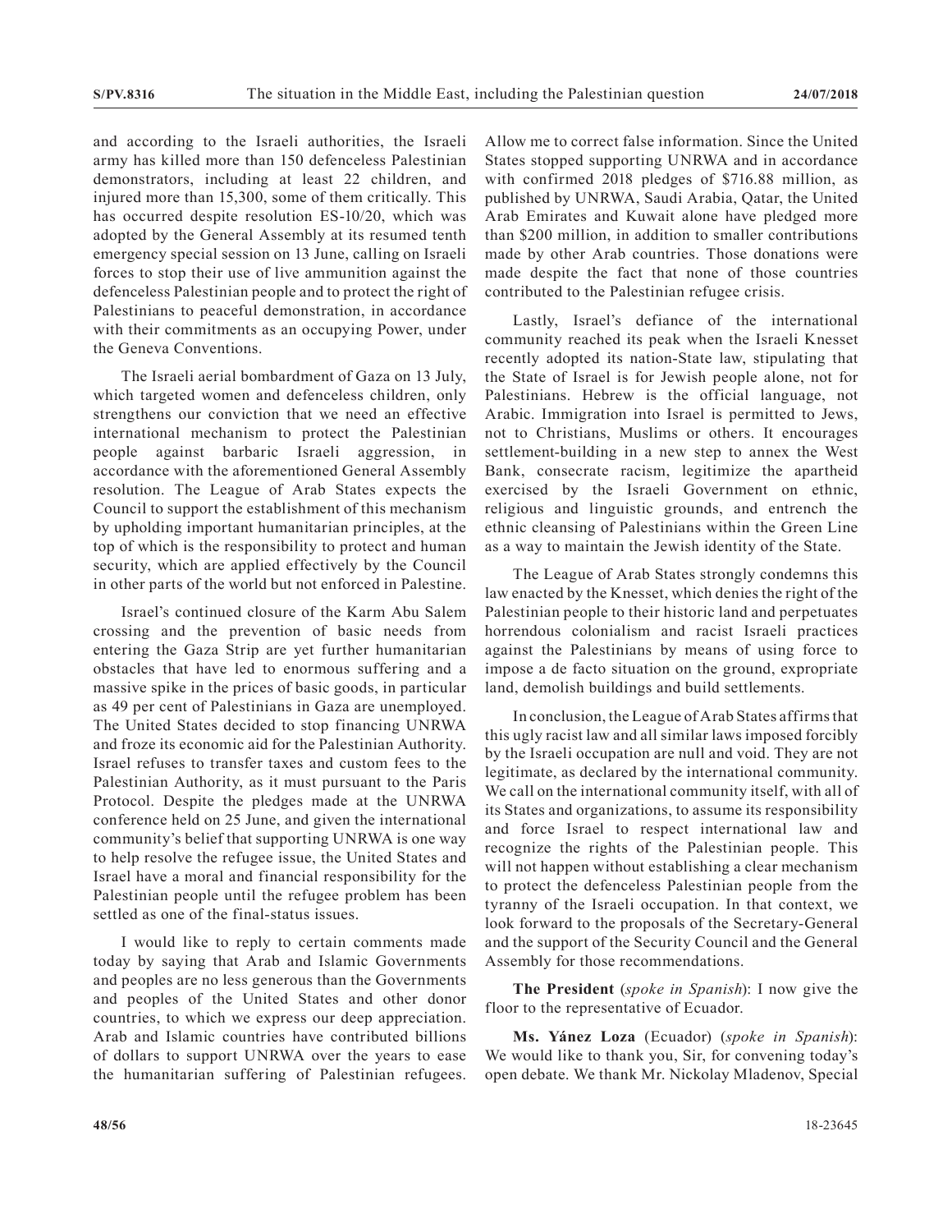and according to the Israeli authorities, the Israeli army has killed more than 150 defenceless Palestinian demonstrators, including at least 22 children, and injured more than 15,300, some of them critically. This has occurred despite resolution ES-10/20, which was adopted by the General Assembly at its resumed tenth emergency special session on 13 June, calling on Israeli forces to stop their use of live ammunition against the defenceless Palestinian people and to protect the right of Palestinians to peaceful demonstration, in accordance with their commitments as an occupying Power, under the Geneva Conventions.

The Israeli aerial bombardment of Gaza on 13 July, which targeted women and defenceless children, only strengthens our conviction that we need an effective international mechanism to protect the Palestinian people against barbaric Israeli aggression, in accordance with the aforementioned General Assembly resolution. The League of Arab States expects the Council to support the establishment of this mechanism by upholding important humanitarian principles, at the top of which is the responsibility to protect and human security, which are applied effectively by the Council in other parts of the world but not enforced in Palestine.

Israel's continued closure of the Karm Abu Salem crossing and the prevention of basic needs from entering the Gaza Strip are yet further humanitarian obstacles that have led to enormous suffering and a massive spike in the prices of basic goods, in particular as 49 per cent of Palestinians in Gaza are unemployed. The United States decided to stop financing UNRWA and froze its economic aid for the Palestinian Authority. Israel refuses to transfer taxes and custom fees to the Palestinian Authority, as it must pursuant to the Paris Protocol. Despite the pledges made at the UNRWA conference held on 25 June, and given the international community's belief that supporting UNRWA is one way to help resolve the refugee issue, the United States and Israel have a moral and financial responsibility for the Palestinian people until the refugee problem has been settled as one of the final-status issues.

I would like to reply to certain comments made today by saying that Arab and Islamic Governments and peoples are no less generous than the Governments and peoples of the United States and other donor countries, to which we express our deep appreciation. Arab and Islamic countries have contributed billions of dollars to support UNRWA over the years to ease the humanitarian suffering of Palestinian refugees. Allow me to correct false information. Since the United States stopped supporting UNRWA and in accordance with confirmed 2018 pledges of $716.88 million, as published by UNRWA, Saudi Arabia, Qatar, the United Arab Emirates and Kuwait alone have pledged more than $200 million, in addition to smaller contributions made by other Arab countries. Those donations were made despite the fact that none of those countries contributed to the Palestinian refugee crisis.

Lastly, Israel's defiance of the international community reached its peak when the Israeli Knesset recently adopted its nation-State law, stipulating that the State of Israel is for Jewish people alone, not for Palestinians. Hebrew is the official language, not Arabic. Immigration into Israel is permitted to Jews, not to Christians, Muslims or others. It encourages settlement-building in a new step to annex the West Bank, consecrate racism, legitimize the apartheid exercised by the Israeli Government on ethnic, religious and linguistic grounds, and entrench the ethnic cleansing of Palestinians within the Green Line as a way to maintain the Jewish identity of the State.

The League of Arab States strongly condemns this law enacted by the Knesset, which denies the right of the Palestinian people to their historic land and perpetuates horrendous colonialism and racist Israeli practices against the Palestinians by means of using force to impose a de facto situation on the ground, expropriate land, demolish buildings and build settlements.

In conclusion, the League of Arab States affirms that this ugly racist law and all similar laws imposed forcibly by the Israeli occupation are null and void. They are not legitimate, as declared by the international community. We call on the international community itself, with all of its States and organizations, to assume its responsibility and force Israel to respect international law and recognize the rights of the Palestinian people. This will not happen without establishing a clear mechanism to protect the defenceless Palestinian people from the tyranny of the Israeli occupation. In that context, we look forward to the proposals of the Secretary-General and the support of the Security Council and the General Assembly for those recommendations.

**The President** (*spoke in Spanish*): I now give the floor to the representative of Ecuador.

**Ms. Yánez Loza** (Ecuador) (*spoke in Spanish*): We would like to thank you, Sir, for convening today's open debate. We thank Mr. Nickolay Mladenov, Special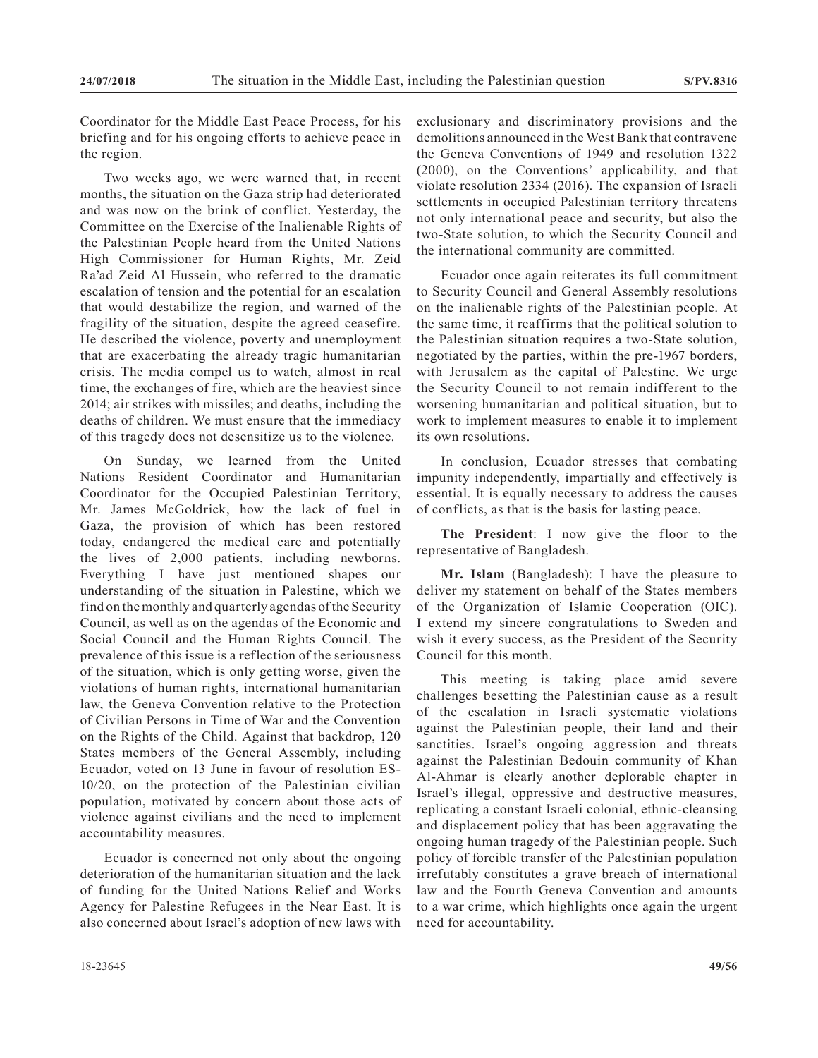Coordinator for the Middle East Peace Process, for his briefing and for his ongoing efforts to achieve peace in the region.

Two weeks ago, we were warned that, in recent months, the situation on the Gaza strip had deteriorated and was now on the brink of conflict. Yesterday, the Committee on the Exercise of the Inalienable Rights of the Palestinian People heard from the United Nations High Commissioner for Human Rights, Mr. Zeid Ra'ad Zeid Al Hussein, who referred to the dramatic escalation of tension and the potential for an escalation that would destabilize the region, and warned of the fragility of the situation, despite the agreed ceasefire. He described the violence, poverty and unemployment that are exacerbating the already tragic humanitarian crisis. The media compel us to watch, almost in real time, the exchanges of fire, which are the heaviest since 2014; air strikes with missiles; and deaths, including the deaths of children. We must ensure that the immediacy of this tragedy does not desensitize us to the violence.

On Sunday, we learned from the United Nations Resident Coordinator and Humanitarian Coordinator for the Occupied Palestinian Territory, Mr. James McGoldrick, how the lack of fuel in Gaza, the provision of which has been restored today, endangered the medical care and potentially the lives of 2,000 patients, including newborns. Everything I have just mentioned shapes our understanding of the situation in Palestine, which we find on the monthly and quarterly agendas of the Security Council, as well as on the agendas of the Economic and Social Council and the Human Rights Council. The prevalence of this issue is a reflection of the seriousness of the situation, which is only getting worse, given the violations of human rights, international humanitarian law, the Geneva Convention relative to the Protection of Civilian Persons in Time of War and the Convention on the Rights of the Child. Against that backdrop, 120 States members of the General Assembly, including Ecuador, voted on 13 June in favour of resolution ES-10/20, on the protection of the Palestinian civilian population, motivated by concern about those acts of violence against civilians and the need to implement accountability measures.

Ecuador is concerned not only about the ongoing deterioration of the humanitarian situation and the lack of funding for the United Nations Relief and Works Agency for Palestine Refugees in the Near East. It is also concerned about Israel's adoption of new laws with exclusionary and discriminatory provisions and the demolitions announced in the West Bank that contravene the Geneva Conventions of 1949 and resolution 1322 (2000), on the Conventions' applicability, and that violate resolution 2334 (2016). The expansion of Israeli settlements in occupied Palestinian territory threatens not only international peace and security, but also the two-State solution, to which the Security Council and the international community are committed.

Ecuador once again reiterates its full commitment to Security Council and General Assembly resolutions on the inalienable rights of the Palestinian people. At the same time, it reaffirms that the political solution to the Palestinian situation requires a two-State solution, negotiated by the parties, within the pre-1967 borders, with Jerusalem as the capital of Palestine. We urge the Security Council to not remain indifferent to the worsening humanitarian and political situation, but to work to implement measures to enable it to implement its own resolutions.

In conclusion, Ecuador stresses that combating impunity independently, impartially and effectively is essential. It is equally necessary to address the causes of conflicts, as that is the basis for lasting peace.

**The President**: I now give the floor to the representative of Bangladesh.

**Mr. Islam** (Bangladesh): I have the pleasure to deliver my statement on behalf of the States members of the Organization of Islamic Cooperation (OIC). I extend my sincere congratulations to Sweden and wish it every success, as the President of the Security Council for this month.

This meeting is taking place amid severe challenges besetting the Palestinian cause as a result of the escalation in Israeli systematic violations against the Palestinian people, their land and their sanctities. Israel's ongoing aggression and threats against the Palestinian Bedouin community of Khan Al-Ahmar is clearly another deplorable chapter in Israel's illegal, oppressive and destructive measures, replicating a constant Israeli colonial, ethnic-cleansing and displacement policy that has been aggravating the ongoing human tragedy of the Palestinian people. Such policy of forcible transfer of the Palestinian population irrefutably constitutes a grave breach of international law and the Fourth Geneva Convention and amounts to a war crime, which highlights once again the urgent need for accountability.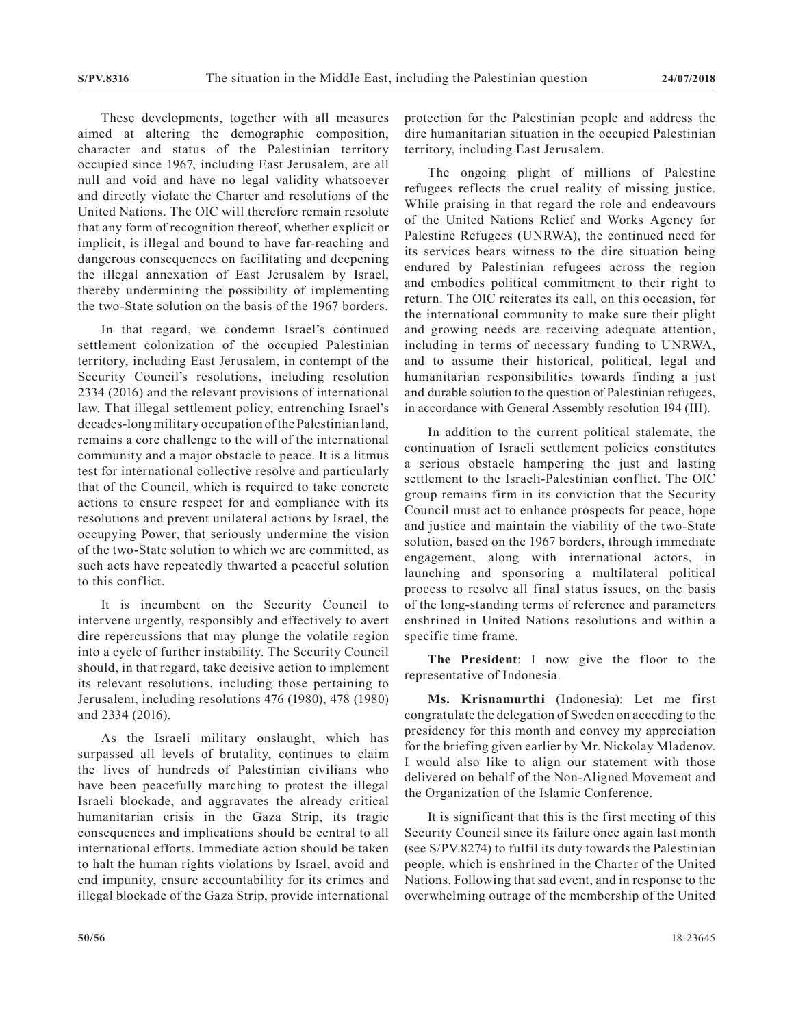These developments, together with all measures aimed at altering the demographic composition, character and status of the Palestinian territory occupied since 1967, including East Jerusalem, are all null and void and have no legal validity whatsoever and directly violate the Charter and resolutions of the United Nations. The OIC will therefore remain resolute that any form of recognition thereof, whether explicit or implicit, is illegal and bound to have far-reaching and dangerous consequences on facilitating and deepening the illegal annexation of East Jerusalem by Israel, thereby undermining the possibility of implementing the two-State solution on the basis of the 1967 borders.

In that regard, we condemn Israel's continued settlement colonization of the occupied Palestinian territory, including East Jerusalem, in contempt of the Security Council's resolutions, including resolution 2334 (2016) and the relevant provisions of international law. That illegal settlement policy, entrenching Israel's decades-long military occupation of the Palestinian land, remains a core challenge to the will of the international community and a major obstacle to peace. It is a litmus test for international collective resolve and particularly that of the Council, which is required to take concrete actions to ensure respect for and compliance with its resolutions and prevent unilateral actions by Israel, the occupying Power, that seriously undermine the vision of the two-State solution to which we are committed, as such acts have repeatedly thwarted a peaceful solution to this conflict.

It is incumbent on the Security Council to intervene urgently, responsibly and effectively to avert dire repercussions that may plunge the volatile region into a cycle of further instability. The Security Council should, in that regard, take decisive action to implement its relevant resolutions, including those pertaining to Jerusalem, including resolutions 476 (1980), 478 (1980) and 2334 (2016).

As the Israeli military onslaught, which has surpassed all levels of brutality, continues to claim the lives of hundreds of Palestinian civilians who have been peacefully marching to protest the illegal Israeli blockade, and aggravates the already critical humanitarian crisis in the Gaza Strip, its tragic consequences and implications should be central to all international efforts. Immediate action should be taken to halt the human rights violations by Israel, avoid and end impunity, ensure accountability for its crimes and illegal blockade of the Gaza Strip, provide international protection for the Palestinian people and address the dire humanitarian situation in the occupied Palestinian territory, including East Jerusalem.

The ongoing plight of millions of Palestine refugees reflects the cruel reality of missing justice. While praising in that regard the role and endeavours of the United Nations Relief and Works Agency for Palestine Refugees (UNRWA), the continued need for its services bears witness to the dire situation being endured by Palestinian refugees across the region and embodies political commitment to their right to return. The OIC reiterates its call, on this occasion, for the international community to make sure their plight and growing needs are receiving adequate attention, including in terms of necessary funding to UNRWA, and to assume their historical, political, legal and humanitarian responsibilities towards finding a just and durable solution to the question of Palestinian refugees, in accordance with General Assembly resolution 194 (III).

In addition to the current political stalemate, the continuation of Israeli settlement policies constitutes a serious obstacle hampering the just and lasting settlement to the Israeli-Palestinian conflict. The OIC group remains firm in its conviction that the Security Council must act to enhance prospects for peace, hope and justice and maintain the viability of the two-State solution, based on the 1967 borders, through immediate engagement, along with international actors, in launching and sponsoring a multilateral political process to resolve all final status issues, on the basis of the long-standing terms of reference and parameters enshrined in United Nations resolutions and within a specific time frame.

**The President**: I now give the floor to the representative of Indonesia.

**Ms. Krisnamurthi** (Indonesia): Let me first congratulate the delegation of Sweden on acceding to the presidency for this month and convey my appreciation for the briefing given earlier by Mr. Nickolay Mladenov. I would also like to align our statement with those delivered on behalf of the Non-Aligned Movement and the Organization of the Islamic Conference.

It is significant that this is the first meeting of this Security Council since its failure once again last month (see S/PV.8274) to fulfil its duty towards the Palestinian people, which is enshrined in the Charter of the United Nations. Following that sad event, and in response to the overwhelming outrage of the membership of the United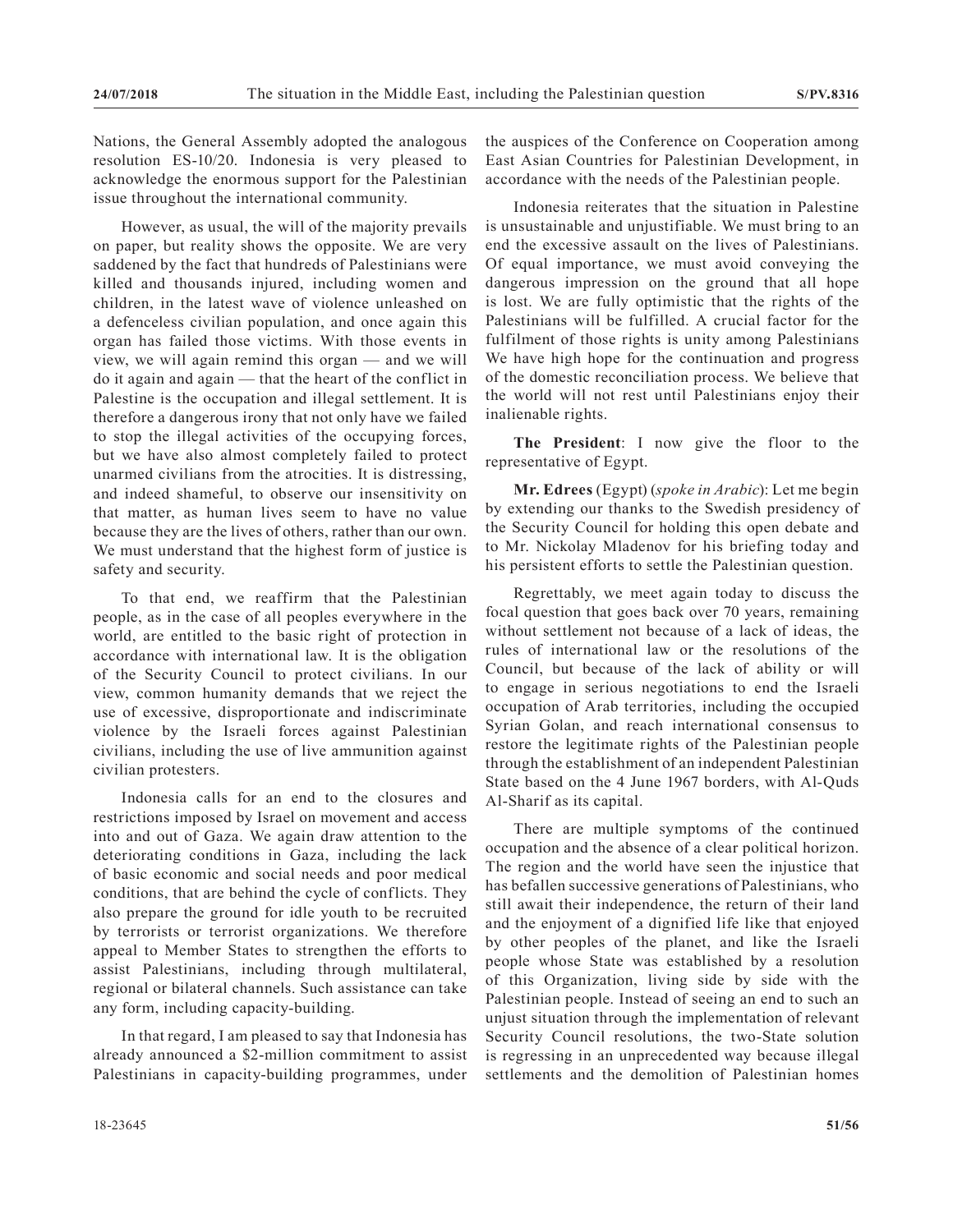Nations, the General Assembly adopted the analogous resolution ES-10/20. Indonesia is very pleased to acknowledge the enormous support for the Palestinian issue throughout the international community.

However, as usual, the will of the majority prevails on paper, but reality shows the opposite. We are very saddened by the fact that hundreds of Palestinians were killed and thousands injured, including women and children, in the latest wave of violence unleashed on a defenceless civilian population, and once again this organ has failed those victims. With those events in view, we will again remind this organ — and we will do it again and again — that the heart of the conflict in Palestine is the occupation and illegal settlement. It is therefore a dangerous irony that not only have we failed to stop the illegal activities of the occupying forces, but we have also almost completely failed to protect unarmed civilians from the atrocities. It is distressing, and indeed shameful, to observe our insensitivity on that matter, as human lives seem to have no value because they are the lives of others, rather than our own. We must understand that the highest form of justice is safety and security.

To that end, we reaffirm that the Palestinian people, as in the case of all peoples everywhere in the world, are entitled to the basic right of protection in accordance with international law. It is the obligation of the Security Council to protect civilians. In our view, common humanity demands that we reject the use of excessive, disproportionate and indiscriminate violence by the Israeli forces against Palestinian civilians, including the use of live ammunition against civilian protesters.

Indonesia calls for an end to the closures and restrictions imposed by Israel on movement and access into and out of Gaza. We again draw attention to the deteriorating conditions in Gaza, including the lack of basic economic and social needs and poor medical conditions, that are behind the cycle of conflicts. They also prepare the ground for idle youth to be recruited by terrorists or terrorist organizations. We therefore appeal to Member States to strengthen the efforts to assist Palestinians, including through multilateral, regional or bilateral channels. Such assistance can take any form, including capacity-building.

In that regard, I am pleased to say that Indonesia has already announced a $2-million commitment to assist Palestinians in capacity-building programmes, under the auspices of the Conference on Cooperation among East Asian Countries for Palestinian Development, in accordance with the needs of the Palestinian people.

Indonesia reiterates that the situation in Palestine is unsustainable and unjustifiable. We must bring to an end the excessive assault on the lives of Palestinians. Of equal importance, we must avoid conveying the dangerous impression on the ground that all hope is lost. We are fully optimistic that the rights of the Palestinians will be fulfilled. A crucial factor for the fulfilment of those rights is unity among Palestinians We have high hope for the continuation and progress of the domestic reconciliation process. We believe that the world will not rest until Palestinians enjoy their inalienable rights.

**The President**: I now give the floor to the representative of Egypt.

**Mr. Edrees** (Egypt) (*spoke in Arabic*): Let me begin by extending our thanks to the Swedish presidency of the Security Council for holding this open debate and to Mr. Nickolay Mladenov for his briefing today and his persistent efforts to settle the Palestinian question.

Regrettably, we meet again today to discuss the focal question that goes back over 70 years, remaining without settlement not because of a lack of ideas, the rules of international law or the resolutions of the Council, but because of the lack of ability or will to engage in serious negotiations to end the Israeli occupation of Arab territories, including the occupied Syrian Golan, and reach international consensus to restore the legitimate rights of the Palestinian people through the establishment of an independent Palestinian State based on the 4 June 1967 borders, with Al-Quds Al-Sharif as its capital.

There are multiple symptoms of the continued occupation and the absence of a clear political horizon. The region and the world have seen the injustice that has befallen successive generations of Palestinians, who still await their independence, the return of their land and the enjoyment of a dignified life like that enjoyed by other peoples of the planet, and like the Israeli people whose State was established by a resolution of this Organization, living side by side with the Palestinian people. Instead of seeing an end to such an unjust situation through the implementation of relevant Security Council resolutions, the two-State solution is regressing in an unprecedented way because illegal settlements and the demolition of Palestinian homes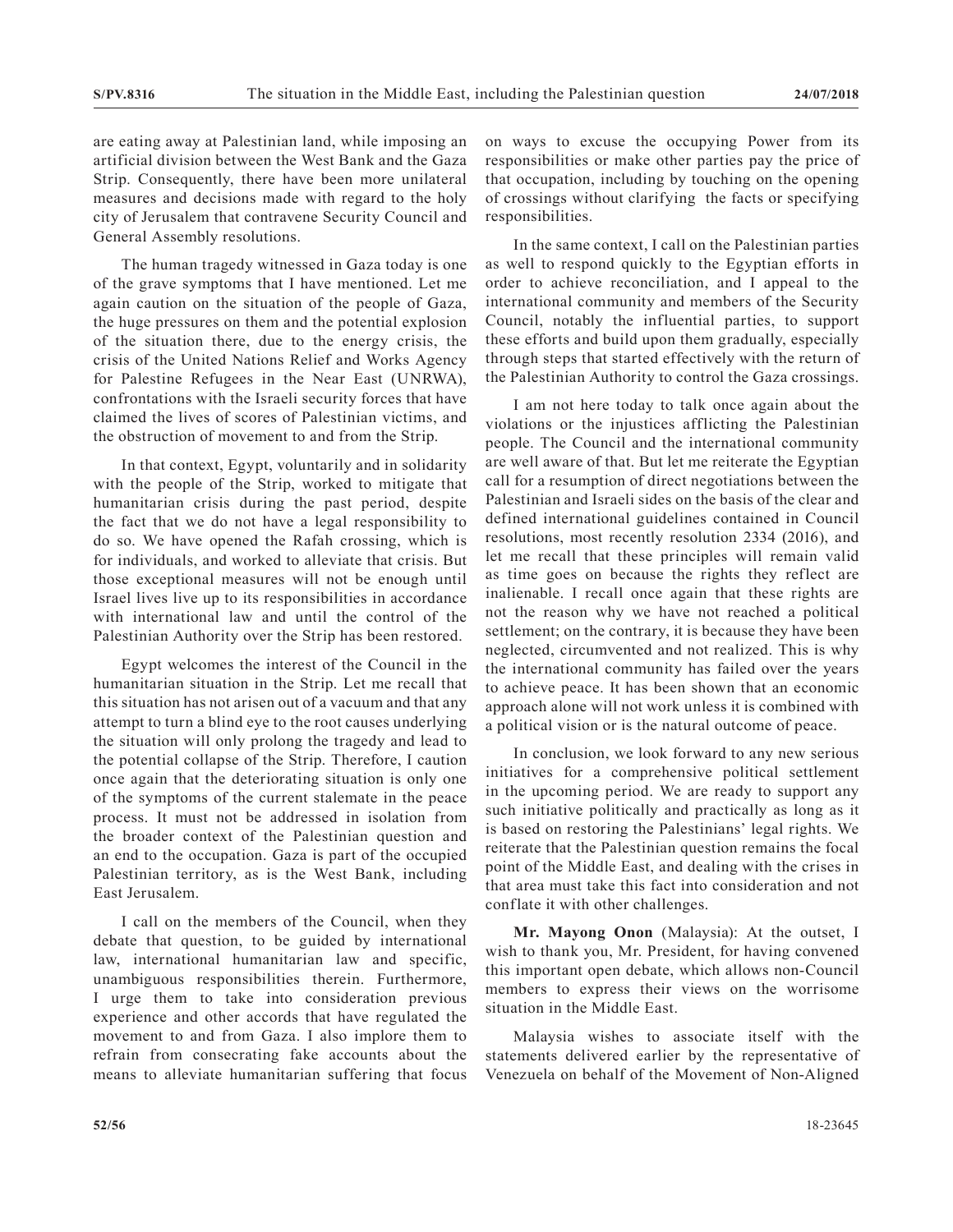are eating away at Palestinian land, while imposing an artificial division between the West Bank and the Gaza Strip. Consequently, there have been more unilateral measures and decisions made with regard to the holy city of Jerusalem that contravene Security Council and General Assembly resolutions.

The human tragedy witnessed in Gaza today is one of the grave symptoms that I have mentioned. Let me again caution on the situation of the people of Gaza, the huge pressures on them and the potential explosion of the situation there, due to the energy crisis, the crisis of the United Nations Relief and Works Agency for Palestine Refugees in the Near East (UNRWA), confrontations with the Israeli security forces that have claimed the lives of scores of Palestinian victims, and the obstruction of movement to and from the Strip.

In that context, Egypt, voluntarily and in solidarity with the people of the Strip, worked to mitigate that humanitarian crisis during the past period, despite the fact that we do not have a legal responsibility to do so. We have opened the Rafah crossing, which is for individuals, and worked to alleviate that crisis. But those exceptional measures will not be enough until Israel lives live up to its responsibilities in accordance with international law and until the control of the Palestinian Authority over the Strip has been restored.

Egypt welcomes the interest of the Council in the humanitarian situation in the Strip. Let me recall that this situation has not arisen out of a vacuum and that any attempt to turn a blind eye to the root causes underlying the situation will only prolong the tragedy and lead to the potential collapse of the Strip. Therefore, I caution once again that the deteriorating situation is only one of the symptoms of the current stalemate in the peace process. It must not be addressed in isolation from the broader context of the Palestinian question and an end to the occupation. Gaza is part of the occupied Palestinian territory, as is the West Bank, including East Jerusalem.

I call on the members of the Council, when they debate that question, to be guided by international law, international humanitarian law and specific, unambiguous responsibilities therein. Furthermore, I urge them to take into consideration previous experience and other accords that have regulated the movement to and from Gaza. I also implore them to refrain from consecrating fake accounts about the means to alleviate humanitarian suffering that focus on ways to excuse the occupying Power from its responsibilities or make other parties pay the price of that occupation, including by touching on the opening of crossings without clarifying the facts or specifying responsibilities.

In the same context, I call on the Palestinian parties as well to respond quickly to the Egyptian efforts in order to achieve reconciliation, and I appeal to the international community and members of the Security Council, notably the influential parties, to support these efforts and build upon them gradually, especially through steps that started effectively with the return of the Palestinian Authority to control the Gaza crossings.

I am not here today to talk once again about the violations or the injustices afflicting the Palestinian people. The Council and the international community are well aware of that. But let me reiterate the Egyptian call for a resumption of direct negotiations between the Palestinian and Israeli sides on the basis of the clear and defined international guidelines contained in Council resolutions, most recently resolution 2334 (2016), and let me recall that these principles will remain valid as time goes on because the rights they reflect are inalienable. I recall once again that these rights are not the reason why we have not reached a political settlement; on the contrary, it is because they have been neglected, circumvented and not realized. This is why the international community has failed over the years to achieve peace. It has been shown that an economic approach alone will not work unless it is combined with a political vision or is the natural outcome of peace.

In conclusion, we look forward to any new serious initiatives for a comprehensive political settlement in the upcoming period. We are ready to support any such initiative politically and practically as long as it is based on restoring the Palestinians' legal rights. We reiterate that the Palestinian question remains the focal point of the Middle East, and dealing with the crises in that area must take this fact into consideration and not conflate it with other challenges.

**Mr. Mayong Onon** (Malaysia): At the outset, I wish to thank you, Mr. President, for having convened this important open debate, which allows non-Council members to express their views on the worrisome situation in the Middle East.

Malaysia wishes to associate itself with the statements delivered earlier by the representative of Venezuela on behalf of the Movement of Non-Aligned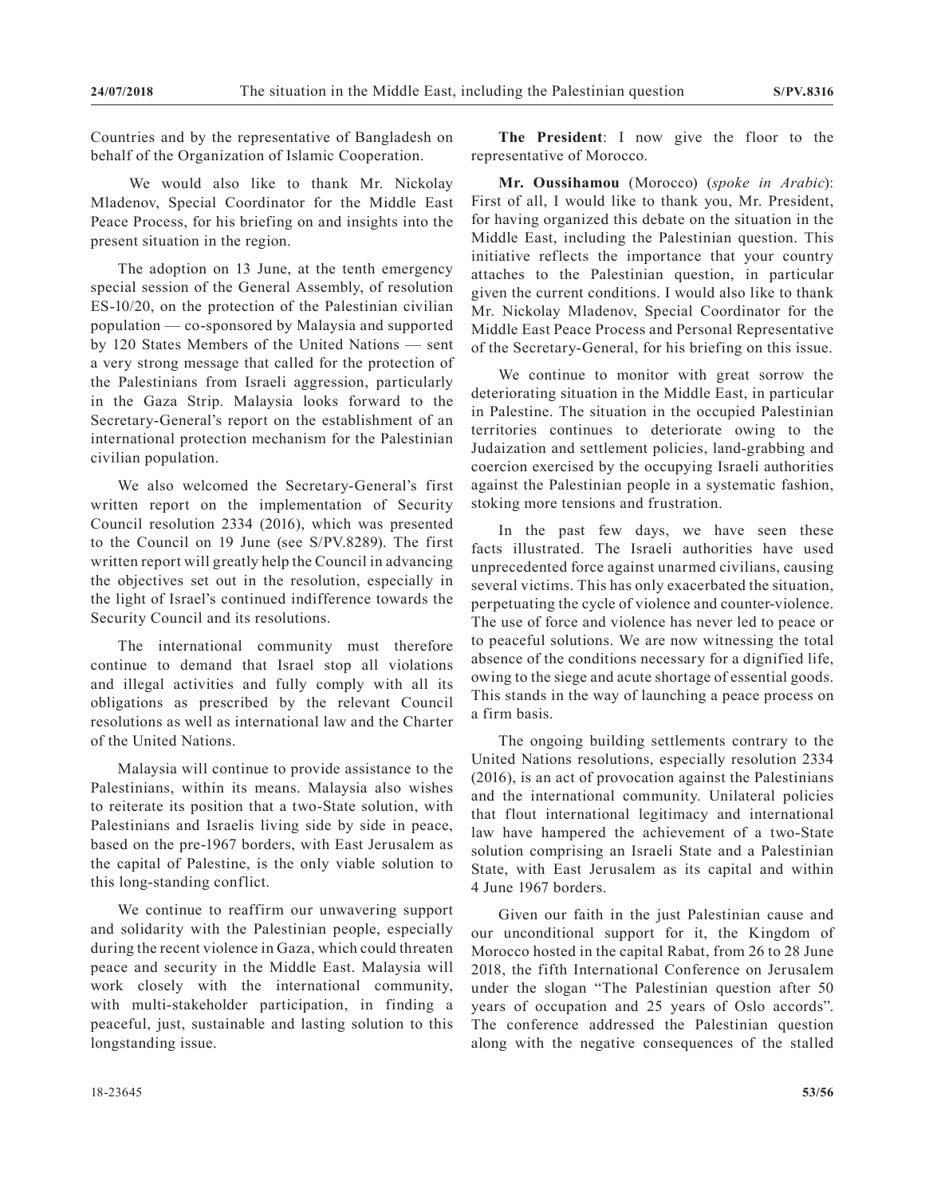Countries and by the representative of Bangladesh on behalf of the Organization of Islamic Cooperation.

We would also like to thank Mr. Nickolay Mladenov, Special Coordinator for the Middle East Peace Process, for his briefing on and insights into the present situation in the region.

The adoption on 13 June, at the tenth emergency special session of the General Assembly, of resolution ES-10/20, on the protection of the Palestinian civilian population — co-sponsored by Malaysia and supported by 120 States Members of the United Nations — sent a very strong message that called for the protection of the Palestinians from Israeli aggression, particularly in the Gaza Strip. Malaysia looks forward to the Secretary-General's report on the establishment of an international protection mechanism for the Palestinian civilian population.

We also welcomed the Secretary-General's first written report on the implementation of Security Council resolution 2334 (2016), which was presented to the Council on 19 June (see S/PV.8289). The first written report will greatly help the Council in advancing the objectives set out in the resolution, especially in the light of Israel's continued indifference towards the Security Council and its resolutions.

The international community must therefore continue to demand that Israel stop all violations and illegal activities and fully comply with all its obligations as prescribed by the relevant Council resolutions as well as international law and the Charter of the United Nations.

Malaysia will continue to provide assistance to the Palestinians, within its means. Malaysia also wishes to reiterate its position that a two-State solution, with Palestinians and Israelis living side by side in peace, based on the pre-1967 borders, with East Jerusalem as the capital of Palestine, is the only viable solution to this long-standing conflict.

We continue to reaffirm our unwavering support and solidarity with the Palestinian people, especially during the recent violence in Gaza, which could threaten peace and security in the Middle East. Malaysia will work closely with the international community, with multi-stakeholder participation, in finding a peaceful, just, sustainable and lasting solution to this longstanding issue.

**The President**: I now give the floor to the representative of Morocco.

**Mr. Oussihamou** (Morocco) (*spoke in Arabic*): First of all, I would like to thank you, Mr. President, for having organized this debate on the situation in the Middle East, including the Palestinian question. This initiative reflects the importance that your country attaches to the Palestinian question, in particular given the current conditions. I would also like to thank Mr. Nickolay Mladenov, Special Coordinator for the Middle East Peace Process and Personal Representative of the Secretary-General, for his briefing on this issue.

We continue to monitor with great sorrow the deteriorating situation in the Middle East, in particular in Palestine. The situation in the occupied Palestinian territories continues to deteriorate owing to the Judaization and settlement policies, land-grabbing and coercion exercised by the occupying Israeli authorities against the Palestinian people in a systematic fashion, stoking more tensions and frustration.

In the past few days, we have seen these facts illustrated. The Israeli authorities have used unprecedented force against unarmed civilians, causing several victims. This has only exacerbated the situation, perpetuating the cycle of violence and counter-violence. The use of force and violence has never led to peace or to peaceful solutions. We are now witnessing the total absence of the conditions necessary for a dignified life, owing to the siege and acute shortage of essential goods. This stands in the way of launching a peace process on a firm basis.

The ongoing building settlements contrary to the United Nations resolutions, especially resolution 2334 (2016), is an act of provocation against the Palestinians and the international community. Unilateral policies that flout international legitimacy and international law have hampered the achievement of a two-State solution comprising an Israeli State and a Palestinian State, with East Jerusalem as its capital and within 4 June 1967 borders.

Given our faith in the just Palestinian cause and our unconditional support for it, the Kingdom of Morocco hosted in the capital Rabat, from 26 to 28 June 2018, the fifth International Conference on Jerusalem under the slogan "The Palestinian question after 50 years of occupation and 25 years of Oslo accords". The conference addressed the Palestinian question along with the negative consequences of the stalled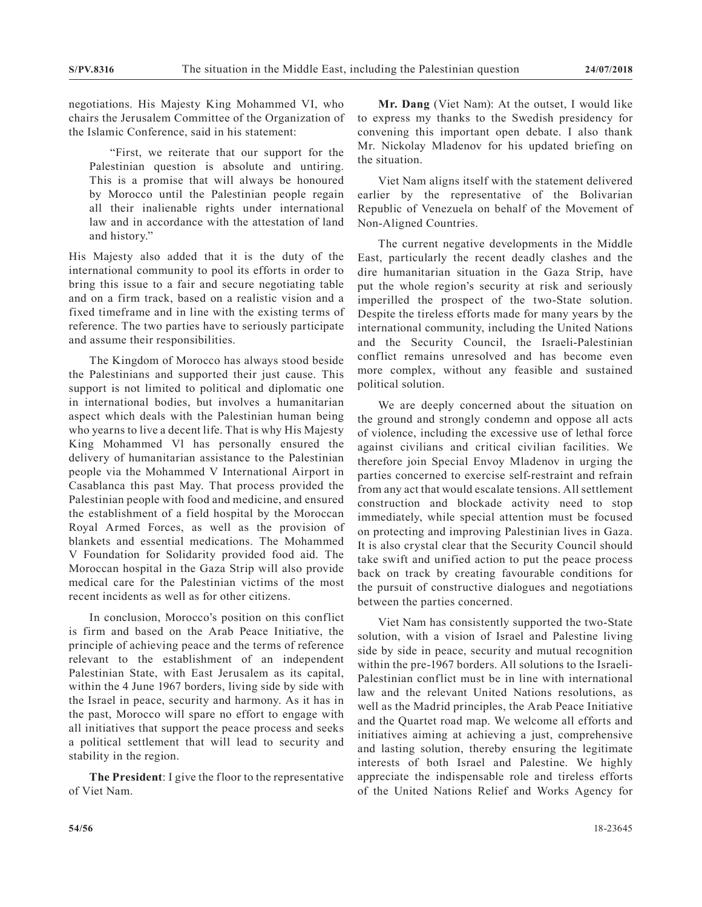negotiations. His Majesty King Mohammed VI, who chairs the Jerusalem Committee of the Organization of the Islamic Conference, said in his statement:

> "First, we reiterate that our support for the Palestinian question is absolute and untiring. This is a promise that will always be honoured by Morocco until the Palestinian people regain all their inalienable rights under international law and in accordance with the attestation of land and history."

His Majesty also added that it is the duty of the international community to pool its efforts in order to bring this issue to a fair and secure negotiating table and on a firm track, based on a realistic vision and a fixed timeframe and in line with the existing terms of reference. The two parties have to seriously participate and assume their responsibilities.

The Kingdom of Morocco has always stood beside the Palestinians and supported their just cause. This support is not limited to political and diplomatic one in international bodies, but involves a humanitarian aspect which deals with the Palestinian human being who yearns to live a decent life. That is why His Majesty King Mohammed Vl has personally ensured the delivery of humanitarian assistance to the Palestinian people via the Mohammed V International Airport in Casablanca this past May. That process provided the Palestinian people with food and medicine, and ensured the establishment of a field hospital by the Moroccan Royal Armed Forces, as well as the provision of blankets and essential medications. The Mohammed V Foundation for Solidarity provided food aid. The Moroccan hospital in the Gaza Strip will also provide medical care for the Palestinian victims of the most recent incidents as well as for other citizens.

In conclusion, Morocco's position on this conflict is firm and based on the Arab Peace Initiative, the principle of achieving peace and the terms of reference relevant to the establishment of an independent Palestinian State, with East Jerusalem as its capital, within the 4 June 1967 borders, living side by side with the Israel in peace, security and harmony. As it has in the past, Morocco will spare no effort to engage with all initiatives that support the peace process and seeks a political settlement that will lead to security and stability in the region.

**The President**: I give the floor to the representative of Viet Nam.

**Mr. Dang** (Viet Nam): At the outset, I would like to express my thanks to the Swedish presidency for convening this important open debate. I also thank Mr. Nickolay Mladenov for his updated briefing on the situation.

Viet Nam aligns itself with the statement delivered earlier by the representative of the Bolivarian Republic of Venezuela on behalf of the Movement of Non-Aligned Countries.

The current negative developments in the Middle East, particularly the recent deadly clashes and the dire humanitarian situation in the Gaza Strip, have put the whole region's security at risk and seriously imperilled the prospect of the two-State solution. Despite the tireless efforts made for many years by the international community, including the United Nations and the Security Council, the Israeli-Palestinian conflict remains unresolved and has become even more complex, without any feasible and sustained political solution.

We are deeply concerned about the situation on the ground and strongly condemn and oppose all acts of violence, including the excessive use of lethal force against civilians and critical civilian facilities. We therefore join Special Envoy Mladenov in urging the parties concerned to exercise self-restraint and refrain from any act that would escalate tensions. All settlement construction and blockade activity need to stop immediately, while special attention must be focused on protecting and improving Palestinian lives in Gaza. It is also crystal clear that the Security Council should take swift and unified action to put the peace process back on track by creating favourable conditions for the pursuit of constructive dialogues and negotiations between the parties concerned.

Viet Nam has consistently supported the two-State solution, with a vision of Israel and Palestine living side by side in peace, security and mutual recognition within the pre-1967 borders. All solutions to the Israeli-Palestinian conflict must be in line with international law and the relevant United Nations resolutions, as well as the Madrid principles, the Arab Peace Initiative and the Quartet road map. We welcome all efforts and initiatives aiming at achieving a just, comprehensive and lasting solution, thereby ensuring the legitimate interests of both Israel and Palestine. We highly appreciate the indispensable role and tireless efforts of the United Nations Relief and Works Agency for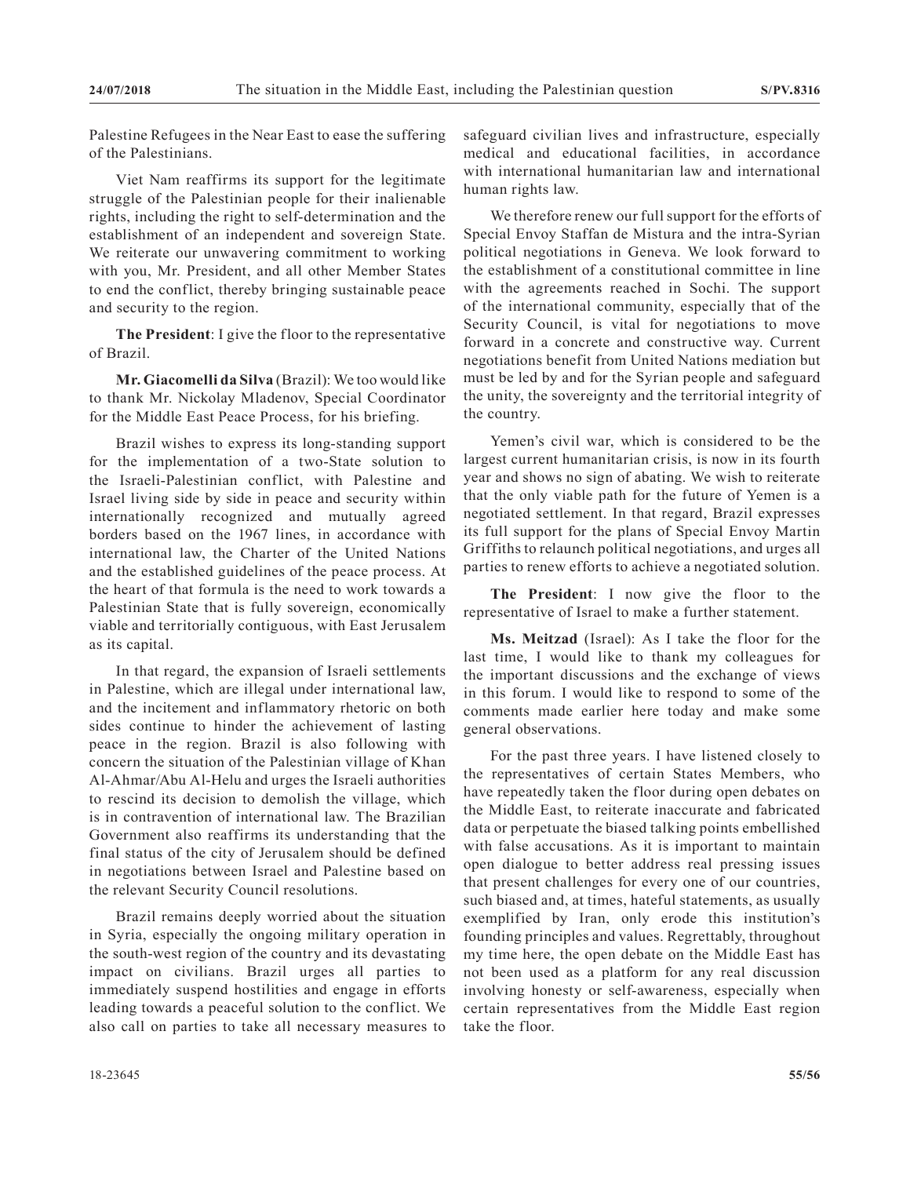Palestine Refugees in the Near East to ease the suffering of the Palestinians.

Viet Nam reaffirms its support for the legitimate struggle of the Palestinian people for their inalienable rights, including the right to self-determination and the establishment of an independent and sovereign State. We reiterate our unwavering commitment to working with you, Mr. President, and all other Member States to end the conflict, thereby bringing sustainable peace and security to the region.

**The President**: I give the floor to the representative of Brazil.

**Mr. Giacomelli da Silva** (Brazil): We too would like to thank Mr. Nickolay Mladenov, Special Coordinator for the Middle East Peace Process, for his briefing.

Brazil wishes to express its long-standing support for the implementation of a two-State solution to the Israeli-Palestinian conflict, with Palestine and Israel living side by side in peace and security within internationally recognized and mutually agreed borders based on the 1967 lines, in accordance with international law, the Charter of the United Nations and the established guidelines of the peace process. At the heart of that formula is the need to work towards a Palestinian State that is fully sovereign, economically viable and territorially contiguous, with East Jerusalem as its capital.

In that regard, the expansion of Israeli settlements in Palestine, which are illegal under international law, and the incitement and inflammatory rhetoric on both sides continue to hinder the achievement of lasting peace in the region. Brazil is also following with concern the situation of the Palestinian village of Khan Al-Ahmar/Abu Al-Helu and urges the Israeli authorities to rescind its decision to demolish the village, which is in contravention of international law. The Brazilian Government also reaffirms its understanding that the final status of the city of Jerusalem should be defined in negotiations between Israel and Palestine based on the relevant Security Council resolutions.

Brazil remains deeply worried about the situation in Syria, especially the ongoing military operation in the south-west region of the country and its devastating impact on civilians. Brazil urges all parties to immediately suspend hostilities and engage in efforts leading towards a peaceful solution to the conflict. We also call on parties to take all necessary measures to safeguard civilian lives and infrastructure, especially medical and educational facilities, in accordance with international humanitarian law and international human rights law.

We therefore renew our full support for the efforts of Special Envoy Staffan de Mistura and the intra-Syrian political negotiations in Geneva. We look forward to the establishment of a constitutional committee in line with the agreements reached in Sochi. The support of the international community, especially that of the Security Council, is vital for negotiations to move forward in a concrete and constructive way. Current negotiations benefit from United Nations mediation but must be led by and for the Syrian people and safeguard the unity, the sovereignty and the territorial integrity of the country.

Yemen's civil war, which is considered to be the largest current humanitarian crisis, is now in its fourth year and shows no sign of abating. We wish to reiterate that the only viable path for the future of Yemen is a negotiated settlement. In that regard, Brazil expresses its full support for the plans of Special Envoy Martin Griffiths to relaunch political negotiations, and urges all parties to renew efforts to achieve a negotiated solution.

**The President**: I now give the floor to the representative of Israel to make a further statement.

**Ms. Meitzad** (Israel): As I take the floor for the last time, I would like to thank my colleagues for the important discussions and the exchange of views in this forum. I would like to respond to some of the comments made earlier here today and make some general observations.

For the past three years. I have listened closely to the representatives of certain States Members, who have repeatedly taken the floor during open debates on the Middle East, to reiterate inaccurate and fabricated data or perpetuate the biased talking points embellished with false accusations. As it is important to maintain open dialogue to better address real pressing issues that present challenges for every one of our countries, such biased and, at times, hateful statements, as usually exemplified by Iran, only erode this institution's founding principles and values. Regrettably, throughout my time here, the open debate on the Middle East has not been used as a platform for any real discussion involving honesty or self-awareness, especially when certain representatives from the Middle East region take the floor.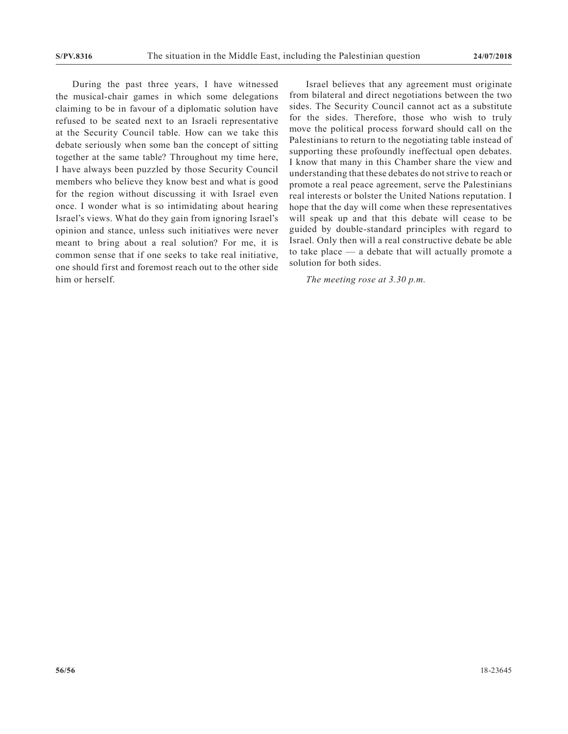During the past three years, I have witnessed the musical-chair games in which some delegations claiming to be in favour of a diplomatic solution have refused to be seated next to an Israeli representative at the Security Council table. How can we take this debate seriously when some ban the concept of sitting together at the same table? Throughout my time here, I have always been puzzled by those Security Council members who believe they know best and what is good for the region without discussing it with Israel even once. I wonder what is so intimidating about hearing Israel's views. What do they gain from ignoring Israel's opinion and stance, unless such initiatives were never meant to bring about a real solution? For me, it is common sense that if one seeks to take real initiative, one should first and foremost reach out to the other side him or herself.

Israel believes that any agreement must originate from bilateral and direct negotiations between the two sides. The Security Council cannot act as a substitute for the sides. Therefore, those who wish to truly move the political process forward should call on the Palestinians to return to the negotiating table instead of supporting these profoundly ineffectual open debates. I know that many in this Chamber share the view and understanding that these debates do not strive to reach or promote a real peace agreement, serve the Palestinians real interests or bolster the United Nations reputation. I hope that the day will come when these representatives will speak up and that this debate will cease to be guided by double-standard principles with regard to Israel. Only then will a real constructive debate be able to take place — a debate that will actually promote a solution for both sides.

*The meeting rose at 3.30 p.m.*